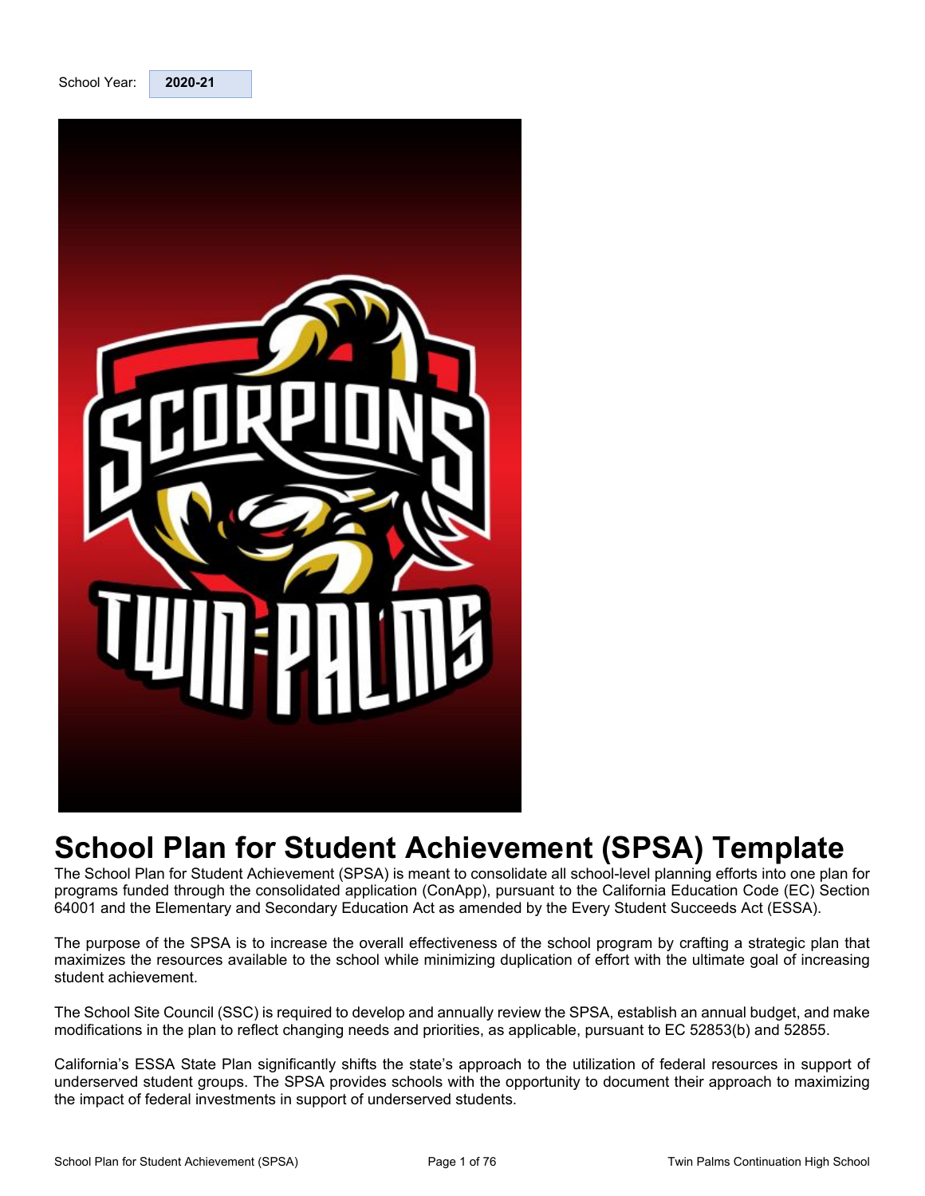School Year: **2020-21**

# School Plan for Student Achievement (SPSA) Template

The School Plan for Student Achievement (SPSA) is meant to consolidate all school-level planning efforts into one plan for programs funded through the consolidated application (ConApp), pursuant to the California Education Code (EC) Section 64001 and the Elementary and Secondary Education Act as amended by the Every Student Succeeds Act (ESSA).

The purpose of the SPSA is to increase the overall effectiveness of the school program by crafting a strategic plan that maximizes the resources available to the school while minimizing duplication of effort with the ultimate goal of increasing student achievement.

The School Site Council (SSC) is required to develop and annually review the SPSA, establish an annual budget, and make modifications in the plan to reflect changing needs and priorities, as applicable, pursuant to EC 52853(b) and 52855.

California's ESSA State Plan significantly shifts the state's approach to the utilization of federal resources in support of underserved student groups. The SPSA provides schools with the opportunity to document their approach to maximizing the impact of federal investments in support of underserved students.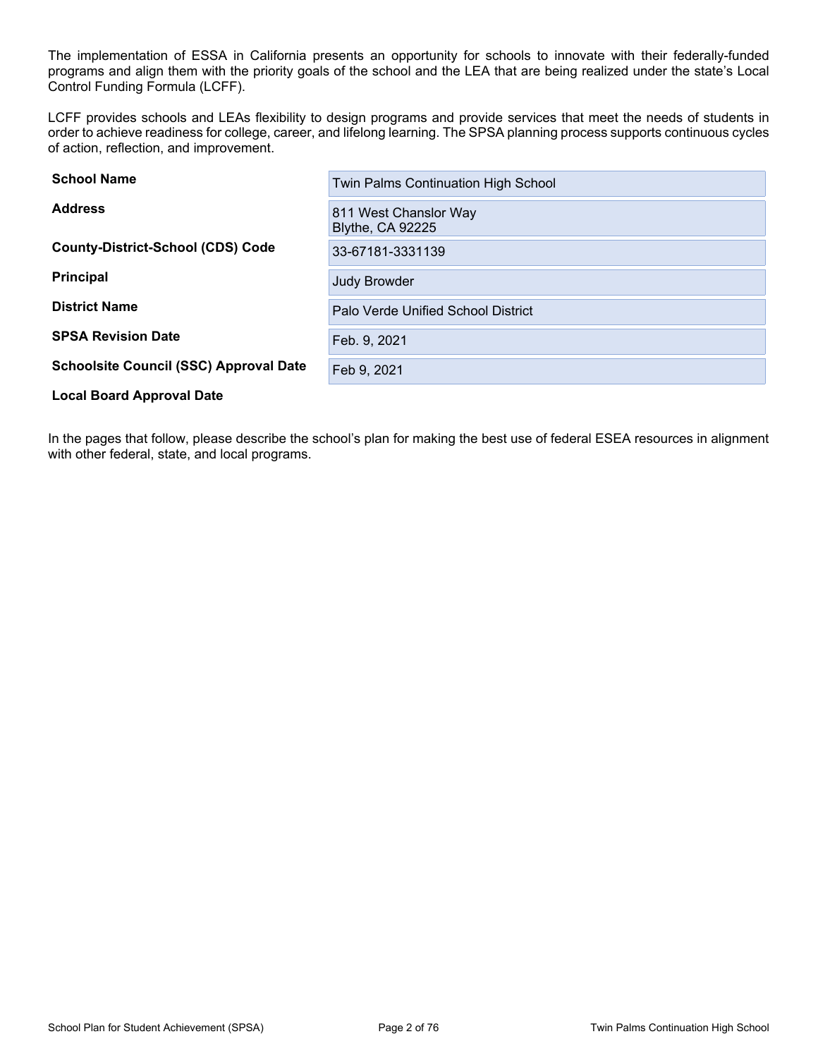The implementation of ESSA in California presents an opportunity for schools to innovate with their federally-funded programs and align them with the priority goals of the school and the LEA that are being realized under the state's Local Control Funding Formula (LCFF).

LCFF provides schools and LEAs flexibility to design programs and provide services that meet the needs of students in order to achieve readiness for college, career, and lifelong learning. The SPSA planning process supports continuous cycles of action, reflection, and improvement.

| | |
|---|---|
| **School Name** | Twin Palms Continuation High School |
| **Address** | 811 West Chanslor Way<br>Blythe, CA 92225 |
| **County-District-School (CDS) Code** | 33-67181-3331139 |
| **Principal** | Judy Browder |
| **District Name** | Palo Verde Unified School District |
| **SPSA Revision Date** | Feb. 9, 2021 |
| **Schoolsite Council (SSC) Approval Date** | Feb 9, 2021 |
| **Local Board Approval Date** | |

In the pages that follow, please describe the school's plan for making the best use of federal ESEA resources in alignment with other federal, state, and local programs.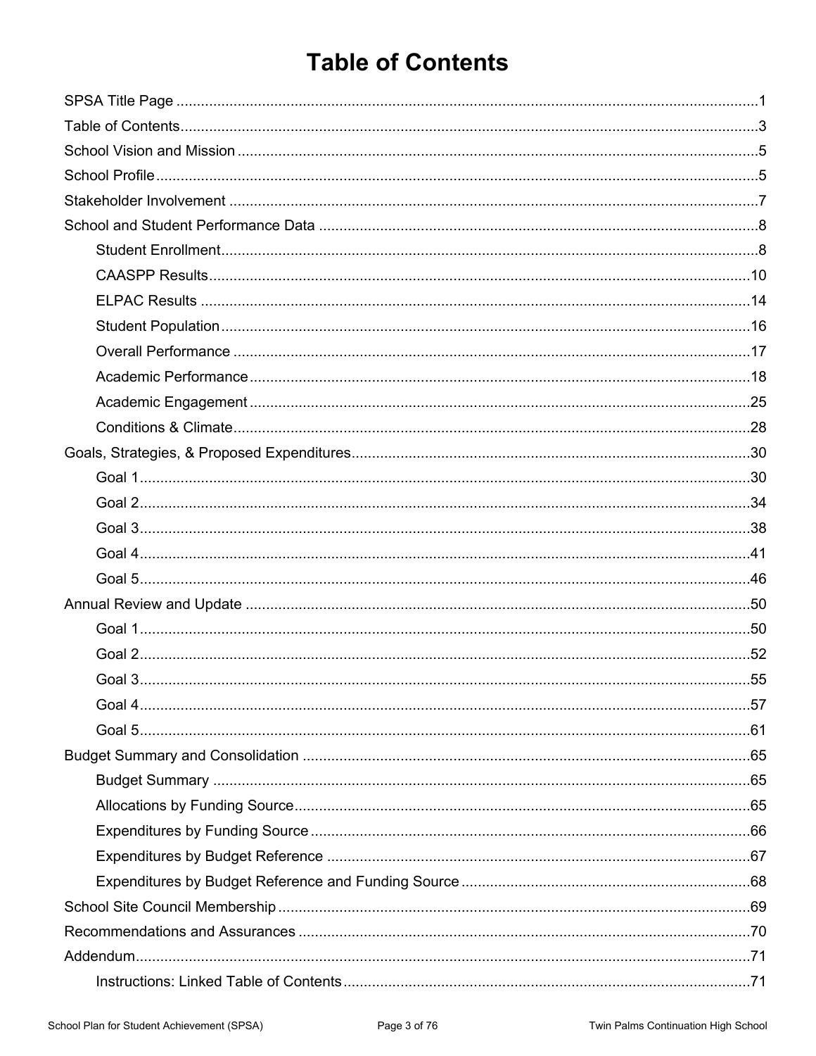# Table of Contents

SPSA Title Page ........................................................................................................................................1

Table of Contents........................................................................................................................................3

School Vision and Mission ..........................................................................................................................5

School Profile ..............................................................................................................................................5

Stakeholder Involvement ............................................................................................................................7

School and Student Performance Data .......................................................................................................8

- Student Enrollment..............................................................................................................................8
- CAASPP Results..................................................................................................................................10
- ELPAC Results ....................................................................................................................................14
- Student Population..............................................................................................................................16
- Overall Performance ...........................................................................................................................17
- Academic Performance.......................................................................................................................18
- Academic Engagement .......................................................................................................................25
- Conditions & Climate...........................................................................................................................28

Goals, Strategies, & Proposed Expenditures.............................................................................................30

- Goal 1..................................................................................................................................................30
- Goal 2..................................................................................................................................................34
- Goal 3..................................................................................................................................................38
- Goal 4..................................................................................................................................................41
- Goal 5..................................................................................................................................................46

Annual Review and Update .......................................................................................................................50

- Goal 1..................................................................................................................................................50
- Goal 2..................................................................................................................................................52
- Goal 3..................................................................................................................................................55
- Goal 4..................................................................................................................................................57
- Goal 5..................................................................................................................................................61

Budget Summary and Consolidation .........................................................................................................65

- Budget Summary ................................................................................................................................65
- Allocations by Funding Source............................................................................................................65
- Expenditures by Funding Source ........................................................................................................66
- Expenditures by Budget Reference ....................................................................................................67
- Expenditures by Budget Reference and Funding Source ...................................................................68

School Site Council Membership ...............................................................................................................69

Recommendations and Assurances ..........................................................................................................70

Addendum..................................................................................................................................................71

- Instructions: Linked Table of Contents ................................................................................................71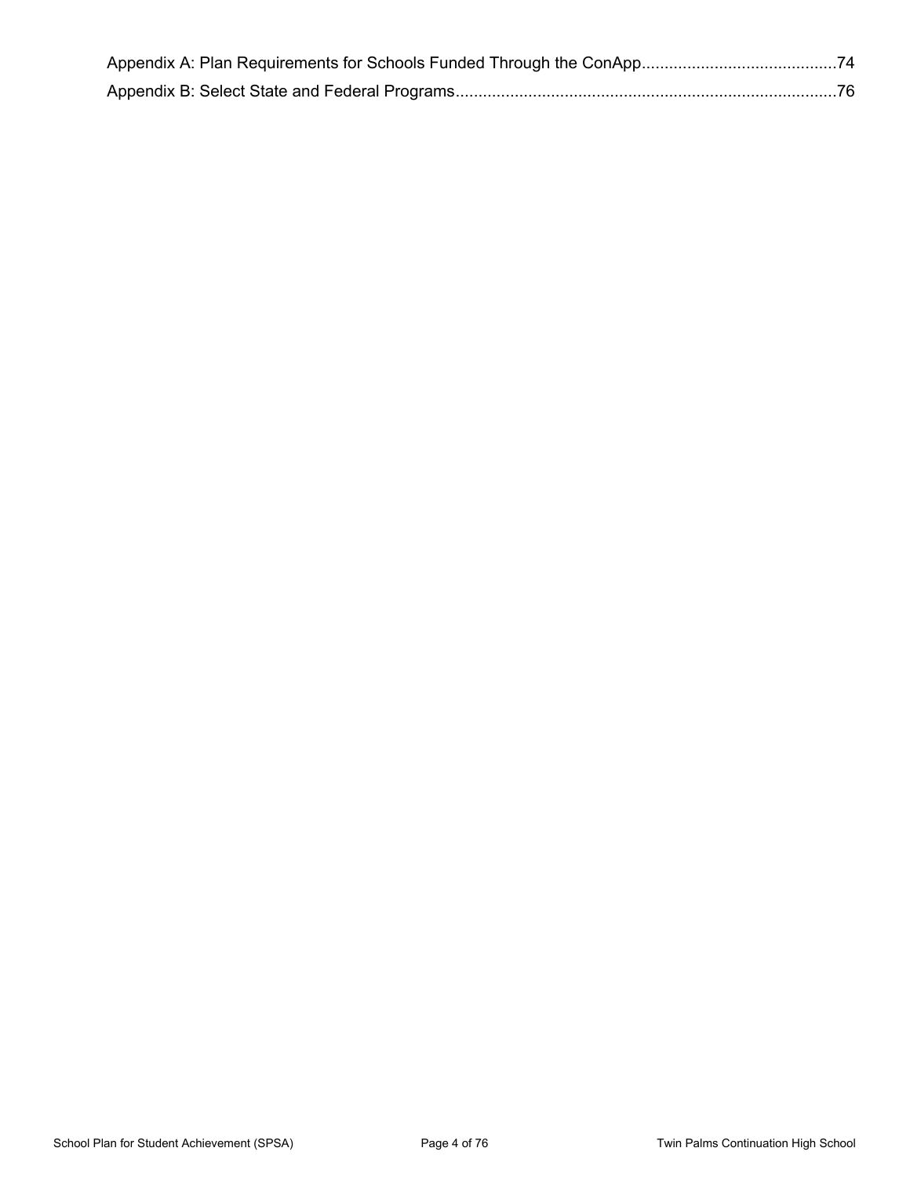Appendix A: Plan Requirements for Schools Funded Through the ConApp..........................................74

Appendix B: Select State and Federal Programs...................................................................................76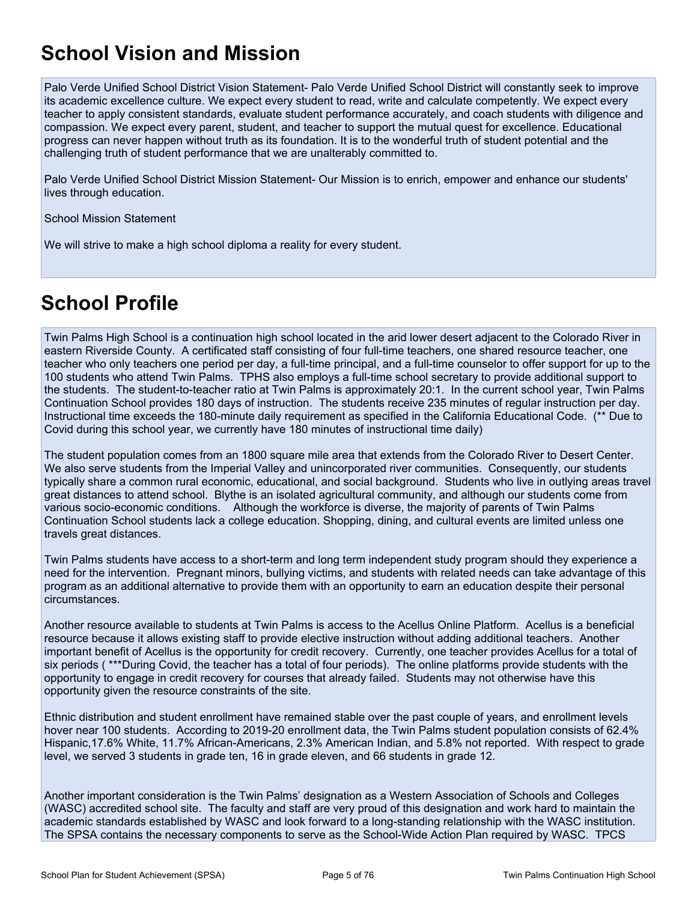# School Vision and Mission

Palo Verde Unified School District Vision Statement- Palo Verde Unified School District will constantly seek to improve its academic excellence culture. We expect every student to read, write and calculate competently. We expect every teacher to apply consistent standards, evaluate student performance accurately, and coach students with diligence and compassion. We expect every parent, student, and teacher to support the mutual quest for excellence. Educational progress can never happen without truth as its foundation. It is to the wonderful truth of student potential and the challenging truth of student performance that we are unalterably committed to.

Palo Verde Unified School District Mission Statement- Our Mission is to enrich, empower and enhance our students' lives through education.

School Mission Statement

We will strive to make a high school diploma a reality for every student.

# School Profile

Twin Palms High School is a continuation high school located in the arid lower desert adjacent to the Colorado River in eastern Riverside County. A certificated staff consisting of four full-time teachers, one shared resource teacher, one teacher who only teachers one period per day, a full-time principal, and a full-time counselor to offer support for up to the 100 students who attend Twin Palms. TPHS also employs a full-time school secretary to provide additional support to the students. The student-to-teacher ratio at Twin Palms is approximately 20:1. In the current school year, Twin Palms Continuation School provides 180 days of instruction. The students receive 235 minutes of regular instruction per day. Instructional time exceeds the 180-minute daily requirement as specified in the California Educational Code. (** Due to Covid during this school year, we currently have 180 minutes of instructional time daily)

The student population comes from an 1800 square mile area that extends from the Colorado River to Desert Center. We also serve students from the Imperial Valley and unincorporated river communities. Consequently, our students typically share a common rural economic, educational, and social background. Students who live in outlying areas travel great distances to attend school. Blythe is an isolated agricultural community, and although our students come from various socio-economic conditions. Although the workforce is diverse, the majority of parents of Twin Palms Continuation School students lack a college education. Shopping, dining, and cultural events are limited unless one travels great distances.

Twin Palms students have access to a short-term and long term independent study program should they experience a need for the intervention. Pregnant minors, bullying victims, and students with related needs can take advantage of this program as an additional alternative to provide them with an opportunity to earn an education despite their personal circumstances.

Another resource available to students at Twin Palms is access to the Acellus Online Platform. Acellus is a beneficial resource because it allows existing staff to provide elective instruction without adding additional teachers. Another important benefit of Acellus is the opportunity for credit recovery. Currently, one teacher provides Acellus for a total of six periods ( ***During Covid, the teacher has a total of four periods). The online platforms provide students with the opportunity to engage in credit recovery for courses that already failed. Students may not otherwise have this opportunity given the resource constraints of the site.

Ethnic distribution and student enrollment have remained stable over the past couple of years, and enrollment levels hover near 100 students. According to 2019-20 enrollment data, the Twin Palms student population consists of 62.4% Hispanic,17.6% White, 11.7% African-Americans, 2.3% American Indian, and 5.8% not reported. With respect to grade level, we served 3 students in grade ten, 16 in grade eleven, and 66 students in grade 12.

Another important consideration is the Twin Palms' designation as a Western Association of Schools and Colleges (WASC) accredited school site. The faculty and staff are very proud of this designation and work hard to maintain the academic standards established by WASC and look forward to a long-standing relationship with the WASC institution. The SPSA contains the necessary components to serve as the School-Wide Action Plan required by WASC. TPCS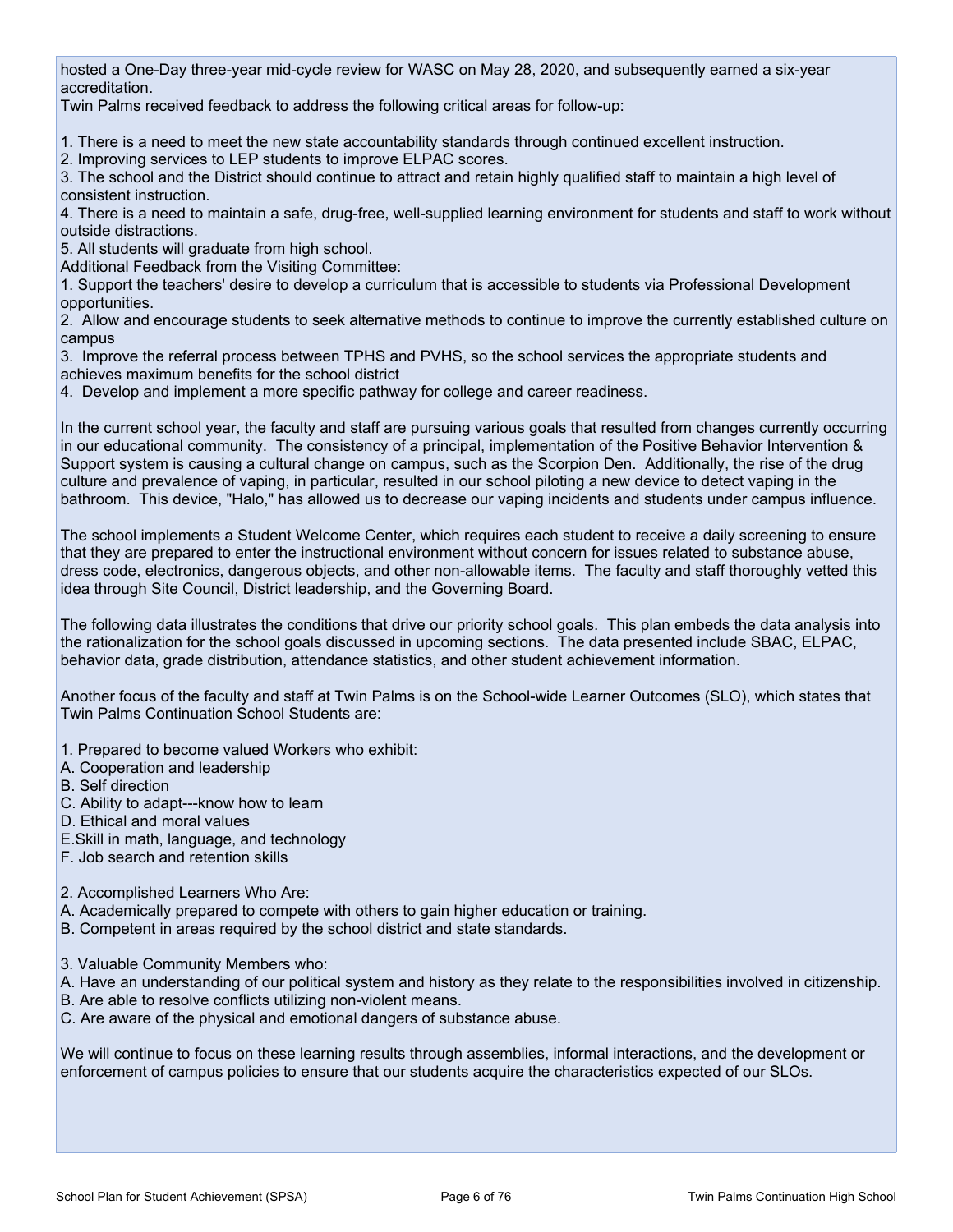hosted a One-Day three-year mid-cycle review for WASC on May 28, 2020, and subsequently earned a six-year accreditation.

Twin Palms received feedback to address the following critical areas for follow-up:

1. There is a need to meet the new state accountability standards through continued excellent instruction.
2. Improving services to LEP students to improve ELPAC scores.
3. The school and the District should continue to attract and retain highly qualified staff to maintain a high level of consistent instruction.
4. There is a need to maintain a safe, drug-free, well-supplied learning environment for students and staff to work without outside distractions.
5. All students will graduate from high school.

Additional Feedback from the Visiting Committee:

1. Support the teachers' desire to develop a curriculum that is accessible to students via Professional Development opportunities.
2. Allow and encourage students to seek alternative methods to continue to improve the currently established culture on campus
3. Improve the referral process between TPHS and PVHS, so the school services the appropriate students and achieves maximum benefits for the school district
4. Develop and implement a more specific pathway for college and career readiness.

In the current school year, the faculty and staff are pursuing various goals that resulted from changes currently occurring in our educational community. The consistency of a principal, implementation of the Positive Behavior Intervention & Support system is causing a cultural change on campus, such as the Scorpion Den. Additionally, the rise of the drug culture and prevalence of vaping, in particular, resulted in our school piloting a new device to detect vaping in the bathroom. This device, "Halo," has allowed us to decrease our vaping incidents and students under campus influence.

The school implements a Student Welcome Center, which requires each student to receive a daily screening to ensure that they are prepared to enter the instructional environment without concern for issues related to substance abuse, dress code, electronics, dangerous objects, and other non-allowable items. The faculty and staff thoroughly vetted this idea through Site Council, District leadership, and the Governing Board.

The following data illustrates the conditions that drive our priority school goals. This plan embeds the data analysis into the rationalization for the school goals discussed in upcoming sections. The data presented include SBAC, ELPAC, behavior data, grade distribution, attendance statistics, and other student achievement information.

Another focus of the faculty and staff at Twin Palms is on the School-wide Learner Outcomes (SLO), which states that Twin Palms Continuation School Students are:

1. Prepared to become valued Workers who exhibit:
A. Cooperation and leadership
B. Self direction
C. Ability to adapt---know how to learn
D. Ethical and moral values
E.Skill in math, language, and technology
F. Job search and retention skills

2. Accomplished Learners Who Are:
A. Academically prepared to compete with others to gain higher education or training.
B. Competent in areas required by the school district and state standards.

3. Valuable Community Members who:
A. Have an understanding of our political system and history as they relate to the responsibilities involved in citizenship.
B. Are able to resolve conflicts utilizing non-violent means.
C. Are aware of the physical and emotional dangers of substance abuse.

We will continue to focus on these learning results through assemblies, informal interactions, and the development or enforcement of campus policies to ensure that our students acquire the characteristics expected of our SLOs.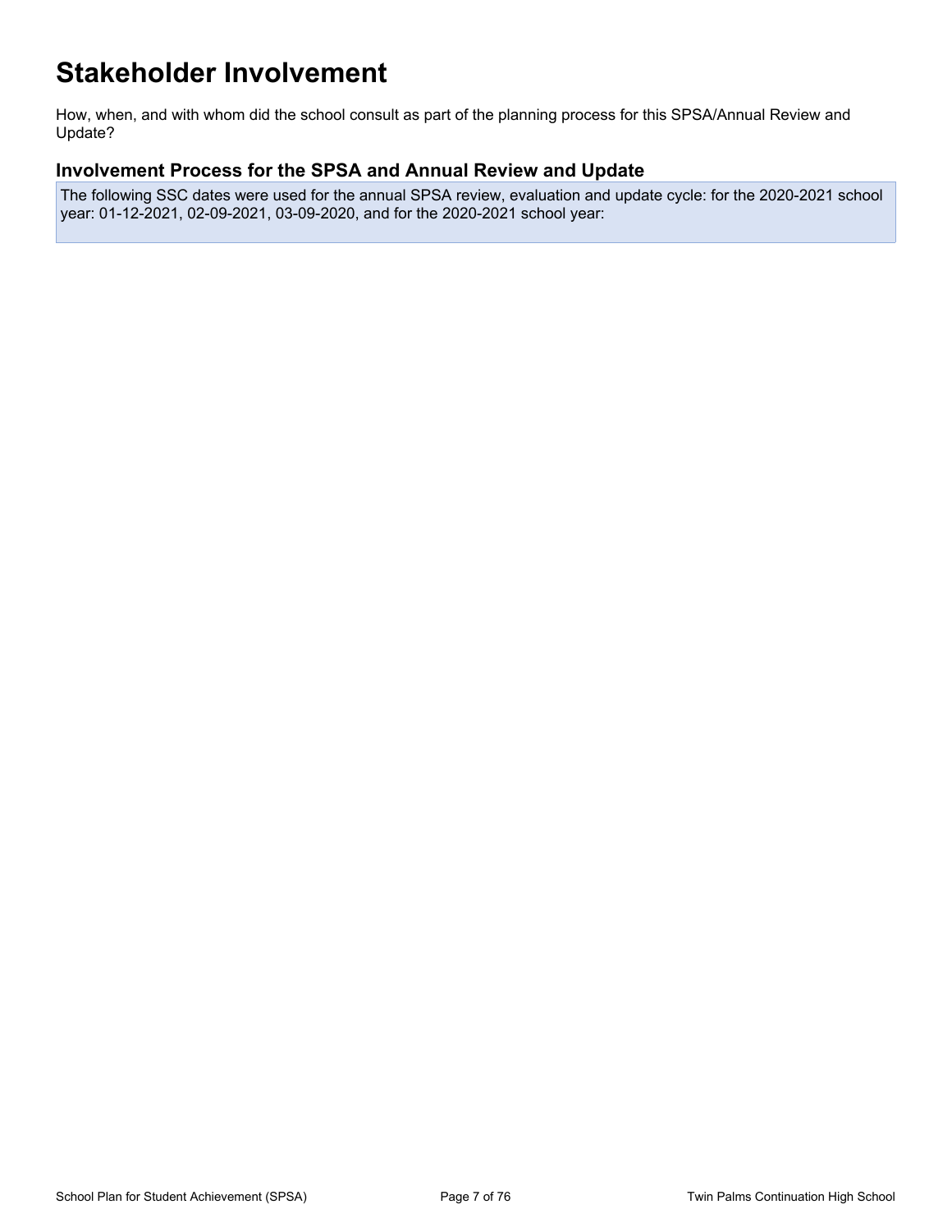# Stakeholder Involvement

How, when, and with whom did the school consult as part of the planning process for this SPSA/Annual Review and Update?

## Involvement Process for the SPSA and Annual Review and Update

The following SSC dates were used for the annual SPSA review, evaluation and update cycle: for the 2020-2021 school year: 01-12-2021, 02-09-2021, 03-09-2020, and for the 2020-2021 school year: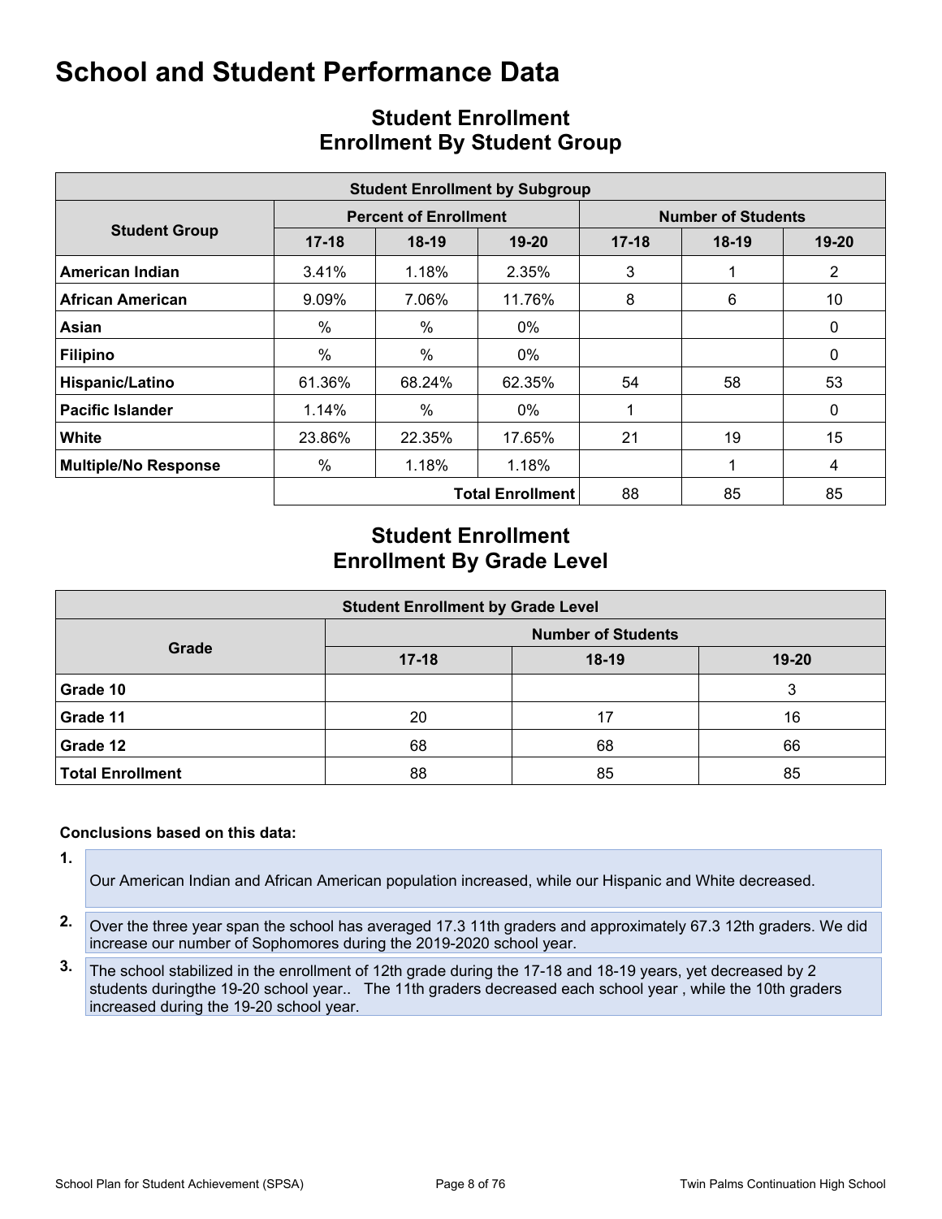# School and Student Performance Data

## Student Enrollment
## Enrollment By Student Group

| Student Enrollment by Subgroup | | | | | | |
|---|---|---|---|---|---|---|
| **Student Group** | **Percent of Enrollment** | | | **Number of Students** | | |
| | **17-18** | **18-19** | **19-20** | **17-18** | **18-19** | **19-20** |
| **American Indian** | 3.41% | 1.18% | 2.35% | 3 | 1 | 2 |
| **African American** | 9.09% | 7.06% | 11.76% | 8 | 6 | 10 |
| **Asian** | % | % | 0% | | | 0 |
| **Filipino** | % | % | 0% | | | 0 |
| **Hispanic/Latino** | 61.36% | 68.24% | 62.35% | 54 | 58 | 53 |
| **Pacific Islander** | 1.14% | % | 0% | 1 | | 0 |
| **White** | 23.86% | 22.35% | 17.65% | 21 | 19 | 15 |
| **Multiple/No Response** | % | 1.18% | 1.18% | | 1 | 4 |
| | | | **Total Enrollment** | 88 | 85 | 85 |

## Student Enrollment
## Enrollment By Grade Level

| Student Enrollment by Grade Level | | | |
|---|---|---|---|
| **Grade** | **Number of Students** | | |
| | **17-18** | **18-19** | **19-20** |
| **Grade 10** | | | 3 |
| **Grade 11** | 20 | 17 | 16 |
| **Grade 12** | 68 | 68 | 66 |
| **Total Enrollment** | 88 | 85 | 85 |

**Conclusions based on this data:**

1. Our American Indian and African American population increased, while our Hispanic and White decreased.

2. Over the three year span the school has averaged 17.3 11th graders and approximately 67.3 12th graders. We did increase our number of Sophomores during the 2019-2020 school year.

3. The school stabilized in the enrollment of 12th grade during the 17-18 and 18-19 years, yet decreased by 2 students duringthe 19-20 school year.. The 11th graders decreased each school year , while the 10th graders increased during the 19-20 school year.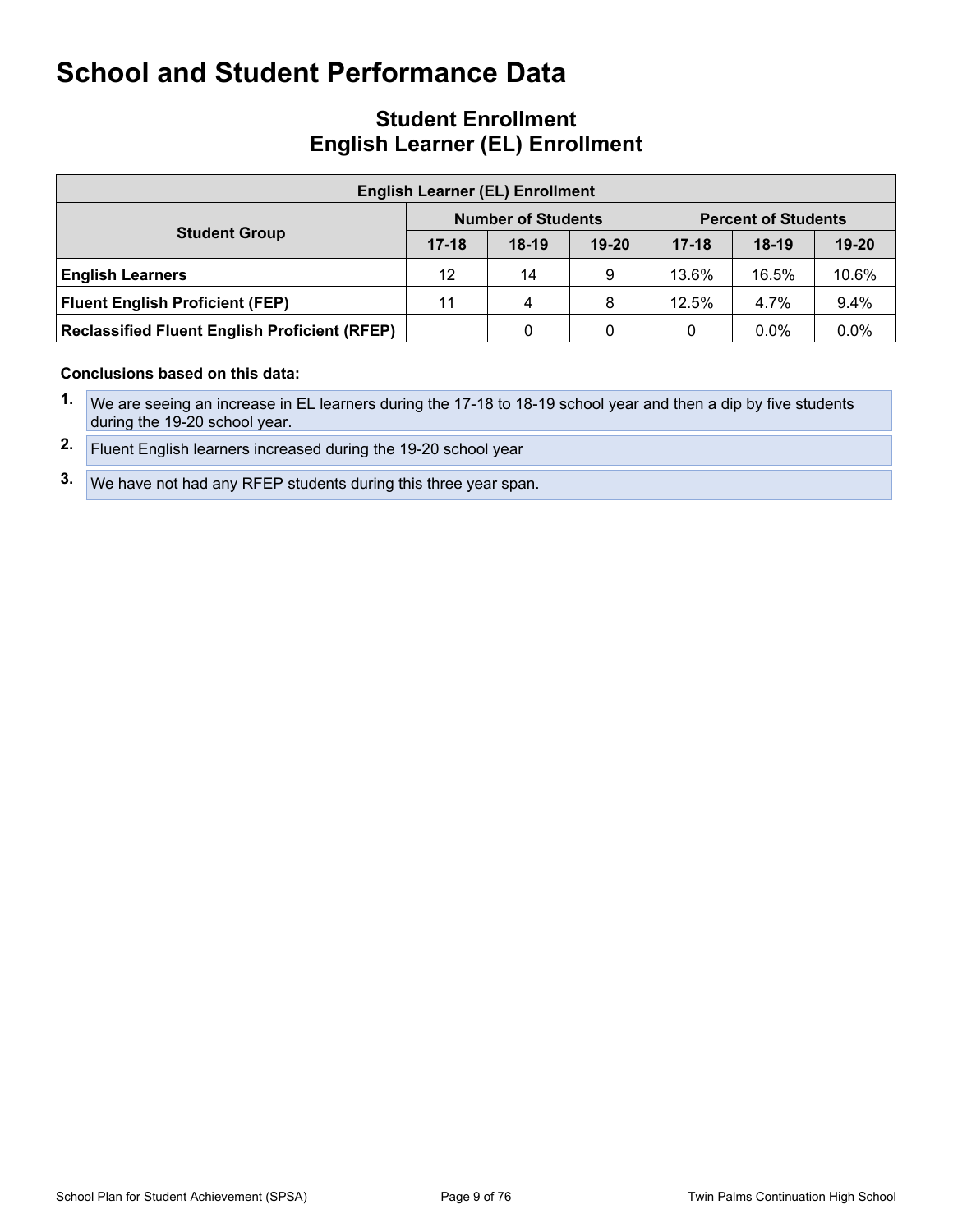# School and Student Performance Data

## Student Enrollment
## English Learner (EL) Enrollment

| English Learner (EL) Enrollment | | | | | | |
|---|---|---|---|---|---|---|
| Student Group | Number of Students | | | Percent of Students | | |
| | 17-18 | 18-19 | 19-20 | 17-18 | 18-19 | 19-20 |
| **English Learners** | 12 | 14 | 9 | 13.6% | 16.5% | 10.6% |
| **Fluent English Proficient (FEP)** | 11 | 4 | 8 | 12.5% | 4.7% | 9.4% |
| **Reclassified Fluent English Proficient (RFEP)** | | 0 | 0 | 0 | 0.0% | 0.0% |

**Conclusions based on this data:**

1. We are seeing an increase in EL learners during the 17-18 to 18-19 school year and then a dip by five students during the 19-20 school year.
2. Fluent English learners increased during the 19-20 school year
3. We have not had any RFEP students during this three year span.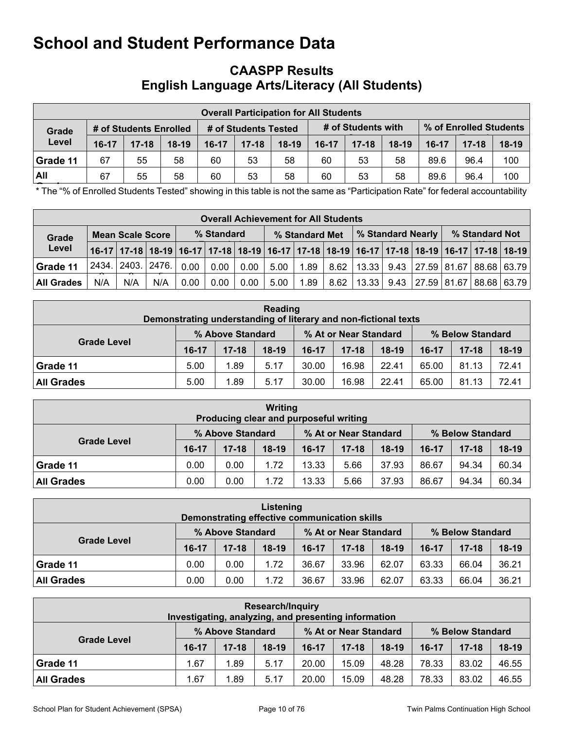# School and Student Performance Data

## CAASPP Results
## English Language Arts/Literacy (All Students)

| Overall Participation for All Students | | | | | | | | | | | | |
|---|---|---|---|---|---|---|---|---|---|---|---|---|
| Grade Level | # of Students Enrolled | | | # of Students Tested | | | # of Students with | | | % of Enrolled Students | | |
| | 16-17 | 17-18 | 18-19 | 16-17 | 17-18 | 18-19 | 16-17 | 17-18 | 18-19 | 16-17 | 17-18 | 18-19 |
| Grade 11 | 67 | 55 | 58 | 60 | 53 | 58 | 60 | 53 | 58 | 89.6 | 96.4 | 100 |
| All | 67 | 55 | 58 | 60 | 53 | 58 | 60 | 53 | 58 | 89.6 | 96.4 | 100 |

* The "% of Enrolled Students Tested" showing in this table is not the same as "Participation Rate" for federal accountability

| Overall Achievement for All Students | | | | | | | | | | | | | | | |
|---|---|---|---|---|---|---|---|---|---|---|---|---|---|---|---|
| Grade Level | Mean Scale Score | | | % Standard | | | % Standard Met | | | % Standard Nearly | | | % Standard Not | | |
| | 16-17 | 17-18 | 18-19 | 16-17 | 17-18 | 18-19 | 16-17 | 17-18 | 18-19 | 16-17 | 17-18 | 18-19 | 16-17 | 17-18 | 18-19 |
| Grade 11 | 2434. | 2403. | 2476. | 0.00 | 0.00 | 0.00 | 5.00 | 1.89 | 8.62 | 13.33 | 9.43 | 27.59 | 81.67 | 88.68 | 63.79 |
| All Grades | N/A | N/A | N/A | 0.00 | 0.00 | 0.00 | 5.00 | 1.89 | 8.62 | 13.33 | 9.43 | 27.59 | 81.67 | 88.68 | 63.79 |

| Reading<br>Demonstrating understanding of literary and non-fictional texts | | | | | | | | | |
|---|---|---|---|---|---|---|---|---|---|
| Grade Level | % Above Standard | | | % At or Near Standard | | | % Below Standard | | |
| | 16-17 | 17-18 | 18-19 | 16-17 | 17-18 | 18-19 | 16-17 | 17-18 | 18-19 |
| Grade 11 | 5.00 | 1.89 | 5.17 | 30.00 | 16.98 | 22.41 | 65.00 | 81.13 | 72.41 |
| All Grades | 5.00 | 1.89 | 5.17 | 30.00 | 16.98 | 22.41 | 65.00 | 81.13 | 72.41 |

| Writing<br>Producing clear and purposeful writing | | | | | | | | | |
|---|---|---|---|---|---|---|---|---|---|
| Grade Level | % Above Standard | | | % At or Near Standard | | | % Below Standard | | |
| | 16-17 | 17-18 | 18-19 | 16-17 | 17-18 | 18-19 | 16-17 | 17-18 | 18-19 |
| Grade 11 | 0.00 | 0.00 | 1.72 | 13.33 | 5.66 | 37.93 | 86.67 | 94.34 | 60.34 |
| All Grades | 0.00 | 0.00 | 1.72 | 13.33 | 5.66 | 37.93 | 86.67 | 94.34 | 60.34 |

| Listening<br>Demonstrating effective communication skills | | | | | | | | | |
|---|---|---|---|---|---|---|---|---|---|
| Grade Level | % Above Standard | | | % At or Near Standard | | | % Below Standard | | |
| | 16-17 | 17-18 | 18-19 | 16-17 | 17-18 | 18-19 | 16-17 | 17-18 | 18-19 |
| Grade 11 | 0.00 | 0.00 | 1.72 | 36.67 | 33.96 | 62.07 | 63.33 | 66.04 | 36.21 |
| All Grades | 0.00 | 0.00 | 1.72 | 36.67 | 33.96 | 62.07 | 63.33 | 66.04 | 36.21 |

| Research/Inquiry<br>Investigating, analyzing, and presenting information | | | | | | | | | |
|---|---|---|---|---|---|---|---|---|---|
| Grade Level | % Above Standard | | | % At or Near Standard | | | % Below Standard | | |
| | 16-17 | 17-18 | 18-19 | 16-17 | 17-18 | 18-19 | 16-17 | 17-18 | 18-19 |
| Grade 11 | 1.67 | 1.89 | 5.17 | 20.00 | 15.09 | 48.28 | 78.33 | 83.02 | 46.55 |
| All Grades | 1.67 | 1.89 | 5.17 | 20.00 | 15.09 | 48.28 | 78.33 | 83.02 | 46.55 |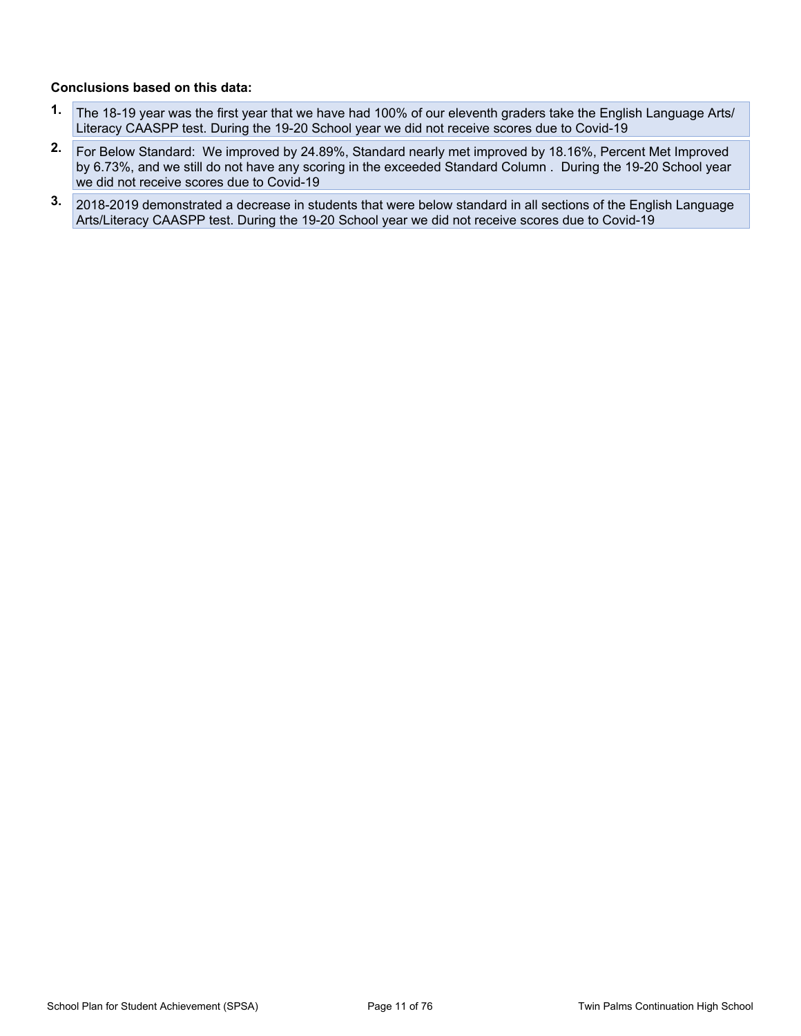**Conclusions based on this data:**

1. The 18-19 year was the first year that we have had 100% of our eleventh graders take the English Language Arts/ Literacy CAASPP test. During the 19-20 School year we did not receive scores due to Covid-19
2. For Below Standard: We improved by 24.89%, Standard nearly met improved by 18.16%, Percent Met Improved by 6.73%, and we still do not have any scoring in the exceeded Standard Column . During the 19-20 School year we did not receive scores due to Covid-19
3. 2018-2019 demonstrated a decrease in students that were below standard in all sections of the English Language Arts/Literacy CAASPP test. During the 19-20 School year we did not receive scores due to Covid-19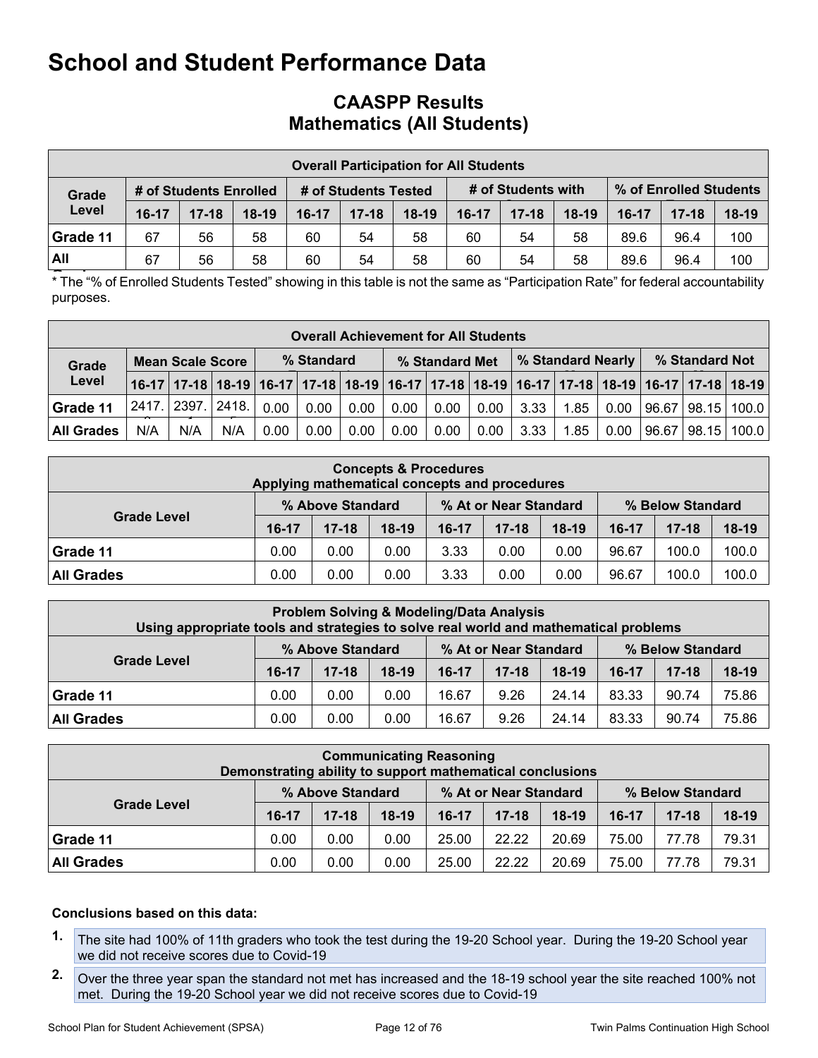# School and Student Performance Data

## CAASPP Results
## Mathematics (All Students)

| Overall Participation for All Students | | | | | | | | | | | | |
|---|---|---|---|---|---|---|---|---|---|---|---|---|
| Grade Level | # of Students Enrolled | | | # of Students Tested | | | # of Students with | | | % of Enrolled Students | | |
| | 16-17 | 17-18 | 18-19 | 16-17 | 17-18 | 18-19 | 16-17 | 17-18 | 18-19 | 16-17 | 17-18 | 18-19 |
| Grade 11 | 67 | 56 | 58 | 60 | 54 | 58 | 60 | 54 | 58 | 89.6 | 96.4 | 100 |
| All | 67 | 56 | 58 | 60 | 54 | 58 | 60 | 54 | 58 | 89.6 | 96.4 | 100 |

* The "% of Enrolled Students Tested" showing in this table is not the same as "Participation Rate" for federal accountability purposes.

| Overall Achievement for All Students | | | | | | | | | | | | | | | |
|---|---|---|---|---|---|---|---|---|---|---|---|---|---|---|---|
| Grade Level | Mean Scale Score | | | % Standard | | | % Standard Met | | | % Standard Nearly | | | % Standard Not | | |
| | 16-17 | 17-18 | 18-19 | 16-17 | 17-18 | 18-19 | 16-17 | 17-18 | 18-19 | 16-17 | 17-18 | 18-19 | 16-17 | 17-18 | 18-19 |
| Grade 11 | 2417. | 2397. | 2418. | 0.00 | 0.00 | 0.00 | 0.00 | 0.00 | 0.00 | 3.33 | 1.85 | 0.00 | 96.67 | 98.15 | 100.0 |
| All Grades | N/A | N/A | N/A | 0.00 | 0.00 | 0.00 | 0.00 | 0.00 | 0.00 | 3.33 | 1.85 | 0.00 | 96.67 | 98.15 | 100.0 |

| Concepts & Procedures<br>Applying mathematical concepts and procedures | | | | | | | | | |
|---|---|---|---|---|---|---|---|---|---|
| Grade Level | % Above Standard | | | % At or Near Standard | | | % Below Standard | | |
| | 16-17 | 17-18 | 18-19 | 16-17 | 17-18 | 18-19 | 16-17 | 17-18 | 18-19 |
| Grade 11 | 0.00 | 0.00 | 0.00 | 3.33 | 0.00 | 0.00 | 96.67 | 100.0 | 100.0 |
| All Grades | 0.00 | 0.00 | 0.00 | 3.33 | 0.00 | 0.00 | 96.67 | 100.0 | 100.0 |

| Problem Solving & Modeling/Data Analysis<br>Using appropriate tools and strategies to solve real world and mathematical problems | | | | | | | | | |
|---|---|---|---|---|---|---|---|---|---|
| Grade Level | % Above Standard | | | % At or Near Standard | | | % Below Standard | | |
| | 16-17 | 17-18 | 18-19 | 16-17 | 17-18 | 18-19 | 16-17 | 17-18 | 18-19 |
| Grade 11 | 0.00 | 0.00 | 0.00 | 16.67 | 9.26 | 24.14 | 83.33 | 90.74 | 75.86 |
| All Grades | 0.00 | 0.00 | 0.00 | 16.67 | 9.26 | 24.14 | 83.33 | 90.74 | 75.86 |

| Communicating Reasoning<br>Demonstrating ability to support mathematical conclusions | | | | | | | | | |
|---|---|---|---|---|---|---|---|---|---|
| Grade Level | % Above Standard | | | % At or Near Standard | | | % Below Standard | | |
| | 16-17 | 17-18 | 18-19 | 16-17 | 17-18 | 18-19 | 16-17 | 17-18 | 18-19 |
| Grade 11 | 0.00 | 0.00 | 0.00 | 25.00 | 22.22 | 20.69 | 75.00 | 77.78 | 79.31 |
| All Grades | 0.00 | 0.00 | 0.00 | 25.00 | 22.22 | 20.69 | 75.00 | 77.78 | 79.31 |

**Conclusions based on this data:**

1. The site had 100% of 11th graders who took the test during the 19-20 School year. During the 19-20 School year we did not receive scores due to Covid-19
2. Over the three year span the standard not met has increased and the 18-19 school year the site reached 100% not met. During the 19-20 School year we did not receive scores due to Covid-19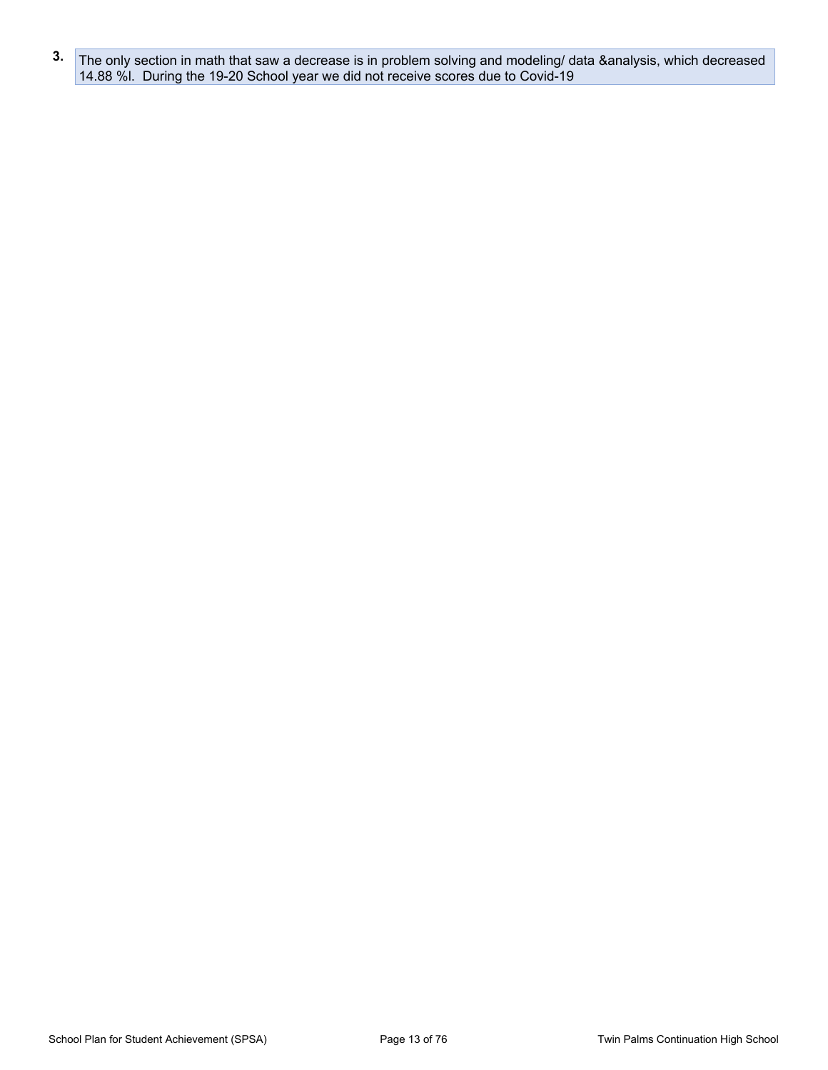3. The only section in math that saw a decrease is in problem solving and modeling/ data &analysis, which decreased 14.88 %l. During the 19-20 School year we did not receive scores due to Covid-19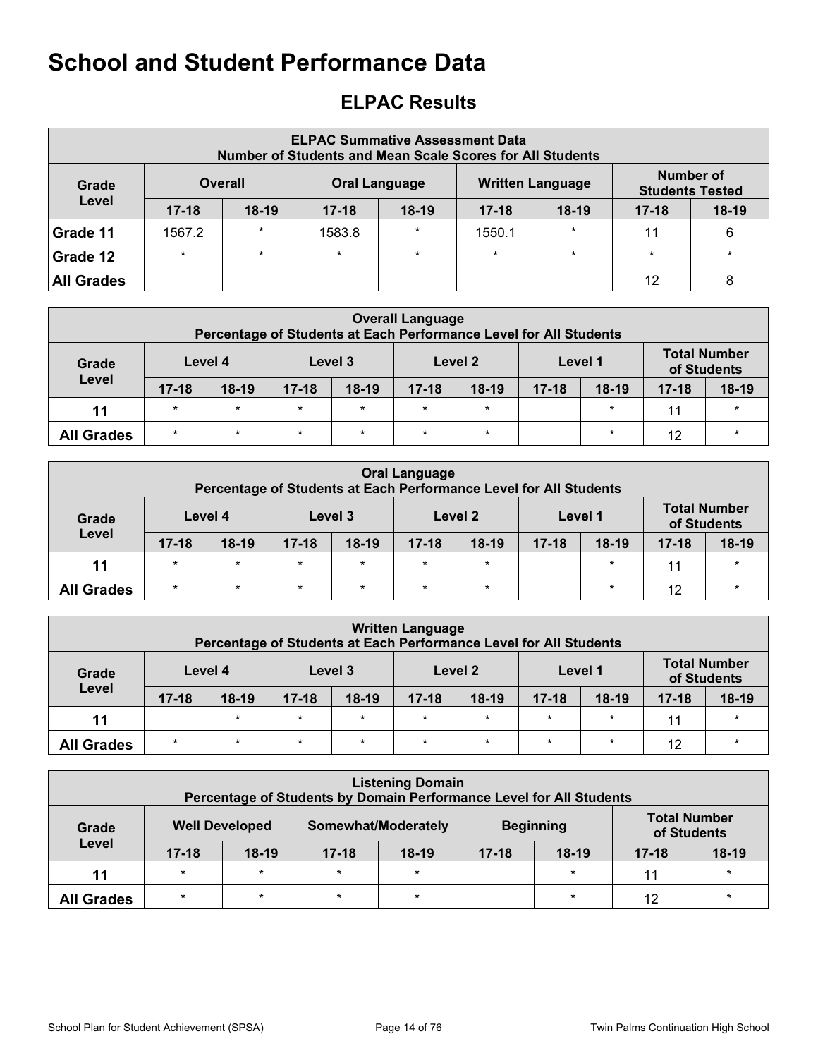# School and Student Performance Data

## ELPAC Results

| ELPAC Summative Assessment Data<br>Number of Students and Mean Scale Scores for All Students | | | | | | | | |
|---|---|---|---|---|---|---|---|---|
| Grade Level | Overall | | Oral Language | | Written Language | | Number of Students Tested | |
| | 17-18 | 18-19 | 17-18 | 18-19 | 17-18 | 18-19 | 17-18 | 18-19 |
| Grade 11 | 1567.2 | * | 1583.8 | * | 1550.1 | * | 11 | 6 |
| Grade 12 | * | * | * | * | * | * | * | * |
| All Grades | | | | | | | 12 | 8 |

| Overall Language<br>Percentage of Students at Each Performance Level for All Students | | | | | | | | | | |
|---|---|---|---|---|---|---|---|---|---|---|
| Grade Level | Level 4 | | Level 3 | | Level 2 | | Level 1 | | Total Number of Students | |
| | 17-18 | 18-19 | 17-18 | 18-19 | 17-18 | 18-19 | 17-18 | 18-19 | 17-18 | 18-19 |
| 11 | * | * | * | * | * | * | | * | 11 | * |
| All Grades | * | * | * | * | * | * | | * | 12 | * |

| Oral Language<br>Percentage of Students at Each Performance Level for All Students | | | | | | | | | | |
|---|---|---|---|---|---|---|---|---|---|---|
| Grade Level | Level 4 | | Level 3 | | Level 2 | | Level 1 | | Total Number of Students | |
| | 17-18 | 18-19 | 17-18 | 18-19 | 17-18 | 18-19 | 17-18 | 18-19 | 17-18 | 18-19 |
| 11 | * | * | * | * | * | * | | * | 11 | * |
| All Grades | * | * | * | * | * | * | | * | 12 | * |

| Written Language<br>Percentage of Students at Each Performance Level for All Students | | | | | | | | | | |
|---|---|---|---|---|---|---|---|---|---|---|
| Grade Level | Level 4 | | Level 3 | | Level 2 | | Level 1 | | Total Number of Students | |
| | 17-18 | 18-19 | 17-18 | 18-19 | 17-18 | 18-19 | 17-18 | 18-19 | 17-18 | 18-19 |
| 11 | | * | * | * | * | * | * | * | 11 | * |
| All Grades | * | * | * | * | * | * | * | * | 12 | * |

| Listening Domain<br>Percentage of Students by Domain Performance Level for All Students | | | | | | | | |
|---|---|---|---|---|---|---|---|---|
| Grade Level | Well Developed | | Somewhat/Moderately | | Beginning | | Total Number of Students | |
| | 17-18 | 18-19 | 17-18 | 18-19 | 17-18 | 18-19 | 17-18 | 18-19 |
| 11 | * | * | * | * | | * | 11 | * |
| All Grades | * | * | * | * | | * | 12 | * |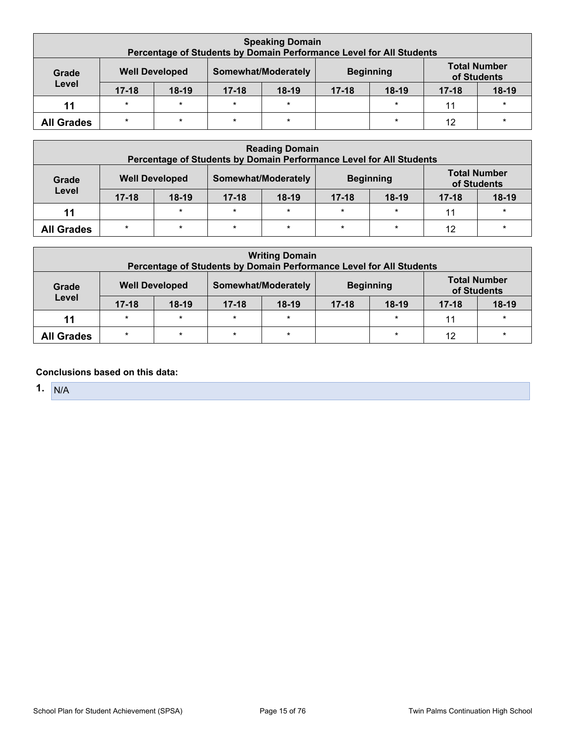| Speaking Domain<br>Percentage of Students by Domain Performance Level for All Students | | | | | | | | |
|---|---|---|---|---|---|---|---|---|
| Grade Level | Well Developed | | Somewhat/Moderately | | Beginning | | Total Number of Students | |
| | 17-18 | 18-19 | 17-18 | 18-19 | 17-18 | 18-19 | 17-18 | 18-19 |
| 11 | * | * | * | * | | * | 11 | * |
| All Grades | * | * | * | * | | * | 12 | * |

| Reading Domain<br>Percentage of Students by Domain Performance Level for All Students | | | | | | | | |
|---|---|---|---|---|---|---|---|---|
| Grade Level | Well Developed | | Somewhat/Moderately | | Beginning | | Total Number of Students | |
| | 17-18 | 18-19 | 17-18 | 18-19 | 17-18 | 18-19 | 17-18 | 18-19 |
| 11 | | * | * | * | * | * | 11 | * |
| All Grades | * | * | * | * | * | * | 12 | * |

| Writing Domain<br>Percentage of Students by Domain Performance Level for All Students | | | | | | | | |
|---|---|---|---|---|---|---|---|---|
| Grade Level | Well Developed | | Somewhat/Moderately | | Beginning | | Total Number of Students | |
| | 17-18 | 18-19 | 17-18 | 18-19 | 17-18 | 18-19 | 17-18 | 18-19 |
| 11 | * | * | * | * | | * | 11 | * |
| All Grades | * | * | * | * | | * | 12 | * |

**Conclusions based on this data:**

1. N/A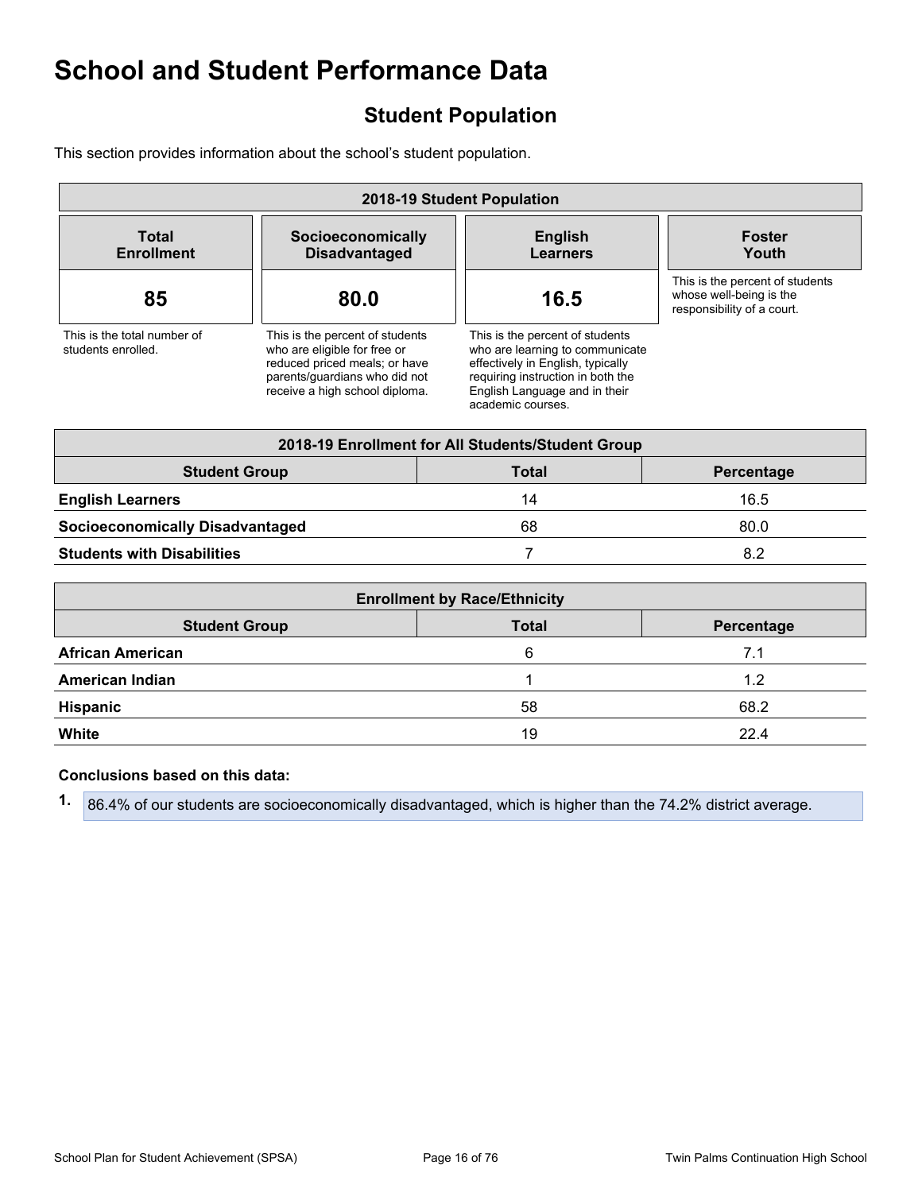# School and Student Performance Data

## Student Population

This section provides information about the school's student population.

| 2018-19 Student Population | | | |
|---|---|---|---|
| **Total Enrollment** | **Socioeconomically Disadvantaged** | **English Learners** | **Foster Youth** |
| **85** | **80.0** | **16.5** | |
| This is the total number of students enrolled. | This is the percent of students who are eligible for free or reduced priced meals; or have parents/guardians who did not receive a high school diploma. | This is the percent of students who are learning to communicate effectively in English, typically requiring instruction in both the English Language and in their academic courses. | This is the percent of students whose well-being is the responsibility of a court. |

| 2018-19 Enrollment for All Students/Student Group | | |
|---|---|---|
| **Student Group** | **Total** | **Percentage** |
| **English Learners** | 14 | 16.5 |
| **Socioeconomically Disadvantaged** | 68 | 80.0 |
| **Students with Disabilities** | 7 | 8.2 |

| Enrollment by Race/Ethnicity | | |
|---|---|---|
| **Student Group** | **Total** | **Percentage** |
| **African American** | 6 | 7.1 |
| **American Indian** | 1 | 1.2 |
| **Hispanic** | 58 | 68.2 |
| **White** | 19 | 22.4 |

**Conclusions based on this data:**

1. 86.4% of our students are socioeconomically disadvantaged, which is higher than the 74.2% district average.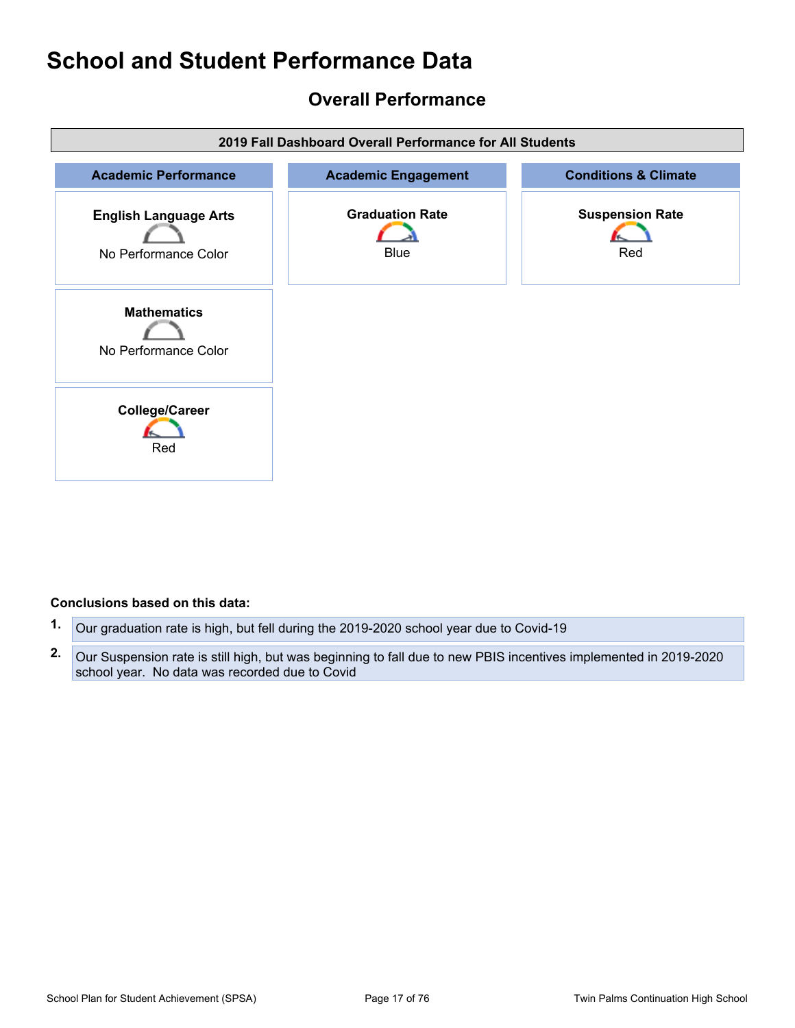# School and Student Performance Data

## Overall Performance

| 2019 Fall Dashboard Overall Performance for All Students | | |
|---|---|---|
| **Academic Performance** | **Academic Engagement** | **Conditions & Climate** |
| **English Language Arts** No Performance Color | **Graduation Rate** Blue | **Suspension Rate** Red |
| **Mathematics** No Performance Color | | |
| **College/Career** Red | | |

**Conclusions based on this data:**

1. Our graduation rate is high, but fell during the 2019-2020 school year due to Covid-19
2. Our Suspension rate is still high, but was beginning to fall due to new PBIS incentives implemented in 2019-2020 school year. No data was recorded due to Covid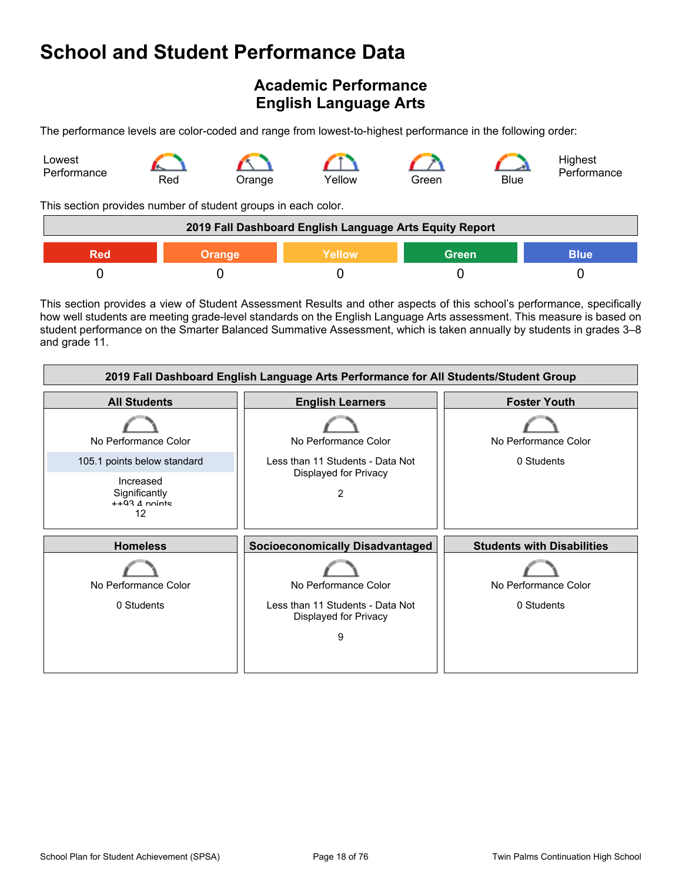# School and Student Performance Data

## Academic Performance
## English Language Arts

The performance levels are color-coded and range from lowest-to-highest performance in the following order:

Lowest Performance — Red — Orange — Yellow — Green — Blue — Highest Performance

This section provides number of student groups in each color.

| 2019 Fall Dashboard English Language Arts Equity Report | | | | |
|---|---|---|---|---|
| Red | Orange | Yellow | Green | Blue |
| 0 | 0 | 0 | 0 | 0 |

This section provides a view of Student Assessment Results and other aspects of this school's performance, specifically how well students are meeting grade-level standards on the English Language Arts assessment. This measure is based on student performance on the Smarter Balanced Summative Assessment, which is taken annually by students in grades 3–8 and grade 11.

| 2019 Fall Dashboard English Language Arts Performance for All Students/Student Group | | |
|---|---|---|
| **All Students** | **English Learners** | **Foster Youth** |
| No Performance Color<br>105.1 points below standard<br>Increased Significantly ++93.4 points<br>12 | No Performance Color<br>Less than 11 Students - Data Not Displayed for Privacy<br>2 | No Performance Color<br>0 Students |
| **Homeless** | **Socioeconomically Disadvantaged** | **Students with Disabilities** |
| No Performance Color<br>0 Students | No Performance Color<br>Less than 11 Students - Data Not Displayed for Privacy<br>9 | No Performance Color<br>0 Students |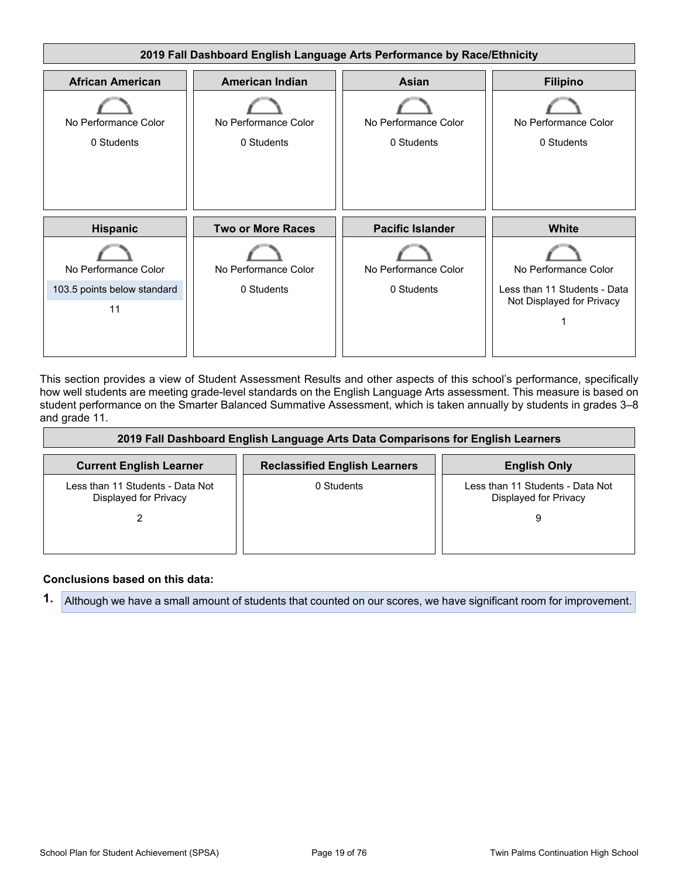### 2019 Fall Dashboard English Language Arts Performance by Race/Ethnicity

| African American | American Indian | Asian | Filipino |
|---|---|---|---|
| No Performance Color | No Performance Color | No Performance Color | No Performance Color |
| 0 Students | 0 Students | 0 Students | 0 Students |

| Hispanic | Two or More Races | Pacific Islander | White |
|---|---|---|---|
| No Performance Color | No Performance Color | No Performance Color | No Performance Color |
| 103.5 points below standard | 0 Students | 0 Students | Less than 11 Students - Data Not Displayed for Privacy |
| 11 | | | 1 |

This section provides a view of Student Assessment Results and other aspects of this school's performance, specifically how well students are meeting grade-level standards on the English Language Arts assessment. This measure is based on student performance on the Smarter Balanced Summative Assessment, which is taken annually by students in grades 3–8 and grade 11.

### 2019 Fall Dashboard English Language Arts Data Comparisons for English Learners

| Current English Learner | Reclassified English Learners | English Only |
|---|---|---|
| Less than 11 Students - Data Not Displayed for Privacy | 0 Students | Less than 11 Students - Data Not Displayed for Privacy |
| 2 | | 9 |

**Conclusions based on this data:**

1. Although we have a small amount of students that counted on our scores, we have significant room for improvement.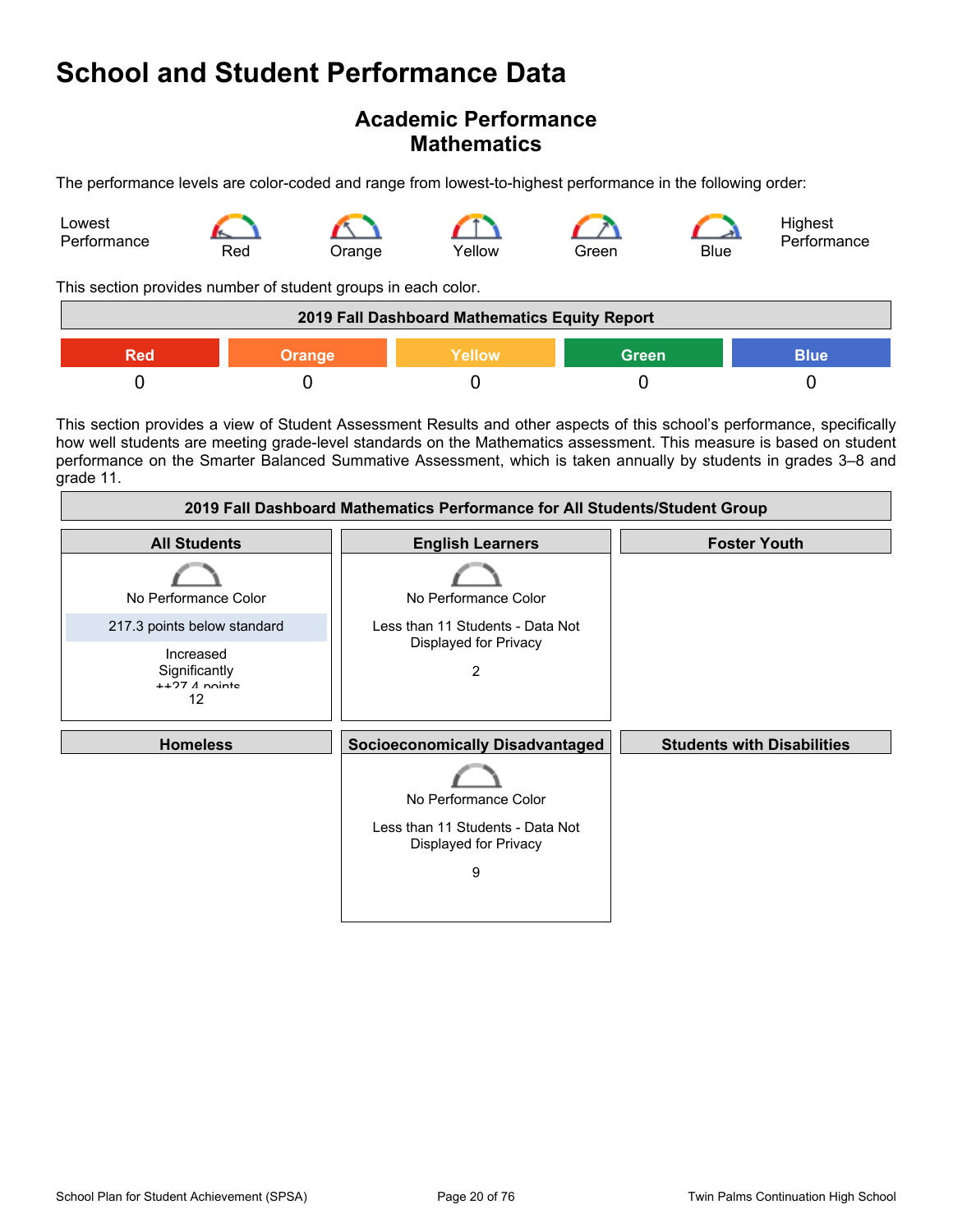# School and Student Performance Data

## Academic Performance
## Mathematics

The performance levels are color-coded and range from lowest-to-highest performance in the following order:

Lowest Performance — Red — Orange — Yellow — Green — Blue — Highest Performance

This section provides number of student groups in each color.

| 2019 Fall Dashboard Mathematics Equity Report | | | | |
|---|---|---|---|---|
| Red | Orange | Yellow | Green | Blue |
| 0 | 0 | 0 | 0 | 0 |

This section provides a view of Student Assessment Results and other aspects of this school's performance, specifically how well students are meeting grade-level standards on the Mathematics assessment. This measure is based on student performance on the Smarter Balanced Summative Assessment, which is taken annually by students in grades 3–8 and grade 11.

| 2019 Fall Dashboard Mathematics Performance for All Students/Student Group | | |
|---|---|---|
| **All Students** | **English Learners** | **Foster Youth** |
| No Performance Color<br>217.3 points below standard<br>Increased Significantly ++27.4 points<br>12 | No Performance Color<br>Less than 11 Students - Data Not Displayed for Privacy<br>2 | |
| **Homeless** | **Socioeconomically Disadvantaged** | **Students with Disabilities** |
| | No Performance Color<br>Less than 11 Students - Data Not Displayed for Privacy<br>9 | |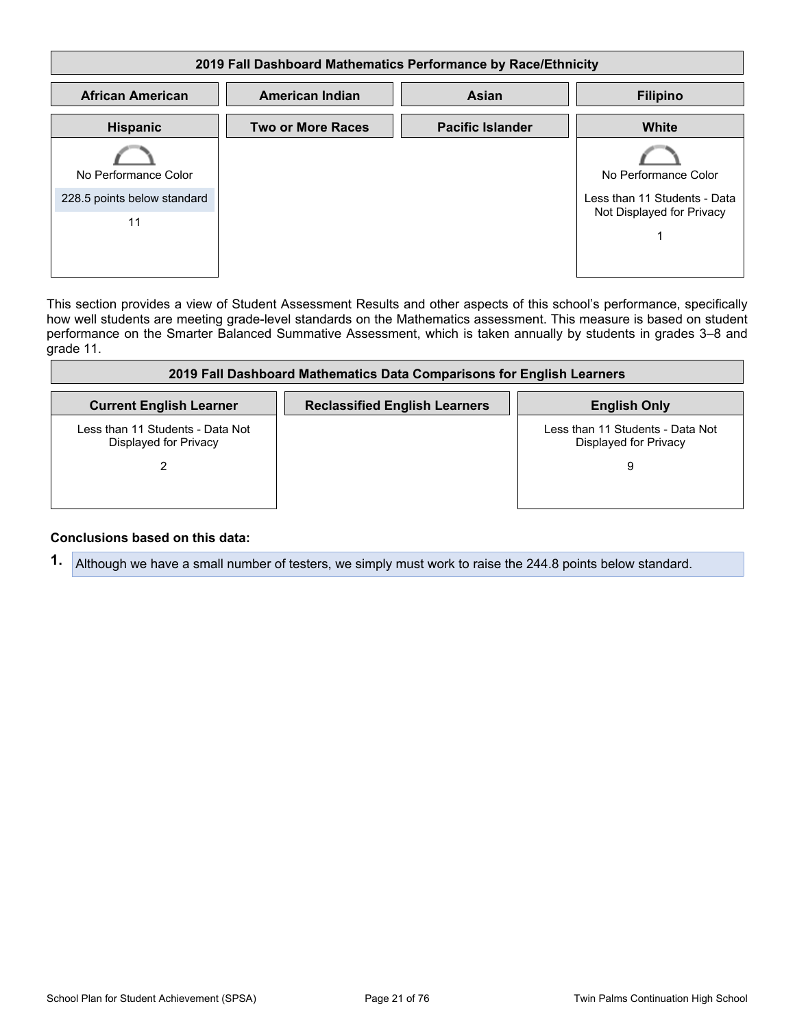**2019 Fall Dashboard Mathematics Performance by Race/Ethnicity**

| African American | American Indian | Asian | Filipino |
|---|---|---|---|

| Hispanic | Two or More Races | Pacific Islander | White |
|---|---|---|---|
| No Performance Color<br>228.5 points below standard<br>11 | | | No Performance Color<br>Less than 11 Students - Data Not Displayed for Privacy<br>1 |

This section provides a view of Student Assessment Results and other aspects of this school's performance, specifically how well students are meeting grade-level standards on the Mathematics assessment. This measure is based on student performance on the Smarter Balanced Summative Assessment, which is taken annually by students in grades 3–8 and grade 11.

**2019 Fall Dashboard Mathematics Data Comparisons for English Learners**

| Current English Learner | Reclassified English Learners | English Only |
|---|---|---|
| Less than 11 Students - Data Not Displayed for Privacy<br>2 | | Less than 11 Students - Data Not Displayed for Privacy<br>9 |

**Conclusions based on this data:**

1. Although we have a small number of testers, we simply must work to raise the 244.8 points below standard.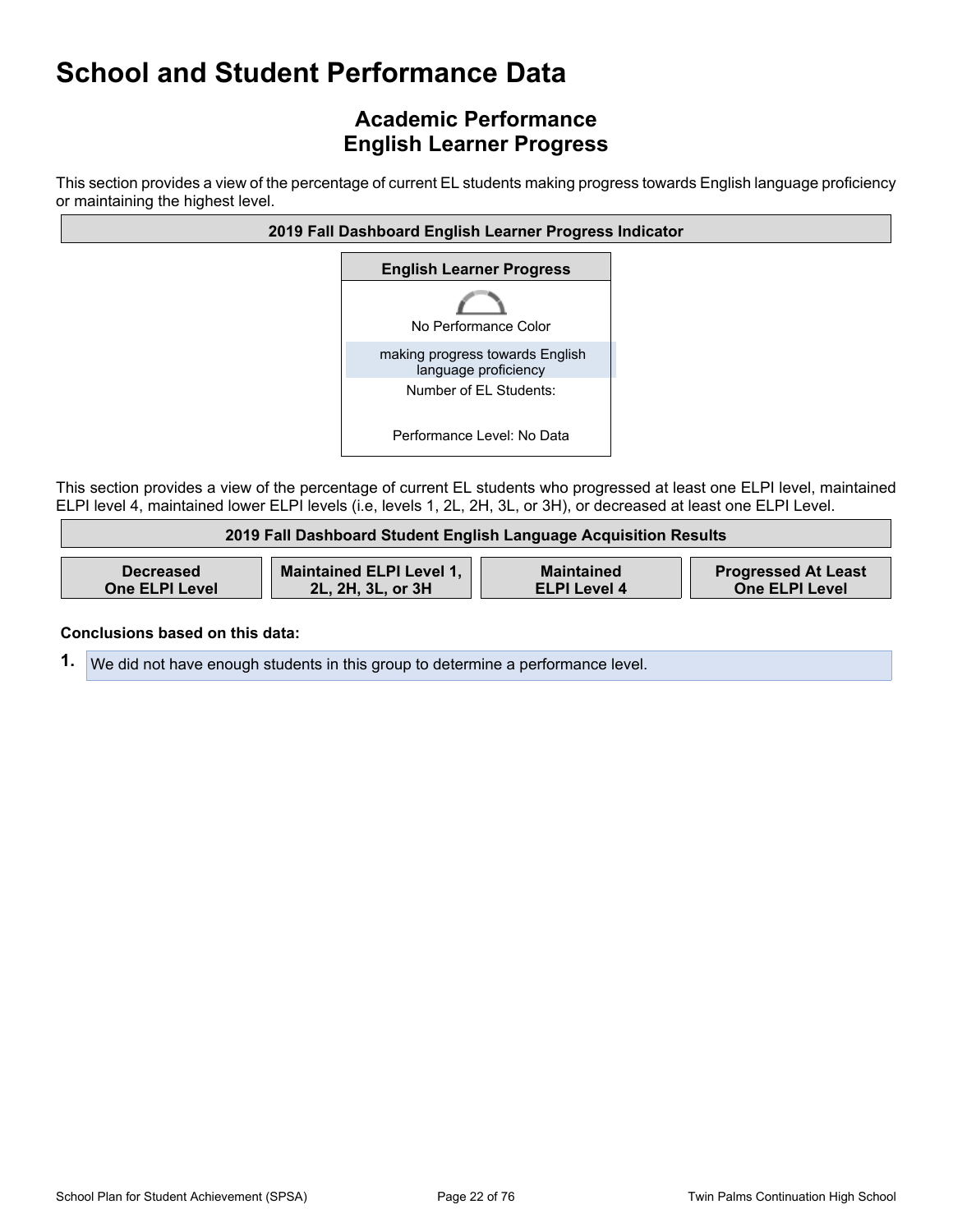# School and Student Performance Data

## Academic Performance
## English Learner Progress

This section provides a view of the percentage of current EL students making progress towards English language proficiency or maintaining the highest level.

| 2019 Fall Dashboard English Learner Progress Indicator |
|---|

| English Learner Progress |
|---|
| No Performance Color |
| making progress towards English language proficiency |
| Number of EL Students: |
| Performance Level: No Data |

This section provides a view of the percentage of current EL students who progressed at least one ELPI level, maintained ELPI level 4, maintained lower ELPI levels (i.e, levels 1, 2L, 2H, 3L, or 3H), or decreased at least one ELPI Level.

| 2019 Fall Dashboard Student English Language Acquisition Results | | | |
|---|---|---|---|
| Decreased One ELPI Level | Maintained ELPI Level 1, 2L, 2H, 3L, or 3H | Maintained ELPI Level 4 | Progressed At Least One ELPI Level |

**Conclusions based on this data:**

1. We did not have enough students in this group to determine a performance level.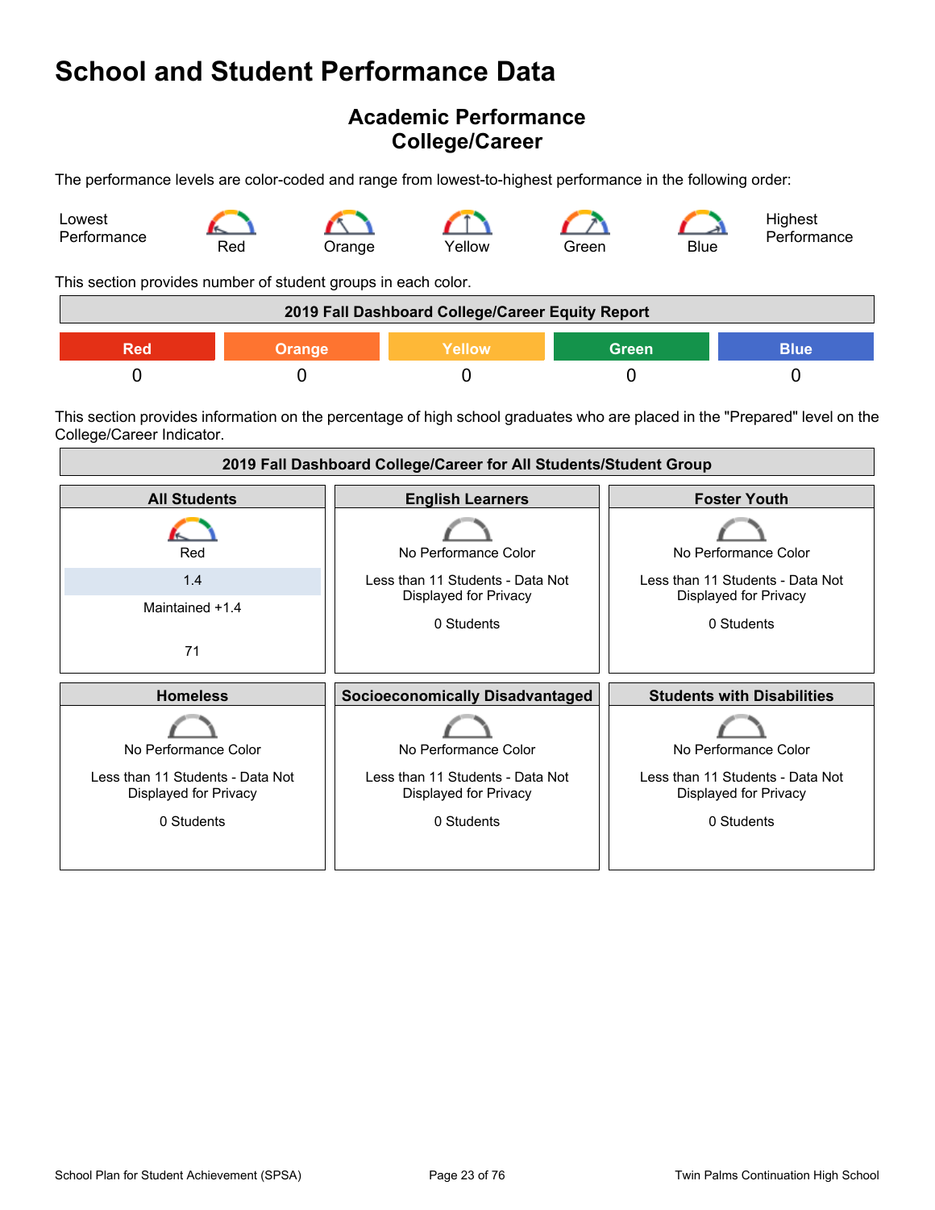# School and Student Performance Data

## Academic Performance
## College/Career

The performance levels are color-coded and range from lowest-to-highest performance in the following order:

Lowest Performance — Red — Orange — Yellow — Green — Blue — Highest Performance

This section provides number of student groups in each color.

| 2019 Fall Dashboard College/Career Equity Report | | | | |
|---|---|---|---|---|
| **Red** | **Orange** | **Yellow** | **Green** | **Blue** |
| 0 | 0 | 0 | 0 | 0 |

This section provides information on the percentage of high school graduates who are placed in the "Prepared" level on the College/Career Indicator.

| 2019 Fall Dashboard College/Career for All Students/Student Group | | |
|---|---|---|
| **All Students** | **English Learners** | **Foster Youth** |
| Red<br>1.4<br>Maintained +1.4<br><br>71 | No Performance Color<br>Less than 11 Students - Data Not Displayed for Privacy<br>0 Students | No Performance Color<br>Less than 11 Students - Data Not Displayed for Privacy<br>0 Students |
| **Homeless** | **Socioeconomically Disadvantaged** | **Students with Disabilities** |
| No Performance Color<br>Less than 11 Students - Data Not Displayed for Privacy<br>0 Students | No Performance Color<br>Less than 11 Students - Data Not Displayed for Privacy<br>0 Students | No Performance Color<br>Less than 11 Students - Data Not Displayed for Privacy<br>0 Students |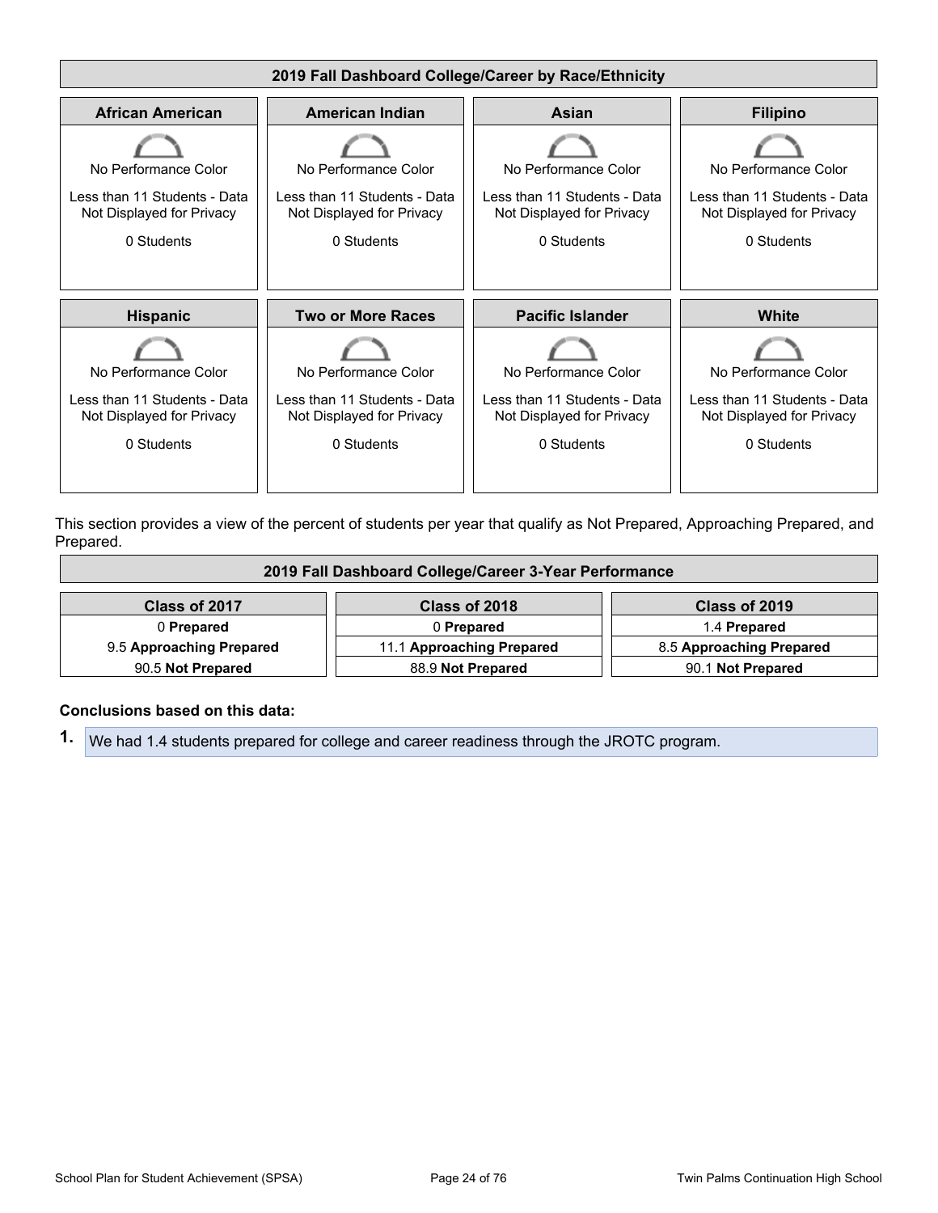## 2019 Fall Dashboard College/Career by Race/Ethnicity

| African American | American Indian | Asian | Filipino |
|---|---|---|---|
| No Performance Color | No Performance Color | No Performance Color | No Performance Color |
| Less than 11 Students - Data Not Displayed for Privacy | Less than 11 Students - Data Not Displayed for Privacy | Less than 11 Students - Data Not Displayed for Privacy | Less than 11 Students - Data Not Displayed for Privacy |
| 0 Students | 0 Students | 0 Students | 0 Students |

| Hispanic | Two or More Races | Pacific Islander | White |
|---|---|---|---|
| No Performance Color | No Performance Color | No Performance Color | No Performance Color |
| Less than 11 Students - Data Not Displayed for Privacy | Less than 11 Students - Data Not Displayed for Privacy | Less than 11 Students - Data Not Displayed for Privacy | Less than 11 Students - Data Not Displayed for Privacy |
| 0 Students | 0 Students | 0 Students | 0 Students |

This section provides a view of the percent of students per year that qualify as Not Prepared, Approaching Prepared, and Prepared.

## 2019 Fall Dashboard College/Career 3-Year Performance

| Class of 2017 | Class of 2018 | Class of 2019 |
|---|---|---|
| 0 **Prepared** | 0 **Prepared** | 1.4 **Prepared** |
| 9.5 **Approaching Prepared** | 11.1 **Approaching Prepared** | 8.5 **Approaching Prepared** |
| 90.5 **Not Prepared** | 88.9 **Not Prepared** | 90.1 **Not Prepared** |

**Conclusions based on this data:**

1. We had 1.4 students prepared for college and career readiness through the JROTC program.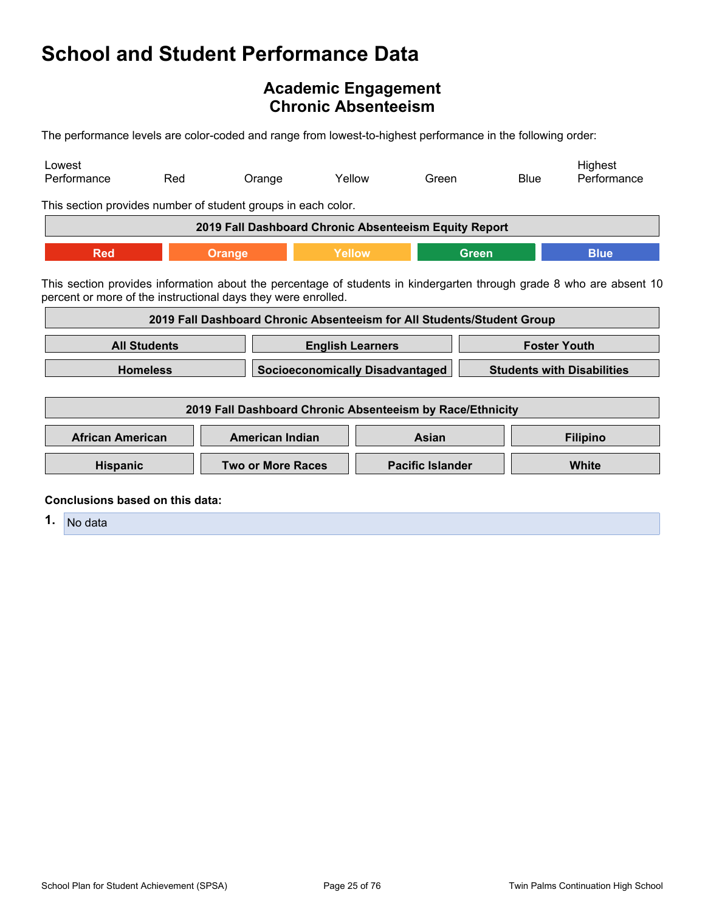# School and Student Performance Data

## Academic Engagement
## Chronic Absenteeism

The performance levels are color-coded and range from lowest-to-highest performance in the following order:

| Lowest Performance | Red | Orange | Yellow | Green | Blue | Highest Performance |
|---|---|---|---|---|---|---|

This section provides number of student groups in each color.

| 2019 Fall Dashboard Chronic Absenteeism Equity Report | | | | |
|---|---|---|---|---|
| **Red** | **Orange** | **Yellow** | **Green** | **Blue** |

This section provides information about the percentage of students in kindergarten through grade 8 who are absent 10 percent or more of the instructional days they were enrolled.

| 2019 Fall Dashboard Chronic Absenteeism for All Students/Student Group | | |
|---|---|---|
| **All Students** | **English Learners** | **Foster Youth** |
| **Homeless** | **Socioeconomically Disadvantaged** | **Students with Disabilities** |

| 2019 Fall Dashboard Chronic Absenteeism by Race/Ethnicity | | | |
|---|---|---|---|
| **African American** | **American Indian** | **Asian** | **Filipino** |
| **Hispanic** | **Two or More Races** | **Pacific Islander** | **White** |

**Conclusions based on this data:**

1. No data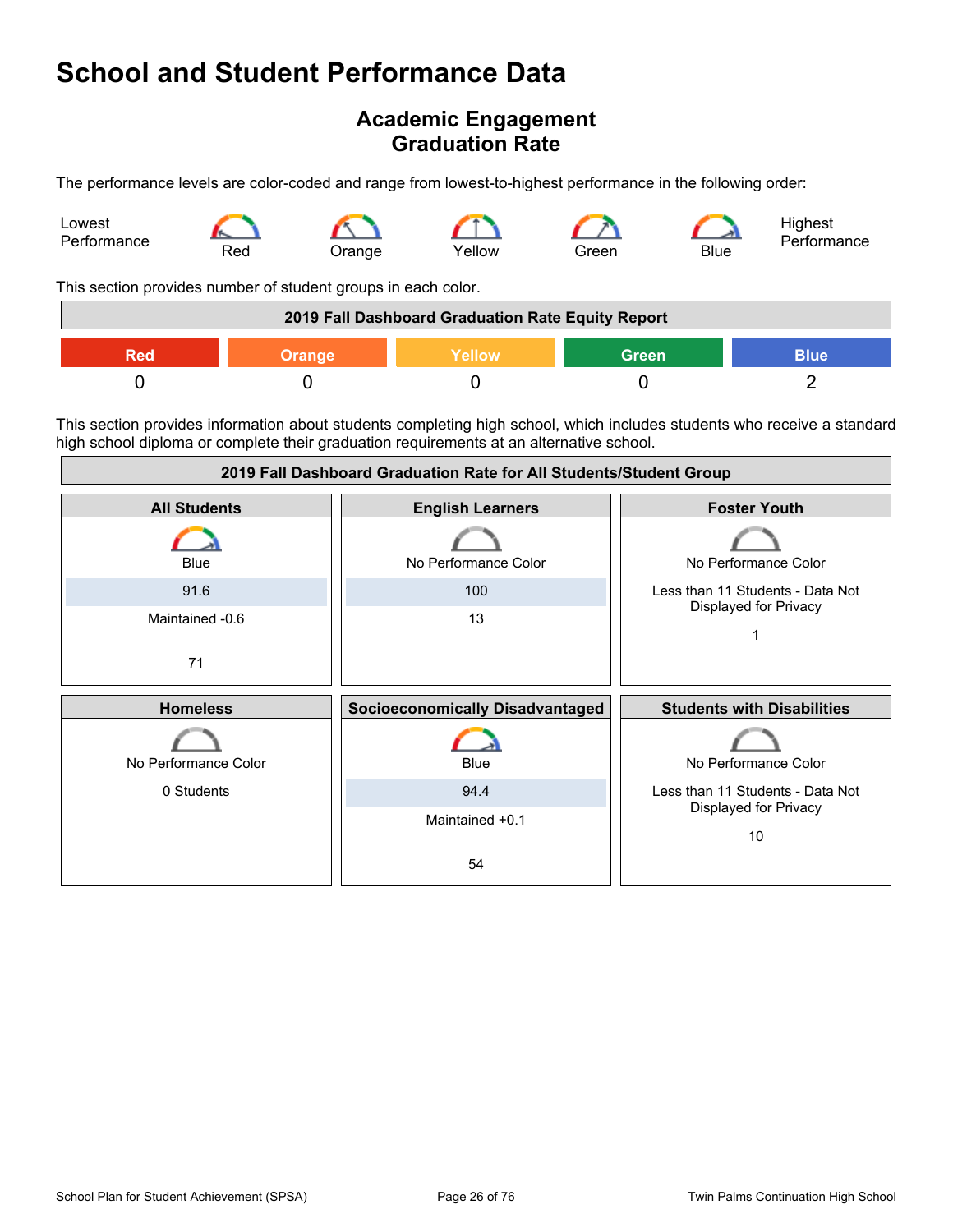# School and Student Performance Data

## Academic Engagement
## Graduation Rate

The performance levels are color-coded and range from lowest-to-highest performance in the following order:

Lowest Performance — Red — Orange — Yellow — Green — Blue — Highest Performance

This section provides number of student groups in each color.

| 2019 Fall Dashboard Graduation Rate Equity Report | | | | |
|---|---|---|---|---|
| Red | Orange | Yellow | Green | Blue |
| 0 | 0 | 0 | 0 | 2 |

This section provides information about students completing high school, which includes students who receive a standard high school diploma or complete their graduation requirements at an alternative school.

| 2019 Fall Dashboard Graduation Rate for All Students/Student Group | | |
|---|---|---|
| **All Students** | **English Learners** | **Foster Youth** |
| Blue<br>91.6<br>Maintained -0.6<br>71 | No Performance Color<br>100<br>13 | No Performance Color<br>Less than 11 Students - Data Not Displayed for Privacy<br>1 |
| **Homeless** | **Socioeconomically Disadvantaged** | **Students with Disabilities** |
| No Performance Color<br>0 Students | Blue<br>94.4<br>Maintained +0.1<br>54 | No Performance Color<br>Less than 11 Students - Data Not Displayed for Privacy<br>10 |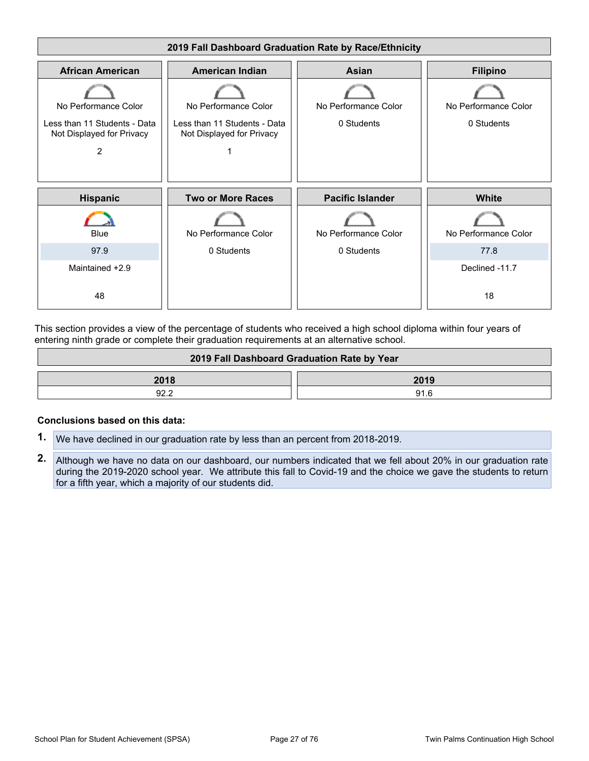## 2019 Fall Dashboard Graduation Rate by Race/Ethnicity

| African American | American Indian | Asian | Filipino |
|---|---|---|---|
| No Performance Color | No Performance Color | No Performance Color | No Performance Color |
| Less than 11 Students - Data Not Displayed for Privacy | Less than 11 Students - Data Not Displayed for Privacy | 0 Students | 0 Students |
| 2 | 1 | | |

| Hispanic | Two or More Races | Pacific Islander | White |
|---|---|---|---|
| Blue | No Performance Color | No Performance Color | No Performance Color |
| 97.9 | 0 Students | 0 Students | 77.8 |
| Maintained +2.9 | | | Declined -11.7 |
| 48 | | | 18 |

This section provides a view of the percentage of students who received a high school diploma within four years of entering ninth grade or complete their graduation requirements at an alternative school.

## 2019 Fall Dashboard Graduation Rate by Year

| 2018 | 2019 |
|---|---|
| 92.2 | 91.6 |

**Conclusions based on this data:**

1. We have declined in our graduation rate by less than an percent from 2018-2019.
2. Although we have no data on our dashboard, our numbers indicated that we fell about 20% in our graduation rate during the 2019-2020 school year. We attribute this fall to Covid-19 and the choice we gave the students to return for a fifth year, which a majority of our students did.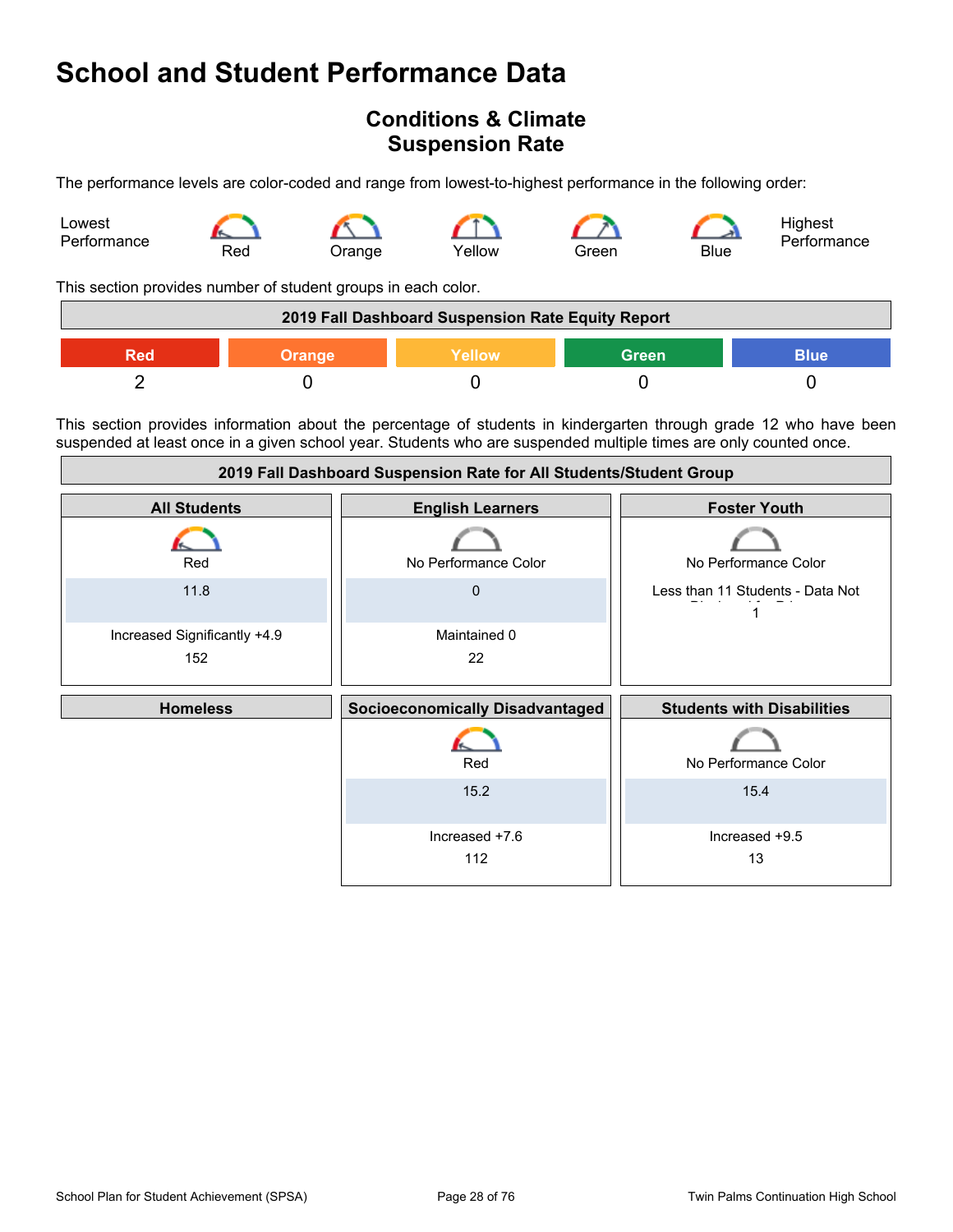# School and Student Performance Data

## Conditions & Climate
## Suspension Rate

The performance levels are color-coded and range from lowest-to-highest performance in the following order:

Lowest Performance — Red — Orange — Yellow — Green — Blue — Highest Performance

This section provides number of student groups in each color.

| 2019 Fall Dashboard Suspension Rate Equity Report | | | | |
|---|---|---|---|---|
| Red | Orange | Yellow | Green | Blue |
| 2 | 0 | 0 | 0 | 0 |

This section provides information about the percentage of students in kindergarten through grade 12 who have been suspended at least once in a given school year. Students who are suspended multiple times are only counted once.

**2019 Fall Dashboard Suspension Rate for All Students/Student Group**

| All Students | English Learners | Foster Youth |
|---|---|---|
| Red | No Performance Color | No Performance Color |
| 11.8 | 0 | Less than 11 Students - Data Not Displayed for Privacy |
| Increased Significantly +4.9 | Maintained 0 | 1 |
| 152 | 22 | |

| Homeless | Socioeconomically Disadvantaged | Students with Disabilities |
|---|---|---|
| | Red | No Performance Color |
| | 15.2 | 15.4 |
| | Increased +7.6 | Increased +9.5 |
| | 112 | 13 |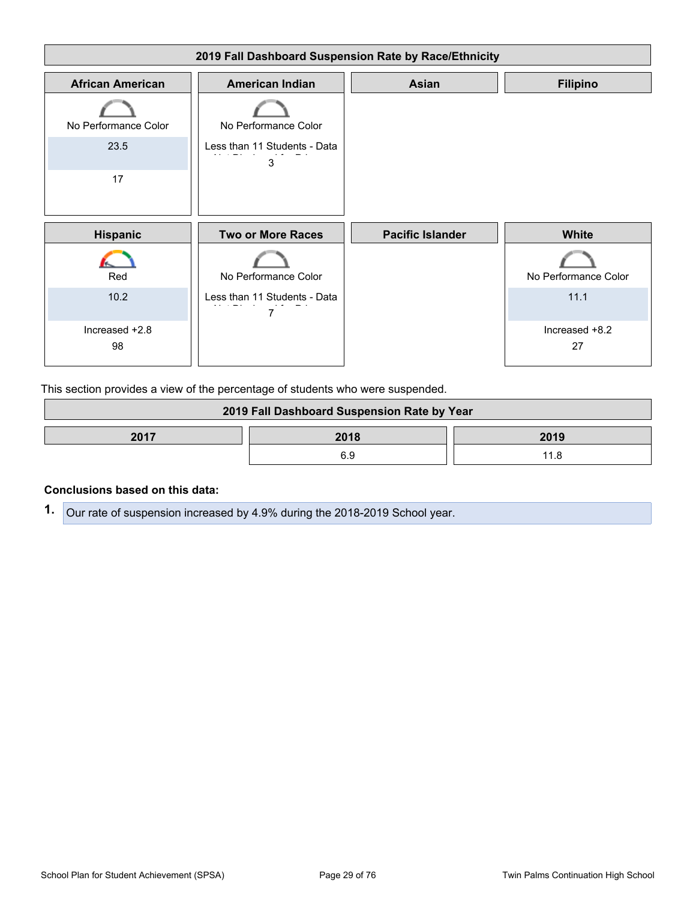## 2019 Fall Dashboard Suspension Rate by Race/Ethnicity

| African American | American Indian | Asian | Filipino |
| --- | --- | --- | --- |
| No Performance Color | No Performance Color | | |
| 23.5 | Less than 11 Students - Data Not Displayed for Privacy | | |
| 17 | 3 | | |

| Hispanic | Two or More Races | Pacific Islander | White |
| --- | --- | --- | --- |
| Red | No Performance Color | | No Performance Color |
| 10.2 | Less than 11 Students - Data Not Displayed for Privacy | | 11.1 |
| Increased +2.8 | 7 | | Increased +8.2 |
| 98 | | | 27 |

This section provides a view of the percentage of students who were suspended.

## 2019 Fall Dashboard Suspension Rate by Year

| 2017 | 2018 | 2019 |
| --- | --- | --- |
| | 6.9 | 11.8 |

**Conclusions based on this data:**

1. Our rate of suspension increased by 4.9% during the 2018-2019 School year.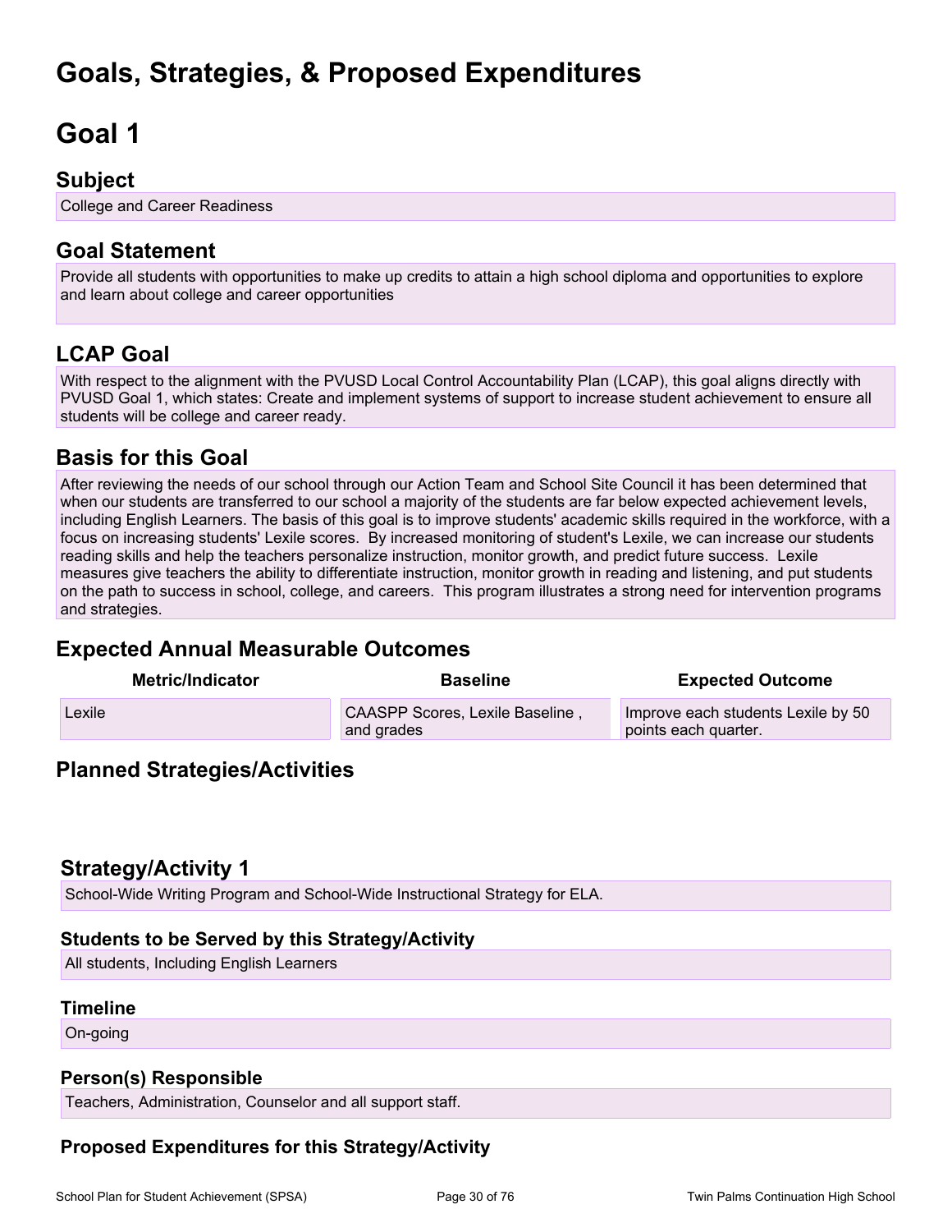# Goals, Strategies, & Proposed Expenditures

# Goal 1

## Subject

College and Career Readiness

## Goal Statement

Provide all students with opportunities to make up credits to attain a high school diploma and opportunities to explore and learn about college and career opportunities

## LCAP Goal

With respect to the alignment with the PVUSD Local Control Accountability Plan (LCAP), this goal aligns directly with PVUSD Goal 1, which states: Create and implement systems of support to increase student achievement to ensure all students will be college and career ready.

## Basis for this Goal

After reviewing the needs of our school through our Action Team and School Site Council it has been determined that when our students are transferred to our school a majority of the students are far below expected achievement levels, including English Learners. The basis of this goal is to improve students' academic skills required in the workforce, with a focus on increasing students' Lexile scores. By increased monitoring of student's Lexile, we can increase our students reading skills and help the teachers personalize instruction, monitor growth, and predict future success. Lexile measures give teachers the ability to differentiate instruction, monitor growth in reading and listening, and put students on the path to success in school, college, and careers. This program illustrates a strong need for intervention programs and strategies.

## Expected Annual Measurable Outcomes

| Metric/Indicator | Baseline | Expected Outcome |
| --- | --- | --- |
| Lexile | CAASPP Scores, Lexile Baseline , and grades | Improve each students Lexile by 50 points each quarter. |

## Planned Strategies/Activities

## Strategy/Activity 1

School-Wide Writing Program and School-Wide Instructional Strategy for ELA.

### Students to be Served by this Strategy/Activity

All students, Including English Learners

### Timeline

On-going

### Person(s) Responsible

Teachers, Administration, Counselor and all support staff.

### Proposed Expenditures for this Strategy/Activity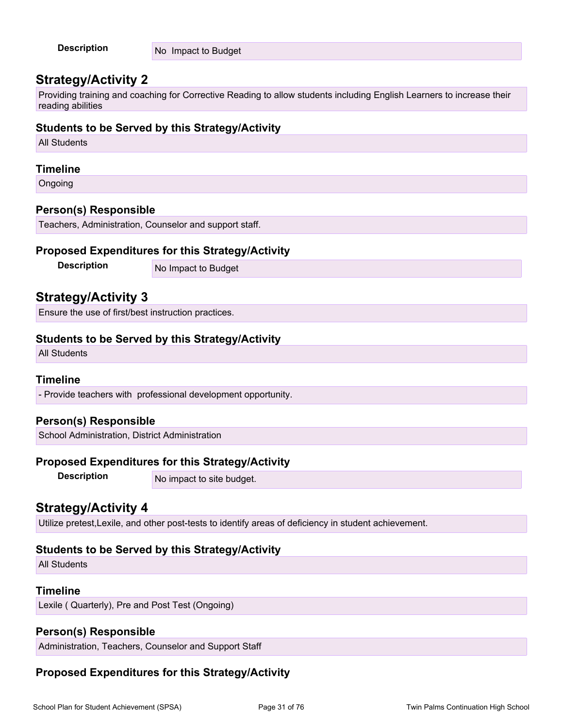**Description** No Impact to Budget

## Strategy/Activity 2

Providing training and coaching for Corrective Reading to allow students including English Learners to increase their reading abilities

### Students to be Served by this Strategy/Activity

All Students

### Timeline

Ongoing

### Person(s) Responsible

Teachers, Administration, Counselor and support staff.

### Proposed Expenditures for this Strategy/Activity

**Description** No Impact to Budget

## Strategy/Activity 3

Ensure the use of first/best instruction practices.

### Students to be Served by this Strategy/Activity

All Students

### Timeline

- Provide teachers with professional development opportunity.

### Person(s) Responsible

School Administration, District Administration

### Proposed Expenditures for this Strategy/Activity

**Description** No impact to site budget.

## Strategy/Activity 4

Utilize pretest,Lexile, and other post-tests to identify areas of deficiency in student achievement.

### Students to be Served by this Strategy/Activity

All Students

### Timeline

Lexile ( Quarterly), Pre and Post Test (Ongoing)

### Person(s) Responsible

Administration, Teachers, Counselor and Support Staff

### Proposed Expenditures for this Strategy/Activity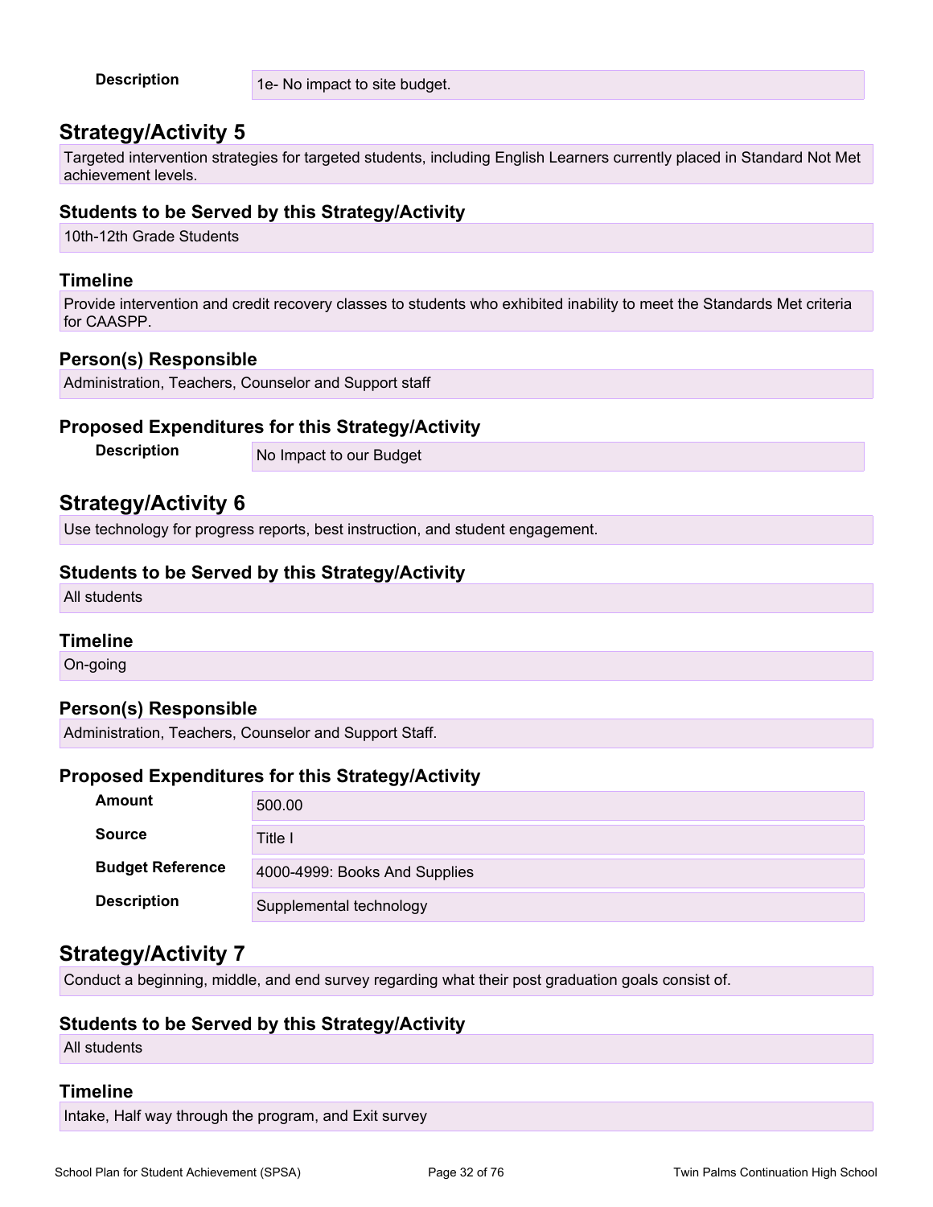**Description** 1e- No impact to site budget.

## Strategy/Activity 5

Targeted intervention strategies for targeted students, including English Learners currently placed in Standard Not Met achievement levels.

### Students to be Served by this Strategy/Activity

10th-12th Grade Students

### Timeline

Provide intervention and credit recovery classes to students who exhibited inability to meet the Standards Met criteria for CAASPP.

### Person(s) Responsible

Administration, Teachers, Counselor and Support staff

### Proposed Expenditures for this Strategy/Activity

| | |
|---|---|
| **Description** | No Impact to our Budget |

## Strategy/Activity 6

Use technology for progress reports, best instruction, and student engagement.

### Students to be Served by this Strategy/Activity

All students

### Timeline

On-going

### Person(s) Responsible

Administration, Teachers, Counselor and Support Staff.

### Proposed Expenditures for this Strategy/Activity

| | |
|---|---|
| **Amount** | 500.00 |
| **Source** | Title I |
| **Budget Reference** | 4000-4999: Books And Supplies |
| **Description** | Supplemental technology |

## Strategy/Activity 7

Conduct a beginning, middle, and end survey regarding what their post graduation goals consist of.

### Students to be Served by this Strategy/Activity

All students

### Timeline

Intake, Half way through the program, and Exit survey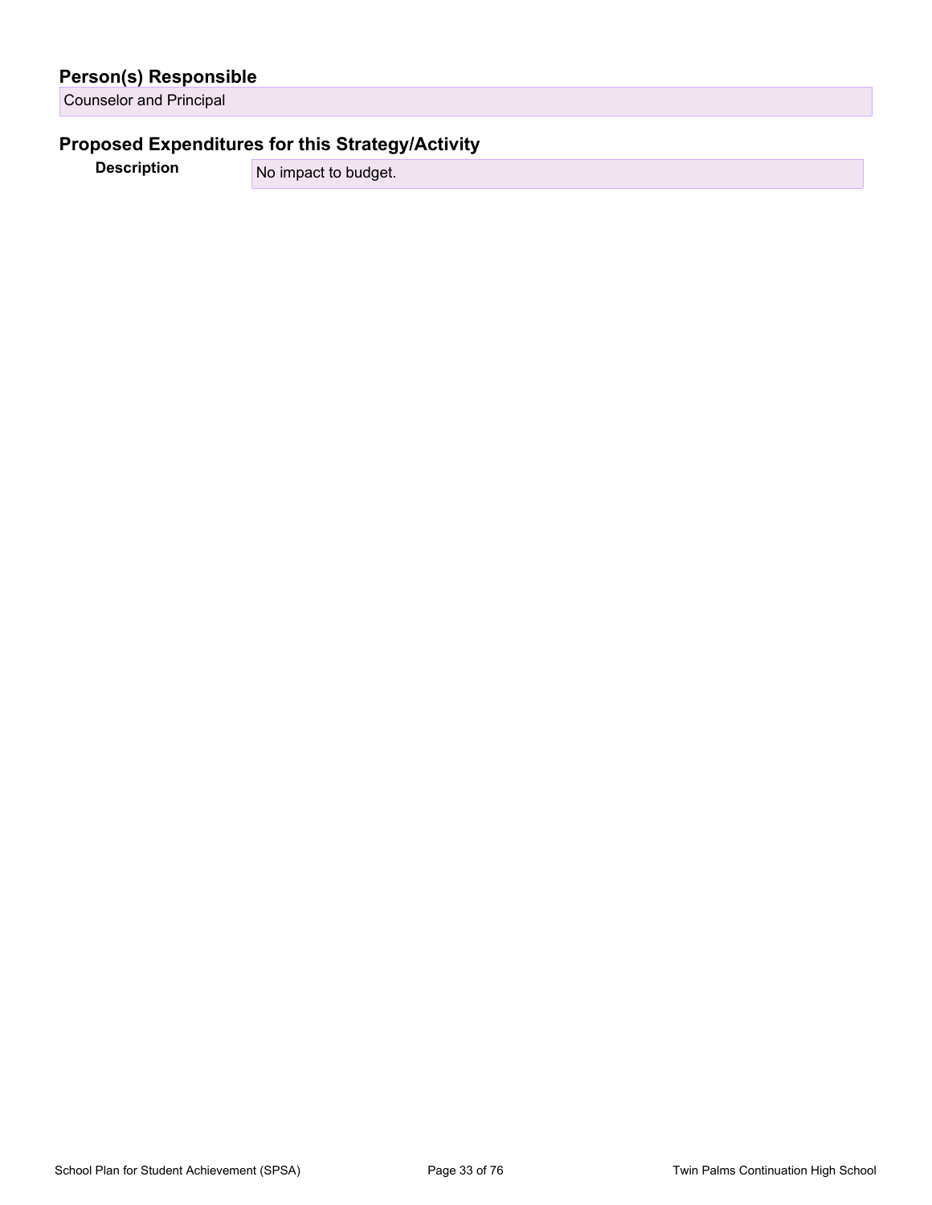## Person(s) Responsible

Counselor and Principal

## Proposed Expenditures for this Strategy/Activity

| Description | No impact to budget. |
| --- | --- |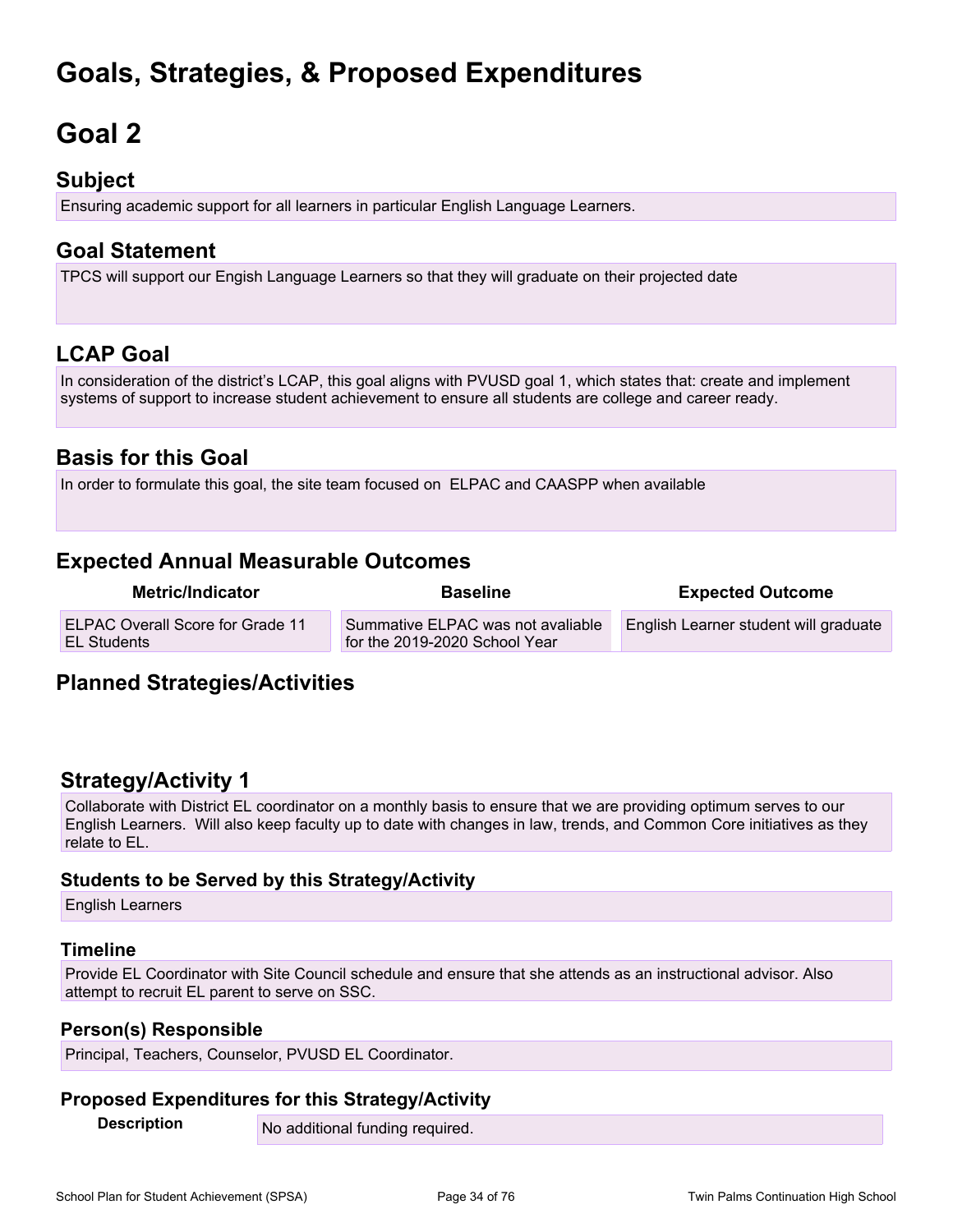# Goals, Strategies, & Proposed Expenditures

# Goal 2

## Subject

Ensuring academic support for all learners in particular English Language Learners.

## Goal Statement

TPCS will support our Engish Language Learners so that they will graduate on their projected date

## LCAP Goal

In consideration of the district's LCAP, this goal aligns with PVUSD goal 1, which states that: create and implement systems of support to increase student achievement to ensure all students are college and career ready.

## Basis for this Goal

In order to formulate this goal, the site team focused on ELPAC and CAASPP when available

## Expected Annual Measurable Outcomes

| Metric/Indicator | Baseline | Expected Outcome |
|---|---|---|
| ELPAC Overall Score for Grade 11 EL Students | Summative ELPAC was not avaliable for the 2019-2020 School Year | English Learner student will graduate |

## Planned Strategies/Activities

## Strategy/Activity 1

Collaborate with District EL coordinator on a monthly basis to ensure that we are providing optimum serves to our English Learners. Will also keep faculty up to date with changes in law, trends, and Common Core initiatives as they relate to EL.

### Students to be Served by this Strategy/Activity

English Learners

### Timeline

Provide EL Coordinator with Site Council schedule and ensure that she attends as an instructional advisor. Also attempt to recruit EL parent to serve on SSC.

### Person(s) Responsible

Principal, Teachers, Counselor, PVUSD EL Coordinator.

### Proposed Expenditures for this Strategy/Activity

| Description | No additional funding required. |
|---|---|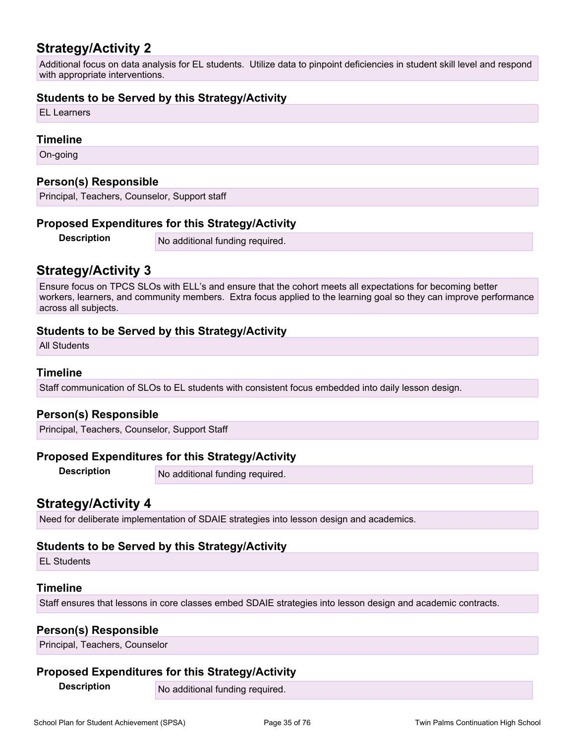## Strategy/Activity 2

Additional focus on data analysis for EL students. Utilize data to pinpoint deficiencies in student skill level and respond with appropriate interventions.

### Students to be Served by this Strategy/Activity

EL Learners

### Timeline

On-going

### Person(s) Responsible

Principal, Teachers, Counselor, Support staff

### Proposed Expenditures for this Strategy/Activity

| Description | No additional funding required. |
|---|---|

## Strategy/Activity 3

Ensure focus on TPCS SLOs with ELL's and ensure that the cohort meets all expectations for becoming better workers, learners, and community members. Extra focus applied to the learning goal so they can improve performance across all subjects.

### Students to be Served by this Strategy/Activity

All Students

### Timeline

Staff communication of SLOs to EL students with consistent focus embedded into daily lesson design.

### Person(s) Responsible

Principal, Teachers, Counselor, Support Staff

### Proposed Expenditures for this Strategy/Activity

| Description | No additional funding required. |
|---|---|

## Strategy/Activity 4

Need for deliberate implementation of SDAIE strategies into lesson design and academics.

### Students to be Served by this Strategy/Activity

EL Students

### Timeline

Staff ensures that lessons in core classes embed SDAIE strategies into lesson design and academic contracts.

### Person(s) Responsible

Principal, Teachers, Counselor

### Proposed Expenditures for this Strategy/Activity

| Description | No additional funding required. |
|---|---|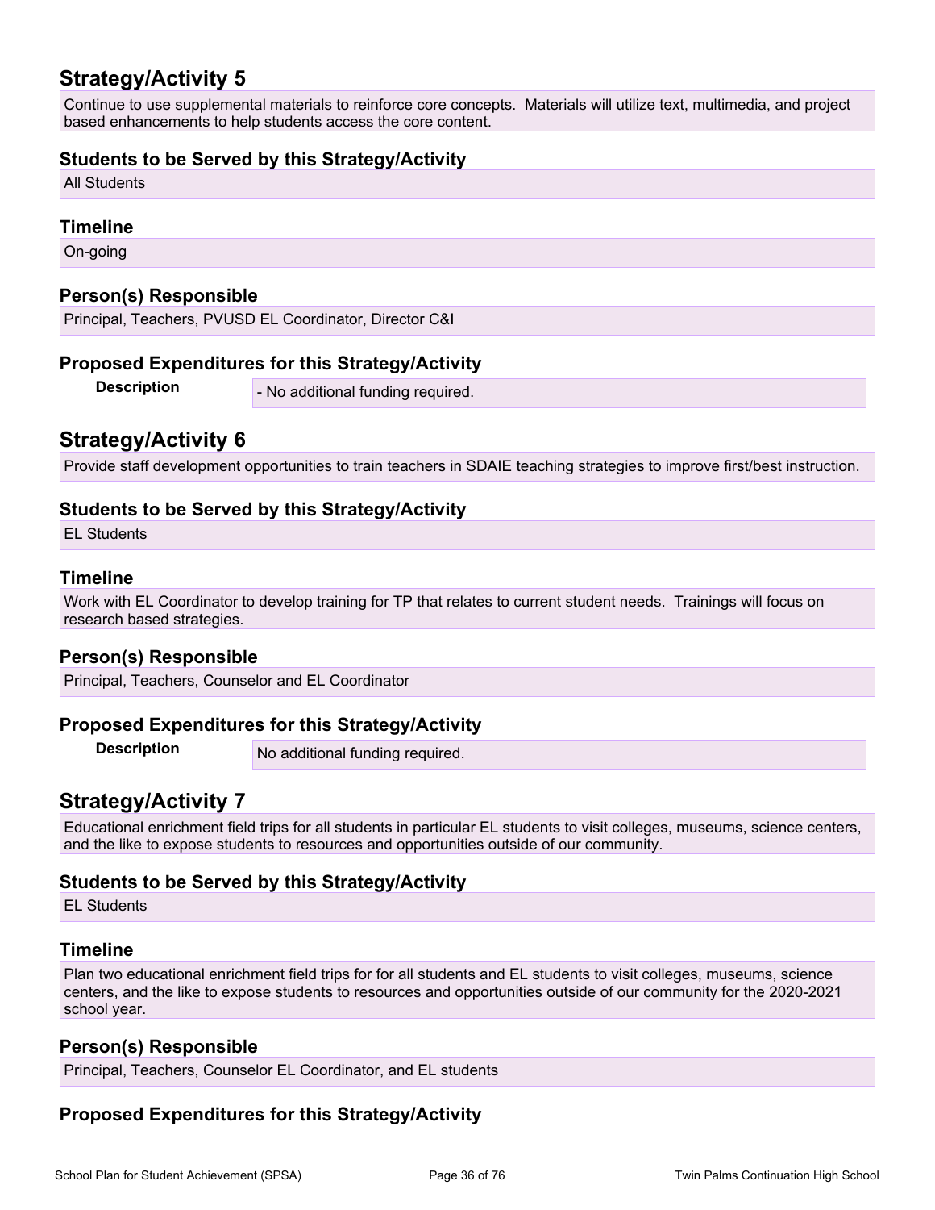## Strategy/Activity 5

Continue to use supplemental materials to reinforce core concepts. Materials will utilize text, multimedia, and project based enhancements to help students access the core content.

### Students to be Served by this Strategy/Activity

All Students

### Timeline

On-going

### Person(s) Responsible

Principal, Teachers, PVUSD EL Coordinator, Director C&I

### Proposed Expenditures for this Strategy/Activity

| Description | - No additional funding required. |
| --- | --- |

## Strategy/Activity 6

Provide staff development opportunities to train teachers in SDAIE teaching strategies to improve first/best instruction.

### Students to be Served by this Strategy/Activity

EL Students

### Timeline

Work with EL Coordinator to develop training for TP that relates to current student needs. Trainings will focus on research based strategies.

### Person(s) Responsible

Principal, Teachers, Counselor and EL Coordinator

### Proposed Expenditures for this Strategy/Activity

| Description | No additional funding required. |
| --- | --- |

## Strategy/Activity 7

Educational enrichment field trips for all students in particular EL students to visit colleges, museums, science centers, and the like to expose students to resources and opportunities outside of our community.

### Students to be Served by this Strategy/Activity

EL Students

### Timeline

Plan two educational enrichment field trips for for all students and EL students to visit colleges, museums, science centers, and the like to expose students to resources and opportunities outside of our community for the 2020-2021 school year.

### Person(s) Responsible

Principal, Teachers, Counselor EL Coordinator, and EL students

### Proposed Expenditures for this Strategy/Activity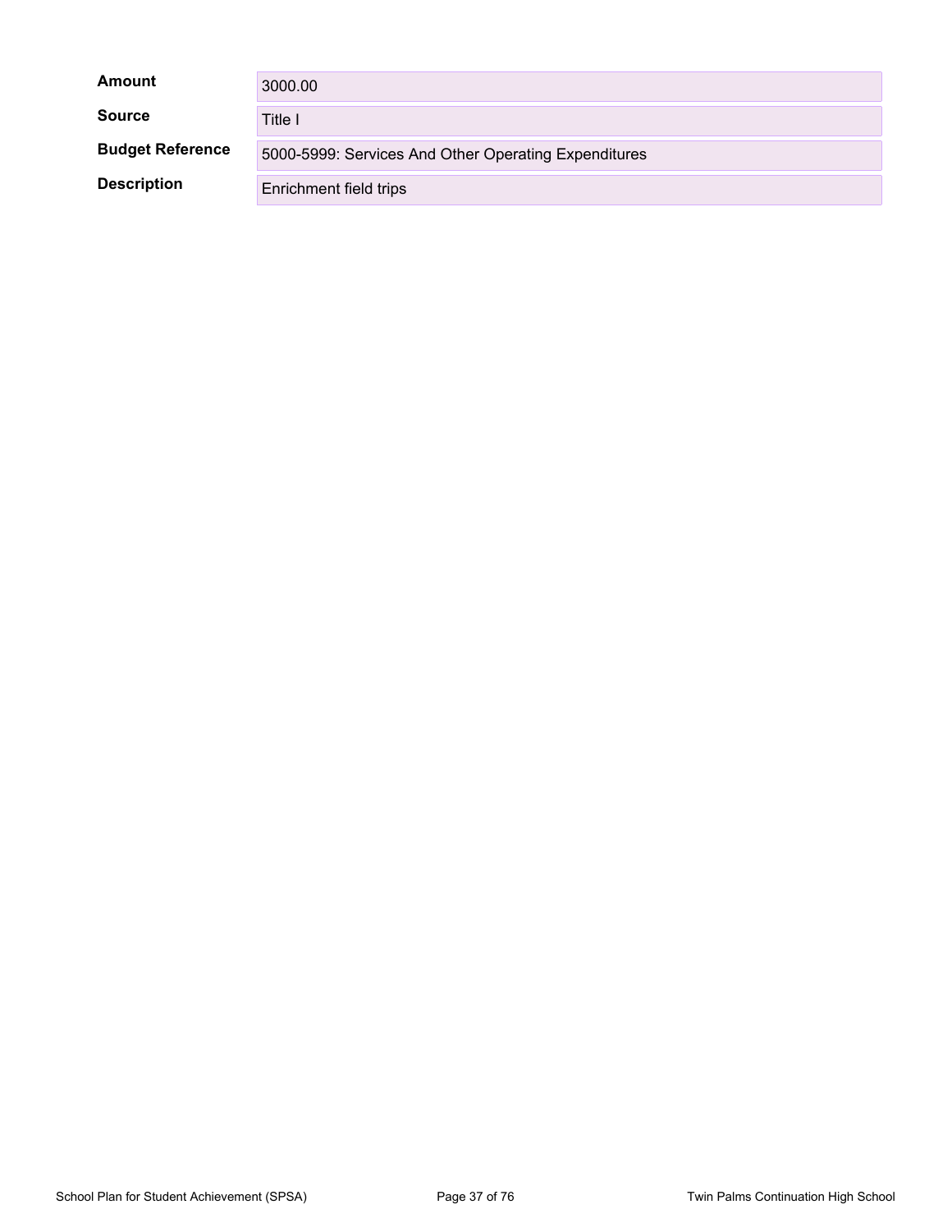| | |
|---|---|
| **Amount** | 3000.00 |
| **Source** | Title I |
| **Budget Reference** | 5000-5999: Services And Other Operating Expenditures |
| **Description** | Enrichment field trips |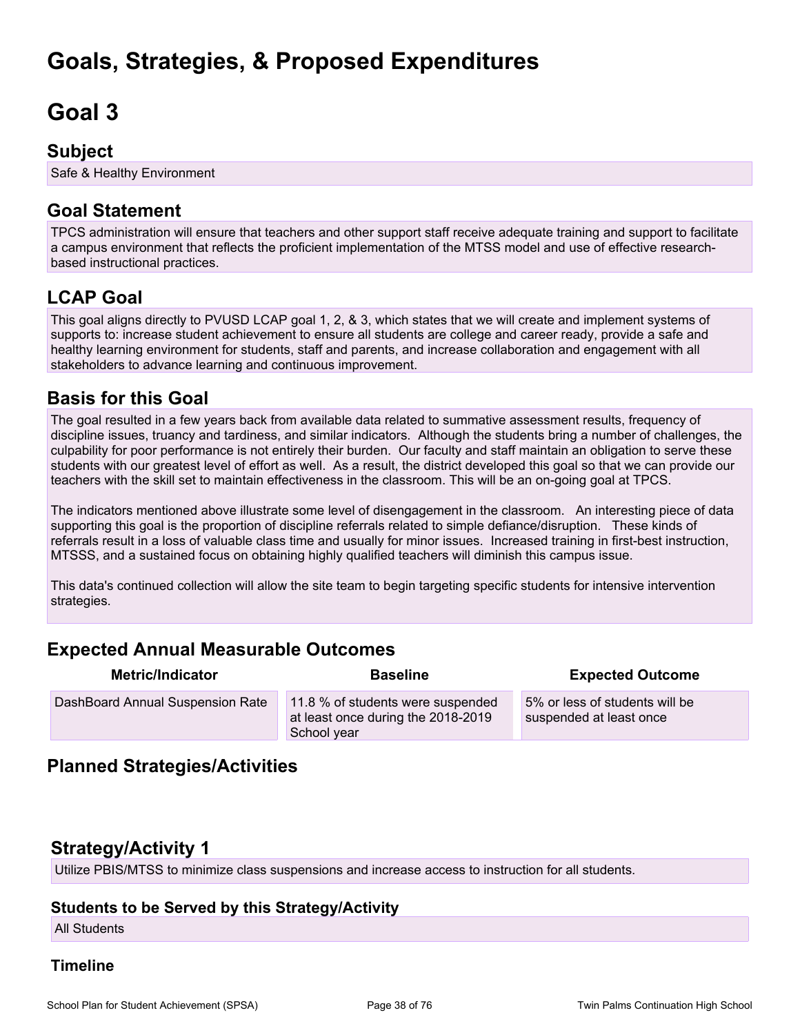# Goals, Strategies, & Proposed Expenditures

# Goal 3

## Subject

Safe & Healthy Environment

## Goal Statement

TPCS administration will ensure that teachers and other support staff receive adequate training and support to facilitate a campus environment that reflects the proficient implementation of the MTSS model and use of effective research-based instructional practices.

## LCAP Goal

This goal aligns directly to PVUSD LCAP goal 1, 2, & 3, which states that we will create and implement systems of supports to: increase student achievement to ensure all students are college and career ready, provide a safe and healthy learning environment for students, staff and parents, and increase collaboration and engagement with all stakeholders to advance learning and continuous improvement.

## Basis for this Goal

The goal resulted in a few years back from available data related to summative assessment results, frequency of discipline issues, truancy and tardiness, and similar indicators. Although the students bring a number of challenges, the culpability for poor performance is not entirely their burden. Our faculty and staff maintain an obligation to serve these students with our greatest level of effort as well. As a result, the district developed this goal so that we can provide our teachers with the skill set to maintain effectiveness in the classroom. This will be an on-going goal at TPCS.

The indicators mentioned above illustrate some level of disengagement in the classroom. An interesting piece of data supporting this goal is the proportion of discipline referrals related to simple defiance/disruption. These kinds of referrals result in a loss of valuable class time and usually for minor issues. Increased training in first-best instruction, MTSSS, and a sustained focus on obtaining highly qualified teachers will diminish this campus issue.

This data's continued collection will allow the site team to begin targeting specific students for intensive intervention strategies.

## Expected Annual Measurable Outcomes

| Metric/Indicator | Baseline | Expected Outcome |
|---|---|---|
| DashBoard Annual Suspension Rate | 11.8 % of students were suspended at least once during the 2018-2019 School year | 5% or less of students will be suspended at least once |

## Planned Strategies/Activities

## Strategy/Activity 1

Utilize PBIS/MTSS to minimize class suspensions and increase access to instruction for all students.

### Students to be Served by this Strategy/Activity

All Students

### Timeline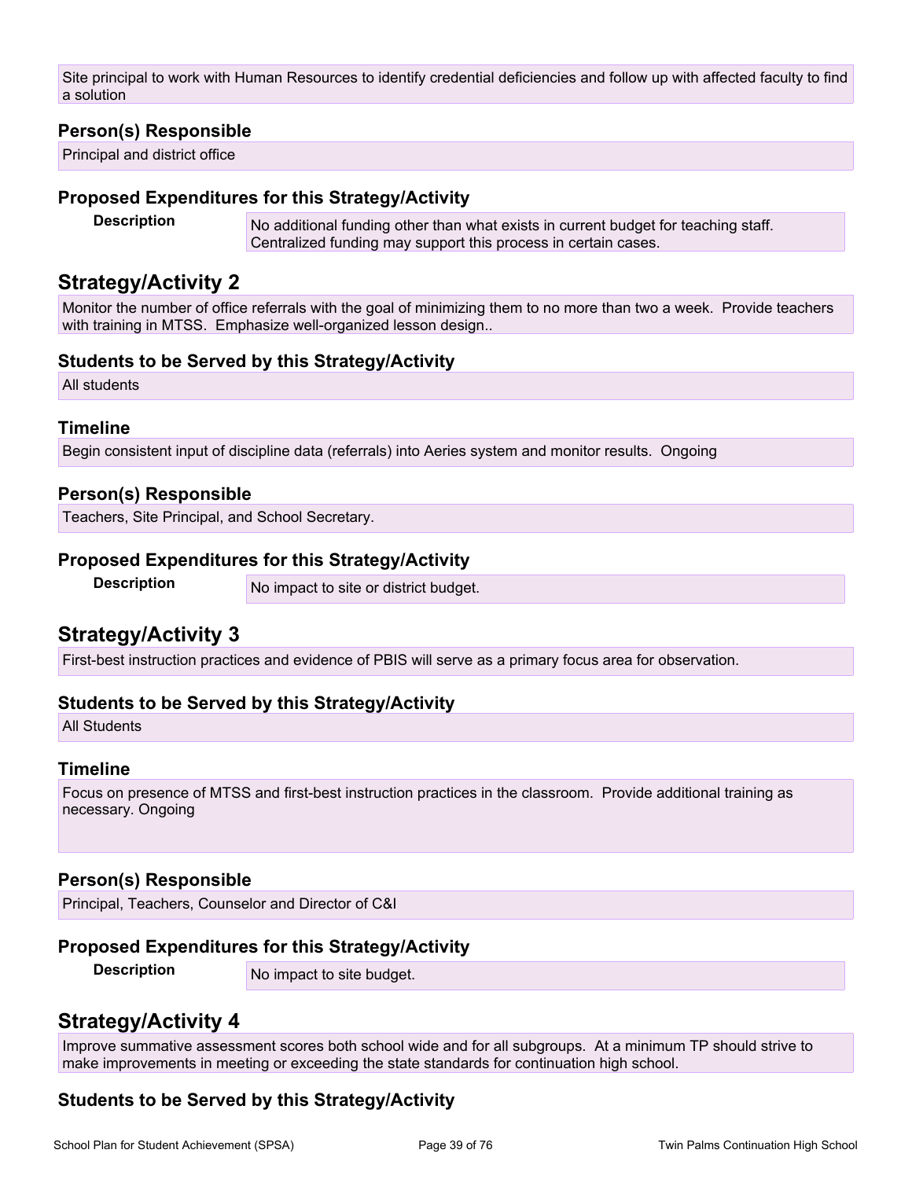Site principal to work with Human Resources to identify credential deficiencies and follow up with affected faculty to find a solution

### Person(s) Responsible

Principal and district office

### Proposed Expenditures for this Strategy/Activity

**Description**

No additional funding other than what exists in current budget for teaching staff. Centralized funding may support this process in certain cases.

## Strategy/Activity 2

Monitor the number of office referrals with the goal of minimizing them to no more than two a week. Provide teachers with training in MTSS. Emphasize well-organized lesson design..

### Students to be Served by this Strategy/Activity

All students

### Timeline

Begin consistent input of discipline data (referrals) into Aeries system and monitor results. Ongoing

### Person(s) Responsible

Teachers, Site Principal, and School Secretary.

### Proposed Expenditures for this Strategy/Activity

**Description**

No impact to site or district budget.

## Strategy/Activity 3

First-best instruction practices and evidence of PBIS will serve as a primary focus area for observation.

### Students to be Served by this Strategy/Activity

All Students

### Timeline

Focus on presence of MTSS and first-best instruction practices in the classroom. Provide additional training as necessary. Ongoing

### Person(s) Responsible

Principal, Teachers, Counselor and Director of C&I

### Proposed Expenditures for this Strategy/Activity

**Description**

No impact to site budget.

## Strategy/Activity 4

Improve summative assessment scores both school wide and for all subgroups. At a minimum TP should strive to make improvements in meeting or exceeding the state standards for continuation high school.

### Students to be Served by this Strategy/Activity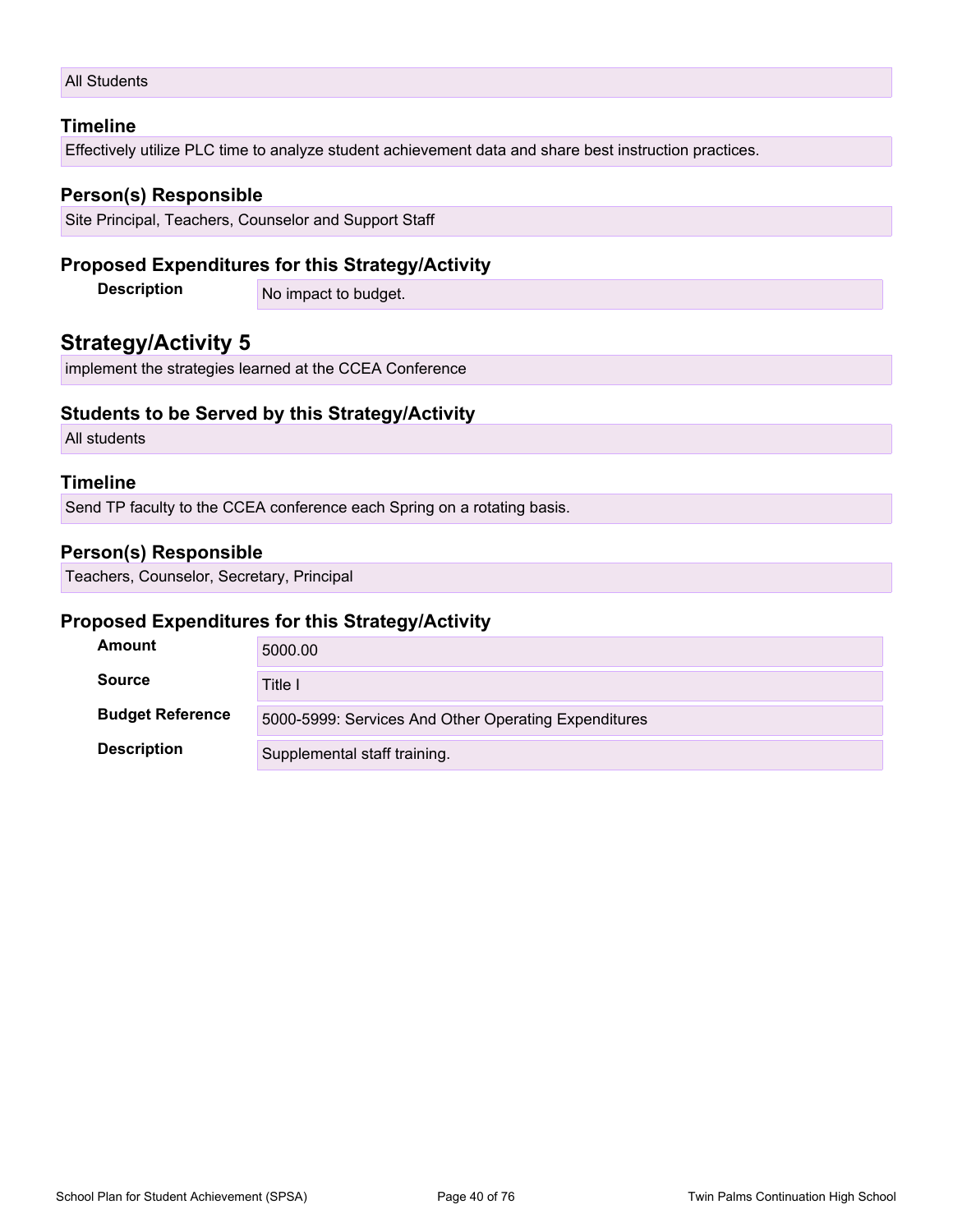All Students

### Timeline

Effectively utilize PLC time to analyze student achievement data and share best instruction practices.

### Person(s) Responsible

Site Principal, Teachers, Counselor and Support Staff

### Proposed Expenditures for this Strategy/Activity

| | |
|---|---|
| **Description** | No impact to budget. |

## Strategy/Activity 5

implement the strategies learned at the CCEA Conference

### Students to be Served by this Strategy/Activity

All students

### Timeline

Send TP faculty to the CCEA conference each Spring on a rotating basis.

### Person(s) Responsible

Teachers, Counselor, Secretary, Principal

### Proposed Expenditures for this Strategy/Activity

| | |
|---|---|
| **Amount** | 5000.00 |
| **Source** | Title I |
| **Budget Reference** | 5000-5999: Services And Other Operating Expenditures |
| **Description** | Supplemental staff training. |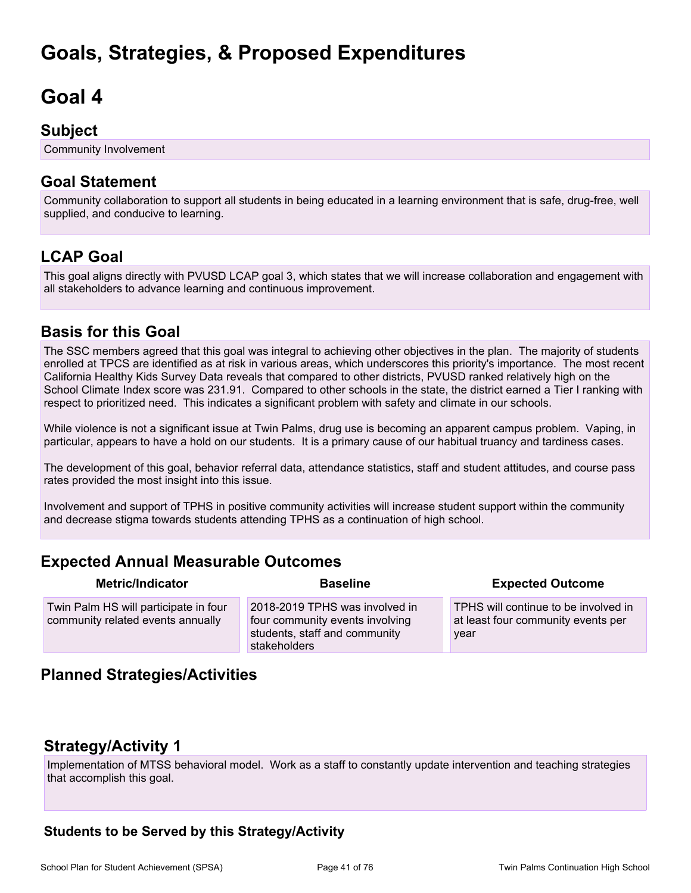# Goals, Strategies, & Proposed Expenditures

# Goal 4

## Subject

Community Involvement

## Goal Statement

Community collaboration to support all students in being educated in a learning environment that is safe, drug-free, well supplied, and conducive to learning.

## LCAP Goal

This goal aligns directly with PVUSD LCAP goal 3, which states that we will increase collaboration and engagement with all stakeholders to advance learning and continuous improvement.

## Basis for this Goal

The SSC members agreed that this goal was integral to achieving other objectives in the plan. The majority of students enrolled at TPCS are identified as at risk in various areas, which underscores this priority's importance. The most recent California Healthy Kids Survey Data reveals that compared to other districts, PVUSD ranked relatively high on the School Climate Index score was 231.91. Compared to other schools in the state, the district earned a Tier I ranking with respect to prioritized need. This indicates a significant problem with safety and climate in our schools.

While violence is not a significant issue at Twin Palms, drug use is becoming an apparent campus problem. Vaping, in particular, appears to have a hold on our students. It is a primary cause of our habitual truancy and tardiness cases.

The development of this goal, behavior referral data, attendance statistics, staff and student attitudes, and course pass rates provided the most insight into this issue.

Involvement and support of TPHS in positive community activities will increase student support within the community and decrease stigma towards students attending TPHS as a continuation of high school.

## Expected Annual Measurable Outcomes

| Metric/Indicator | Baseline | Expected Outcome |
|---|---|---|
| Twin Palm HS will participate in four community related events annually | 2018-2019 TPHS was involved in four community events involving students, staff and community stakeholders | TPHS will continue to be involved in at least four community events per year |

## Planned Strategies/Activities

## Strategy/Activity 1

Implementation of MTSS behavioral model. Work as a staff to constantly update intervention and teaching strategies that accomplish this goal.

### Students to be Served by this Strategy/Activity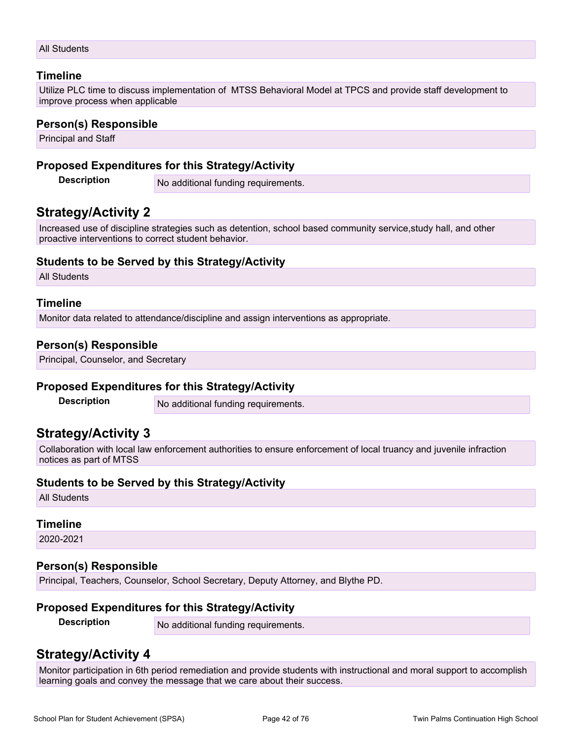All Students

### Timeline

Utilize PLC time to discuss implementation of  MTSS Behavioral Model at TPCS and provide staff development to improve process when applicable

### Person(s) Responsible

Principal and Staff

### Proposed Expenditures for this Strategy/Activity

| Description | No additional funding requirements. |
|---|---|

## Strategy/Activity 2

Increased use of discipline strategies such as detention, school based community service,study hall, and other proactive interventions to correct student behavior.

### Students to be Served by this Strategy/Activity

All Students

### Timeline

Monitor data related to attendance/discipline and assign interventions as appropriate.

### Person(s) Responsible

Principal, Counselor, and Secretary

### Proposed Expenditures for this Strategy/Activity

| Description | No additional funding requirements. |
|---|---|

## Strategy/Activity 3

Collaboration with local law enforcement authorities to ensure enforcement of local truancy and juvenile infraction notices as part of MTSS

### Students to be Served by this Strategy/Activity

All Students

### Timeline

2020-2021

### Person(s) Responsible

Principal, Teachers, Counselor, School Secretary, Deputy Attorney, and Blythe PD.

### Proposed Expenditures for this Strategy/Activity

| Description | No additional funding requirements. |
|---|---|

## Strategy/Activity 4

Monitor participation in 6th period remediation and provide students with instructional and moral support to accomplish learning goals and convey the message that we care about their success.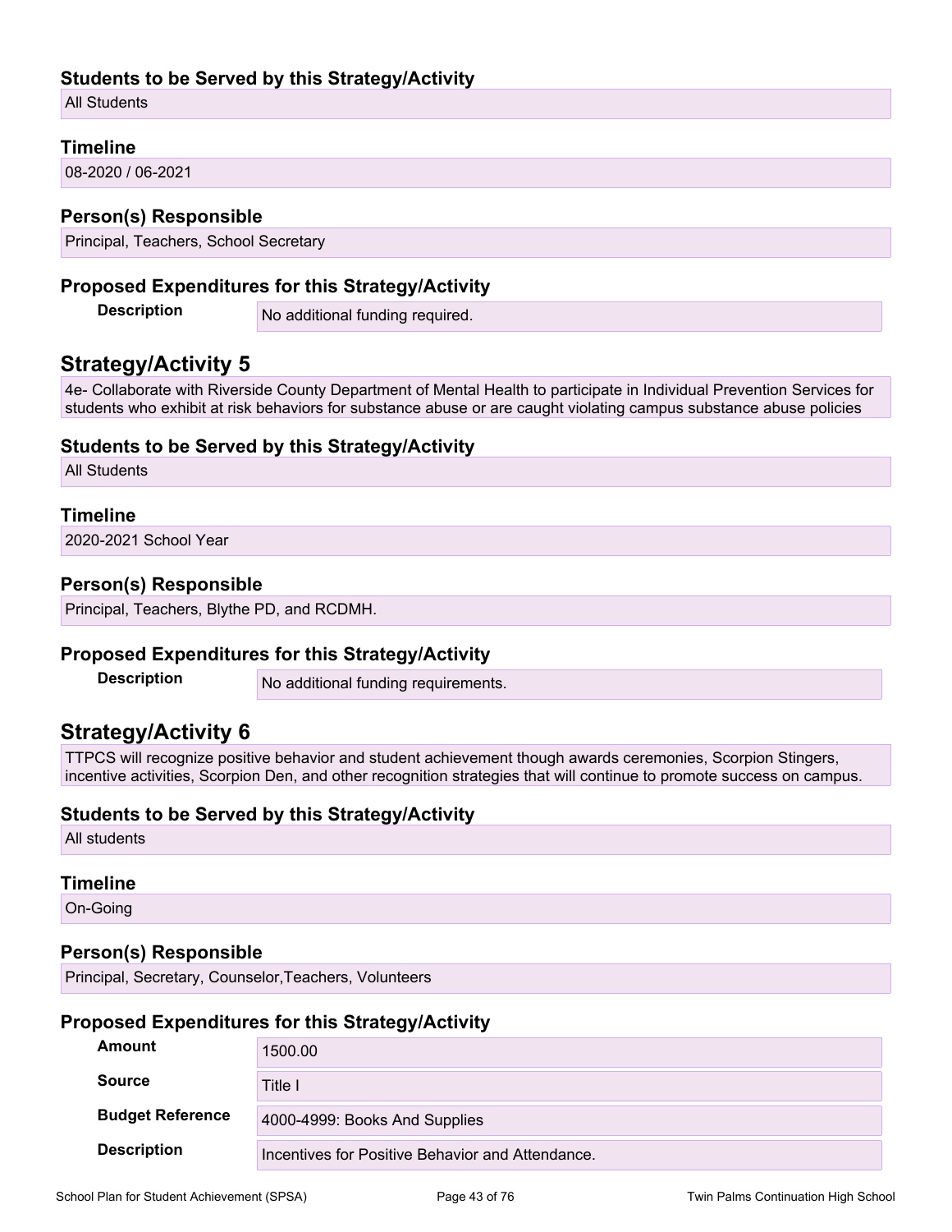### Students to be Served by this Strategy/Activity

All Students

### Timeline

08-2020 / 06-2021

### Person(s) Responsible

Principal, Teachers, School Secretary

### Proposed Expenditures for this Strategy/Activity

| | |
|---|---|
| **Description** | No additional funding required. |

## Strategy/Activity 5

4e- Collaborate with Riverside County Department of Mental Health to participate in Individual Prevention Services for students who exhibit at risk behaviors for substance abuse or are caught violating campus substance abuse policies

### Students to be Served by this Strategy/Activity

All Students

### Timeline

2020-2021 School Year

### Person(s) Responsible

Principal, Teachers, Blythe PD, and RCDMH.

### Proposed Expenditures for this Strategy/Activity

| | |
|---|---|
| **Description** | No additional funding requirements. |

## Strategy/Activity 6

TTPCS will recognize positive behavior and student achievement though awards ceremonies, Scorpion Stingers, incentive activities, Scorpion Den, and other recognition strategies that will continue to promote success on campus.

### Students to be Served by this Strategy/Activity

All students

### Timeline

On-Going

### Person(s) Responsible

Principal, Secretary, Counselor,Teachers, Volunteers

### Proposed Expenditures for this Strategy/Activity

| | |
|---|---|
| **Amount** | 1500.00 |
| **Source** | Title I |
| **Budget Reference** | 4000-4999: Books And Supplies |
| **Description** | Incentives for Positive Behavior and Attendance. |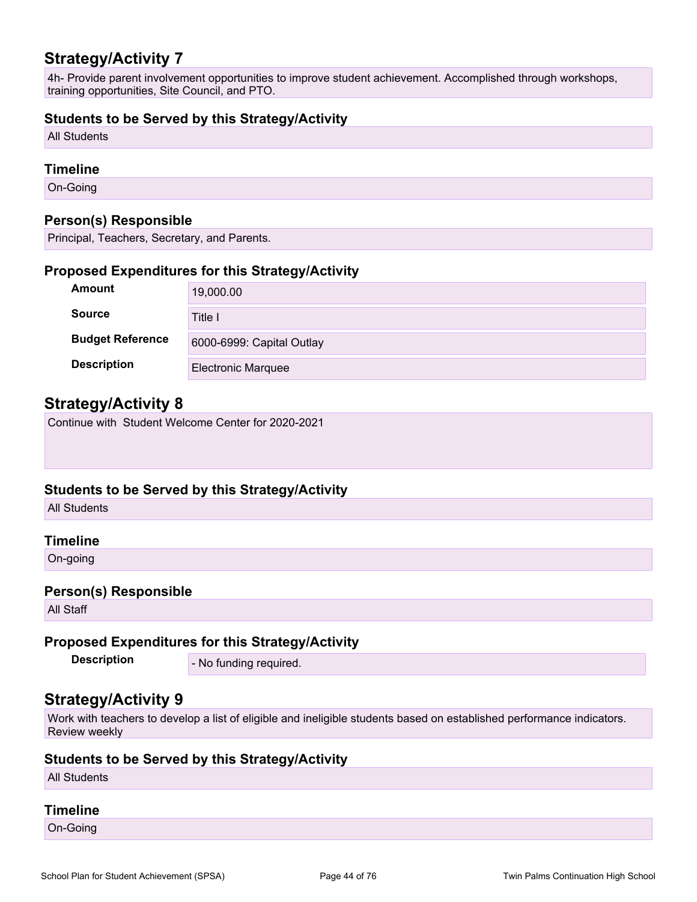## Strategy/Activity 7

4h- Provide parent involvement opportunities to improve student achievement. Accomplished through workshops, training opportunities, Site Council, and PTO.

### Students to be Served by this Strategy/Activity

All Students

### Timeline

On-Going

### Person(s) Responsible

Principal, Teachers, Secretary, and Parents.

### Proposed Expenditures for this Strategy/Activity

| | |
|---|---|
| **Amount** | 19,000.00 |
| **Source** | Title I |
| **Budget Reference** | 6000-6999: Capital Outlay |
| **Description** | Electronic Marquee |

## Strategy/Activity 8

Continue with Student Welcome Center for 2020-2021

### Students to be Served by this Strategy/Activity

All Students

### Timeline

On-going

### Person(s) Responsible

All Staff

### Proposed Expenditures for this Strategy/Activity

| | |
|---|---|
| **Description** | - No funding required. |

## Strategy/Activity 9

Work with teachers to develop a list of eligible and ineligible students based on established performance indicators. Review weekly

### Students to be Served by this Strategy/Activity

All Students

### Timeline

On-Going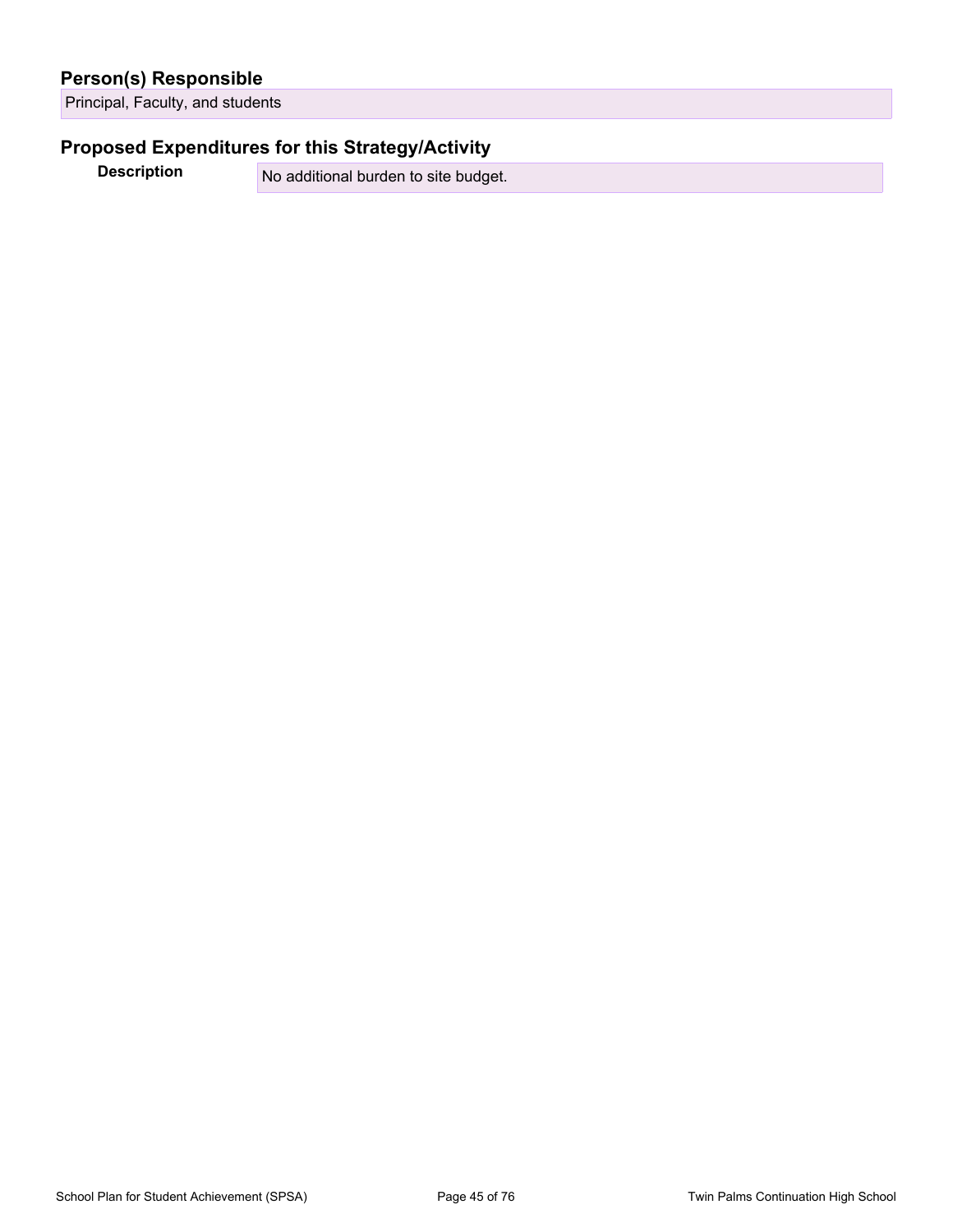## Person(s) Responsible

Principal, Faculty, and students

## Proposed Expenditures for this Strategy/Activity

| Description | No additional burden to site budget. |
| --- | --- |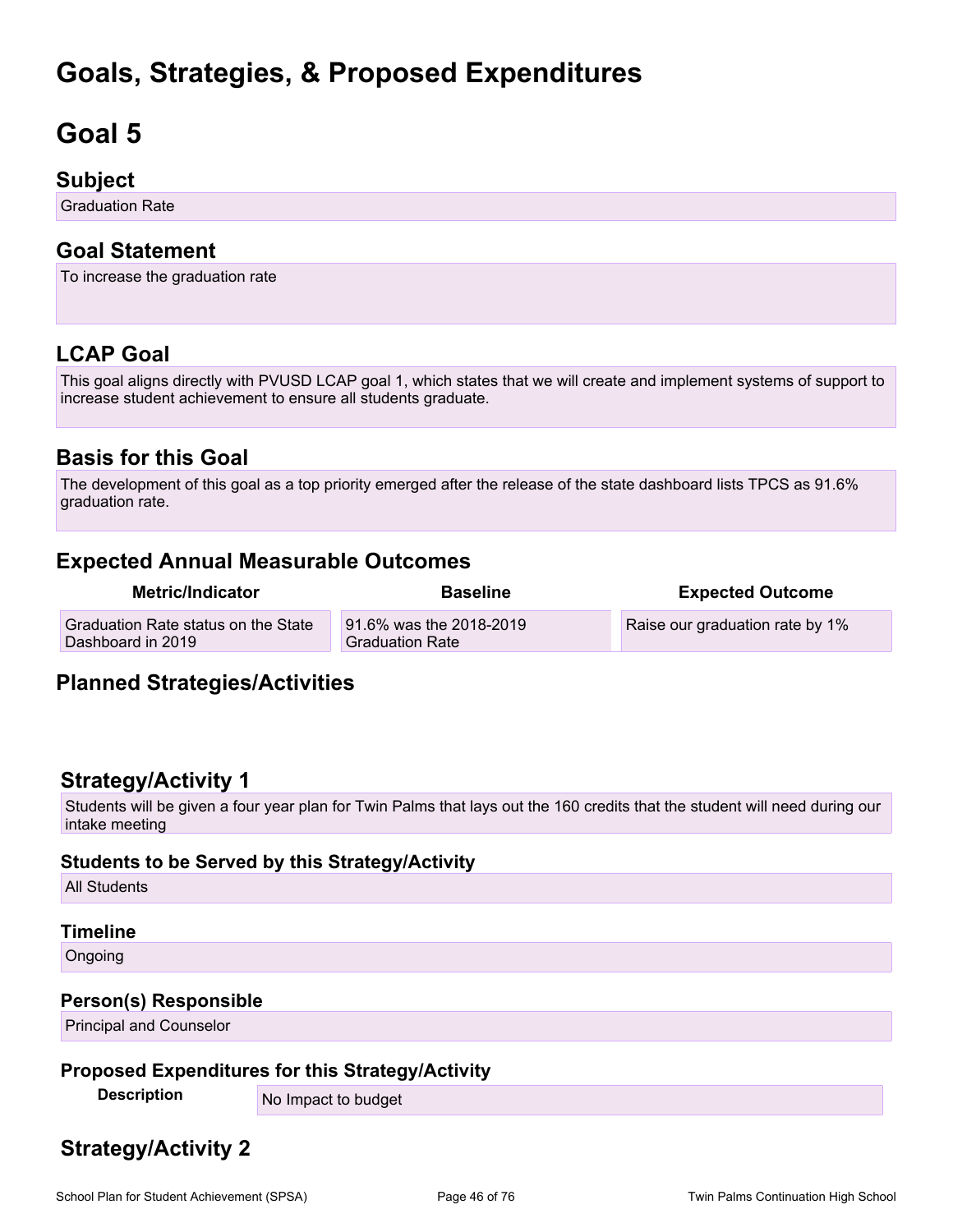# Goals, Strategies, & Proposed Expenditures

# Goal 5

## Subject

Graduation Rate

## Goal Statement

To increase the graduation rate

## LCAP Goal

This goal aligns directly with PVUSD LCAP goal 1, which states that we will create and implement systems of support to increase student achievement to ensure all students graduate.

## Basis for this Goal

The development of this goal as a top priority emerged after the release of the state dashboard lists TPCS as 91.6% graduation rate.

## Expected Annual Measurable Outcomes

| Metric/Indicator | Baseline | Expected Outcome |
|---|---|---|
| Graduation Rate status on the State Dashboard in 2019 | 91.6% was the 2018-2019 Graduation Rate | Raise our graduation rate by 1% |

## Planned Strategies/Activities

## Strategy/Activity 1

Students will be given a four year plan for Twin Palms that lays out the 160 credits that the student will need during our intake meeting

### Students to be Served by this Strategy/Activity

All Students

### Timeline

Ongoing

### Person(s) Responsible

Principal and Counselor

### Proposed Expenditures for this Strategy/Activity

| Description | |
|---|---|
| | No Impact to budget |

## Strategy/Activity 2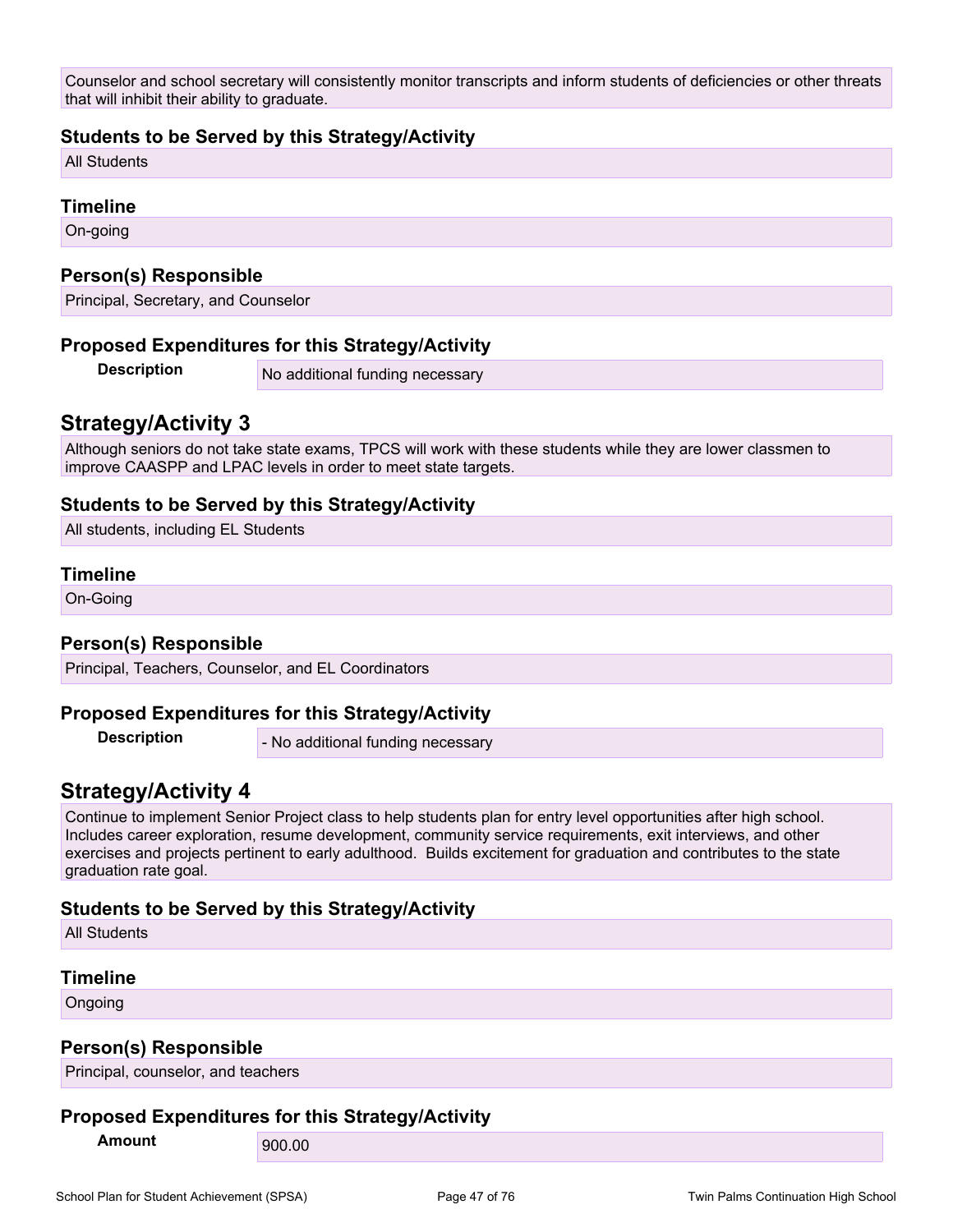Counselor and school secretary will consistently monitor transcripts and inform students of deficiencies or other threats that will inhibit their ability to graduate.

### Students to be Served by this Strategy/Activity

All Students

### Timeline

On-going

### Person(s) Responsible

Principal, Secretary, and Counselor

### Proposed Expenditures for this Strategy/Activity

| | |
|---|---|
| **Description** | No additional funding necessary |

## Strategy/Activity 3

Although seniors do not take state exams, TPCS will work with these students while they are lower classmen to improve CAASPP and LPAC levels in order to meet state targets.

### Students to be Served by this Strategy/Activity

All students, including EL Students

### Timeline

On-Going

### Person(s) Responsible

Principal, Teachers, Counselor, and EL Coordinators

### Proposed Expenditures for this Strategy/Activity

| | |
|---|---|
| **Description** | - No additional funding necessary |

## Strategy/Activity 4

Continue to implement Senior Project class to help students plan for entry level opportunities after high school. Includes career exploration, resume development, community service requirements, exit interviews, and other exercises and projects pertinent to early adulthood. Builds excitement for graduation and contributes to the state graduation rate goal.

### Students to be Served by this Strategy/Activity

All Students

### Timeline

Ongoing

### Person(s) Responsible

Principal, counselor, and teachers

### Proposed Expenditures for this Strategy/Activity

| | |
|---|---|
| **Amount** | 900.00 |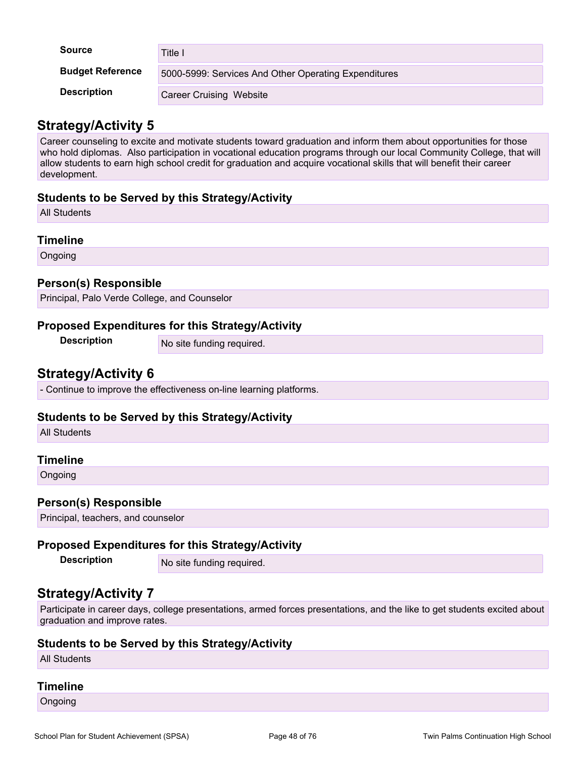| | |
|---|---|
| **Source** | Title I |
| **Budget Reference** | 5000-5999: Services And Other Operating Expenditures |
| **Description** | Career Cruising Website |

## Strategy/Activity 5

Career counseling to excite and motivate students toward graduation and inform them about opportunities for those who hold diplomas. Also participation in vocational education programs through our local Community College, that will allow students to earn high school credit for graduation and acquire vocational skills that will benefit their career development.

### Students to be Served by this Strategy/Activity

All Students

### Timeline

Ongoing

### Person(s) Responsible

Principal, Palo Verde College, and Counselor

### Proposed Expenditures for this Strategy/Activity

| | |
|---|---|
| **Description** | No site funding required. |

## Strategy/Activity 6

- Continue to improve the effectiveness on-line learning platforms.

### Students to be Served by this Strategy/Activity

All Students

### Timeline

Ongoing

### Person(s) Responsible

Principal, teachers, and counselor

### Proposed Expenditures for this Strategy/Activity

| | |
|---|---|
| **Description** | No site funding required. |

## Strategy/Activity 7

Participate in career days, college presentations, armed forces presentations, and the like to get students excited about graduation and improve rates.

### Students to be Served by this Strategy/Activity

All Students

### Timeline

Ongoing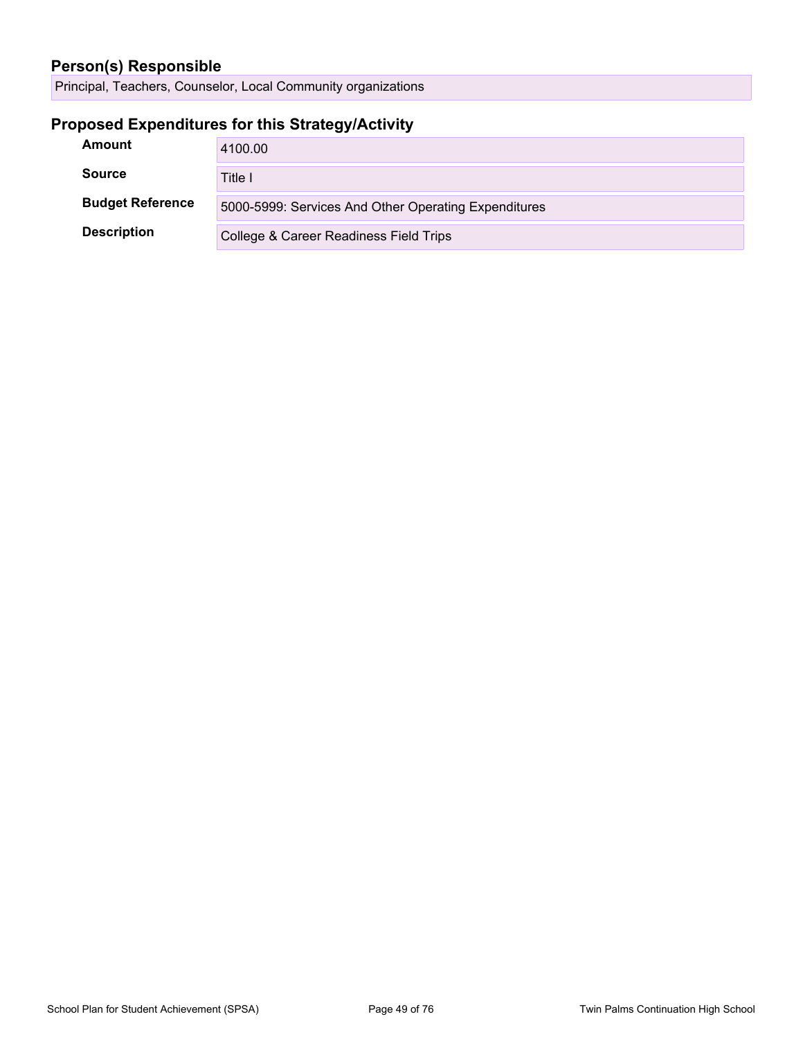## Person(s) Responsible

Principal, Teachers, Counselor, Local Community organizations

## Proposed Expenditures for this Strategy/Activity

| | |
|---|---|
| **Amount** | 4100.00 |
| **Source** | Title I |
| **Budget Reference** | 5000-5999: Services And Other Operating Expenditures |
| **Description** | College & Career Readiness Field Trips |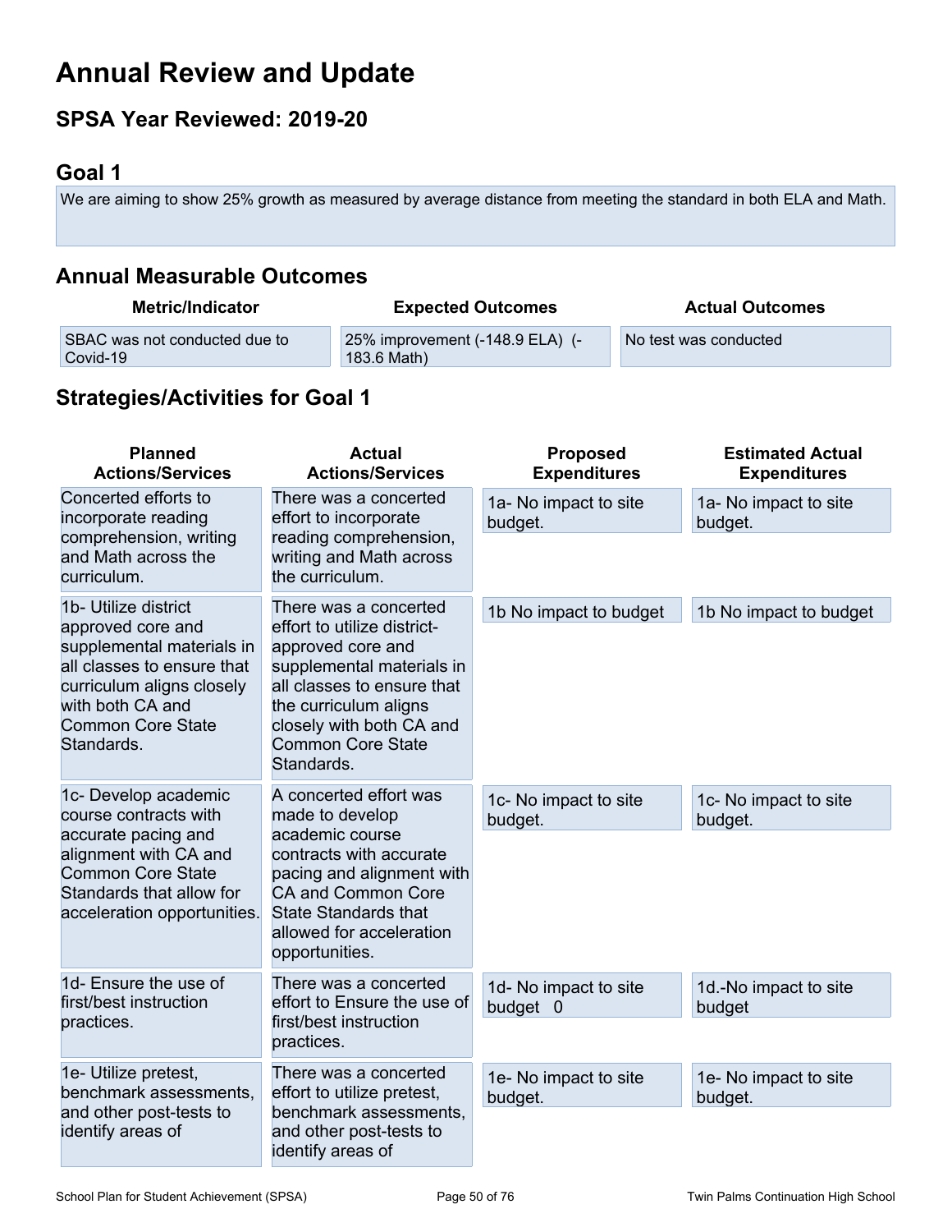# Annual Review and Update

## SPSA Year Reviewed: 2019-20

## Goal 1

We are aiming to show 25% growth as measured by average distance from meeting the standard in both ELA and Math.

## Annual Measurable Outcomes

| Metric/Indicator | Expected Outcomes | Actual Outcomes |
|---|---|---|
| SBAC was not conducted due to Covid-19 | 25% improvement (-148.9 ELA) (-183.6 Math) | No test was conducted |

## Strategies/Activities for Goal 1

| Planned Actions/Services | Actual Actions/Services | Proposed Expenditures | Estimated Actual Expenditures |
|---|---|---|---|
| Concerted efforts to incorporate reading comprehension, writing and Math across the curriculum. | There was a concerted effort to incorporate reading comprehension, writing and Math across the curriculum. | 1a- No impact to site budget. | 1a- No impact to site budget. |
| 1b- Utilize district approved core and supplemental materials in all classes to ensure that curriculum aligns closely with both CA and Common Core State Standards. | There was a concerted effort to utilize district-approved core and supplemental materials in all classes to ensure that the curriculum aligns closely with both CA and Common Core State Standards. | 1b No impact to budget | 1b No impact to budget |
| 1c- Develop academic course contracts with accurate pacing and alignment with CA and Common Core State Standards that allow for acceleration opportunities. | A concerted effort was made to develop academic course contracts with accurate pacing and alignment with CA and Common Core State Standards that allowed for acceleration opportunities. | 1c- No impact to site budget. | 1c- No impact to site budget. |
| 1d- Ensure the use of first/best instruction practices. | There was a concerted effort to Ensure the use of first/best instruction practices. | 1d- No impact to site budget 0 | 1d.-No impact to site budget |
| 1e- Utilize pretest, benchmark assessments, and other post-tests to identify areas of | There was a concerted effort to utilize pretest, benchmark assessments, and other post-tests to identify areas of | 1e- No impact to site budget. | 1e- No impact to site budget. |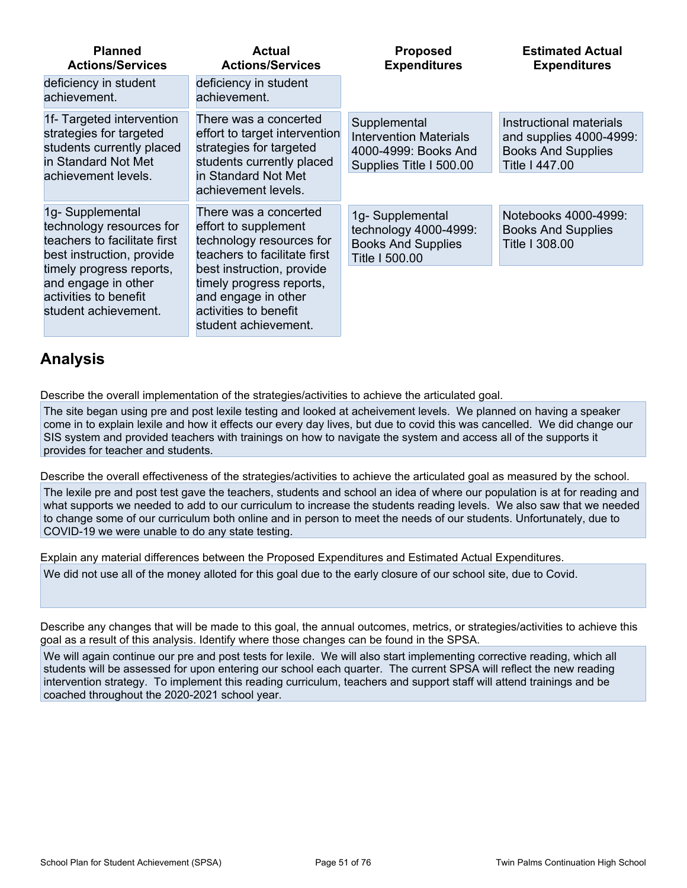| Planned Actions/Services | Actual Actions/Services | Proposed Expenditures | Estimated Actual Expenditures |
|---|---|---|---|
| deficiency in student achievement. | deficiency in student achievement. | | |
| 1f- Targeted intervention strategies for targeted students currently placed in Standard Not Met achievement levels. | There was a concerted effort to target intervention strategies for targeted students currently placed in Standard Not Met achievement levels. | Supplemental Intervention Materials 4000-4999: Books And Supplies Title I 500.00 | Instructional materials and supplies 4000-4999: Books And Supplies Title I 447.00 |
| 1g- Supplemental technology resources for teachers to facilitate first best instruction, provide timely progress reports, and engage in other activities to benefit student achievement. | There was a concerted effort to supplement technology resources for teachers to facilitate first best instruction, provide timely progress reports, and engage in other activities to benefit student achievement. | 1g- Supplemental technology 4000-4999: Books And Supplies Title I 500.00 | Notebooks 4000-4999: Books And Supplies Title I 308.00 |

## Analysis

Describe the overall implementation of the strategies/activities to achieve the articulated goal.

The site began using pre and post lexile testing and looked at acheivement levels. We planned on having a speaker come in to explain lexile and how it effects our every day lives, but due to covid this was cancelled. We did change our SIS system and provided teachers with trainings on how to navigate the system and access all of the supports it provides for teacher and students.

Describe the overall effectiveness of the strategies/activities to achieve the articulated goal as measured by the school.

The lexile pre and post test gave the teachers, students and school an idea of where our population is at for reading and what supports we needed to add to our curriculum to increase the students reading levels. We also saw that we needed to change some of our curriculum both online and in person to meet the needs of our students. Unfortunately, due to COVID-19 we were unable to do any state testing.

Explain any material differences between the Proposed Expenditures and Estimated Actual Expenditures.

We did not use all of the money alloted for this goal due to the early closure of our school site, due to Covid.

Describe any changes that will be made to this goal, the annual outcomes, metrics, or strategies/activities to achieve this goal as a result of this analysis. Identify where those changes can be found in the SPSA.

We will again continue our pre and post tests for lexile. We will also start implementing corrective reading, which all students will be assessed for upon entering our school each quarter. The current SPSA will reflect the new reading intervention strategy. To implement this reading curriculum, teachers and support staff will attend trainings and be coached throughout the 2020-2021 school year.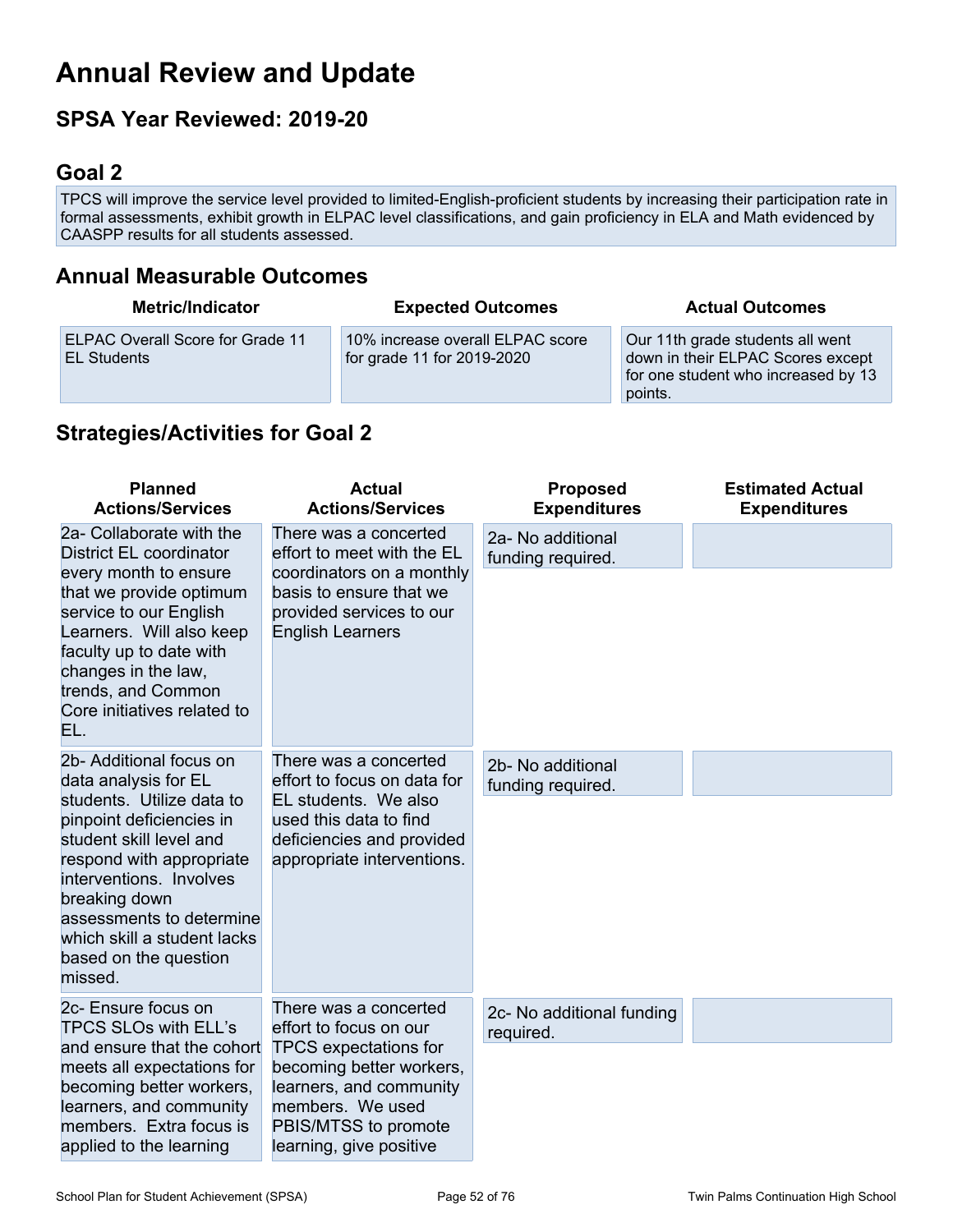# Annual Review and Update

## SPSA Year Reviewed: 2019-20

## Goal 2

TPCS will improve the service level provided to limited-English-proficient students by increasing their participation rate in formal assessments, exhibit growth in ELPAC level classifications, and gain proficiency in ELA and Math evidenced by CAASPP results for all students assessed.

## Annual Measurable Outcomes

| Metric/Indicator | Expected Outcomes | Actual Outcomes |
|---|---|---|
| ELPAC Overall Score for Grade 11 EL Students | 10% increase overall ELPAC score for grade 11 for 2019-2020 | Our 11th grade students all went down in their ELPAC Scores except for one student who increased by 13 points. |

## Strategies/Activities for Goal 2

| Planned Actions/Services | Actual Actions/Services | Proposed Expenditures | Estimated Actual Expenditures |
|---|---|---|---|
| 2a- Collaborate with the District EL coordinator every month to ensure that we provide optimum service to our English Learners. Will also keep faculty up to date with changes in the law, trends, and Common Core initiatives related to EL. | There was a concerted effort to meet with the EL coordinators on a monthly basis to ensure that we provided services to our English Learners | 2a- No additional funding required. | |
| 2b- Additional focus on data analysis for EL students. Utilize data to pinpoint deficiencies in student skill level and respond with appropriate interventions. Involves breaking down assessments to determine which skill a student lacks based on the question missed. | There was a concerted effort to focus on data for EL students. We also used this data to find deficiencies and provided appropriate interventions. | 2b- No additional funding required. | |
| 2c- Ensure focus on TPCS SLOs with ELL's and ensure that the cohort meets all expectations for becoming better workers, learners, and community members. Extra focus is applied to the learning | There was a concerted effort to focus on our TPCS expectations for becoming better workers, learners, and community members. We used PBIS/MTSS to promote learning, give positive | 2c- No additional funding required. | |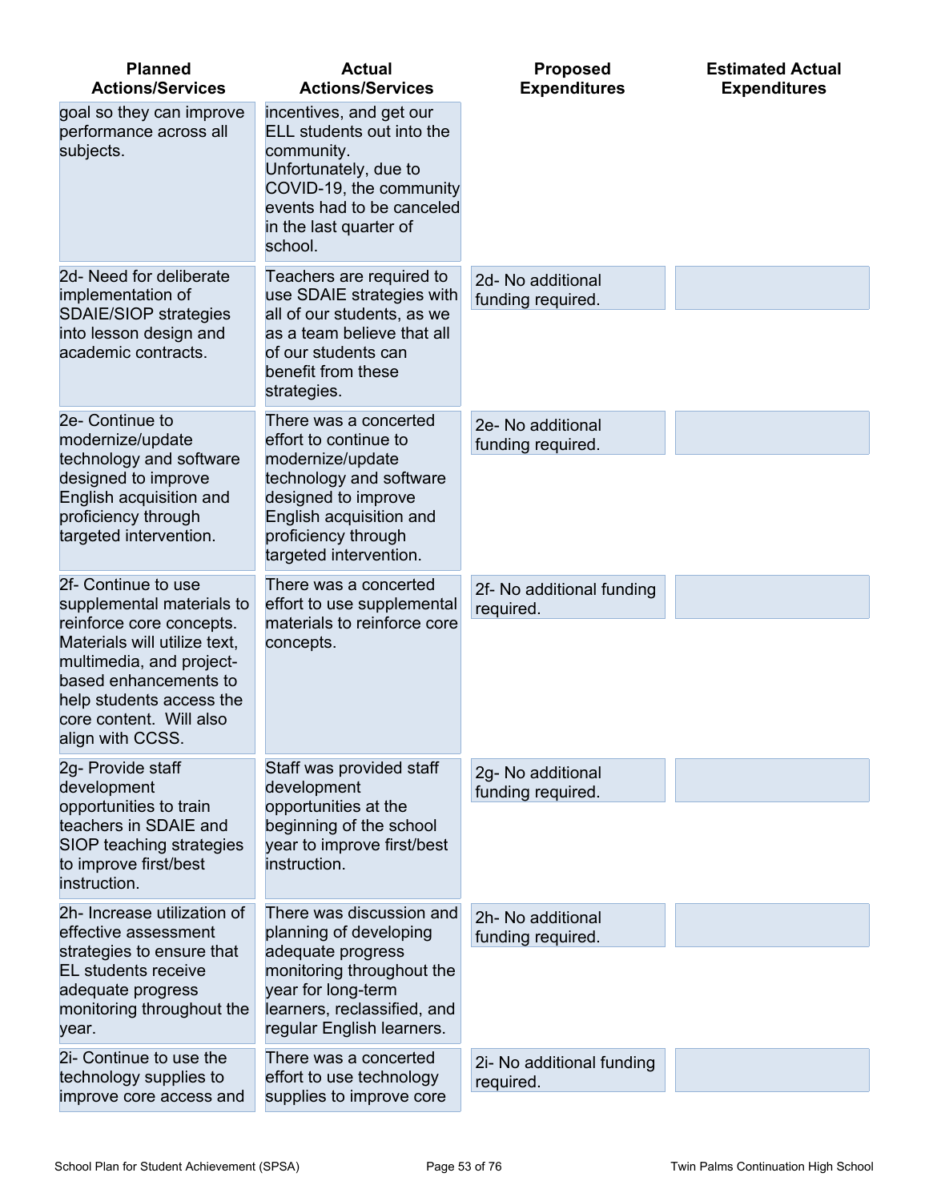| Planned Actions/Services | Actual Actions/Services | Proposed Expenditures | Estimated Actual Expenditures |
| --- | --- | --- | --- |
| goal so they can improve performance across all subjects. | incentives, and get our ELL students out into the community. Unfortunately, due to COVID-19, the community events had to be canceled in the last quarter of school. | | |
| 2d- Need for deliberate implementation of SDAIE/SIOP strategies into lesson design and academic contracts. | Teachers are required to use SDAIE strategies with all of our students, as we as a team believe that all of our students can benefit from these strategies. | 2d- No additional funding required. | |
| 2e- Continue to modernize/update technology and software designed to improve English acquisition and proficiency through targeted intervention. | There was a concerted effort to continue to modernize/update technology and software designed to improve English acquisition and proficiency through targeted intervention. | 2e- No additional funding required. | |
| 2f- Continue to use supplemental materials to reinforce core concepts. Materials will utilize text, multimedia, and project-based enhancements to help students access the core content. Will also align with CCSS. | There was a concerted effort to use supplemental materials to reinforce core concepts. | 2f- No additional funding required. | |
| 2g- Provide staff development opportunities to train teachers in SDAIE and SIOP teaching strategies to improve first/best instruction. | Staff was provided staff development opportunities at the beginning of the school year to improve first/best instruction. | 2g- No additional funding required. | |
| 2h- Increase utilization of effective assessment strategies to ensure that EL students receive adequate progress monitoring throughout the year. | There was discussion and planning of developing adequate progress monitoring throughout the year for long-term learners, reclassified, and regular English learners. | 2h- No additional funding required. | |
| 2i- Continue to use the technology supplies to improve core access and | There was a concerted effort to use technology supplies to improve core | 2i- No additional funding required. | |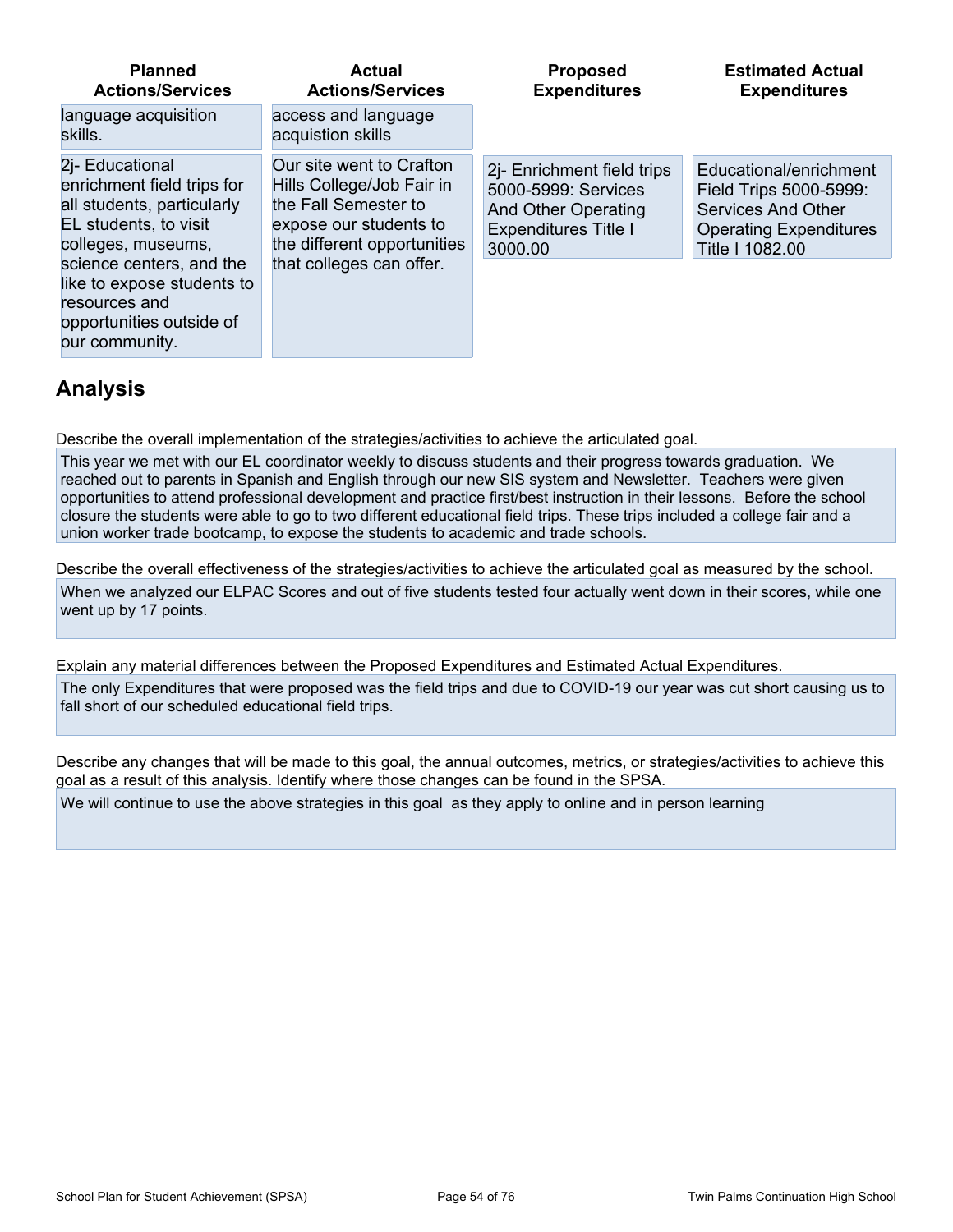| Planned Actions/Services | Actual Actions/Services | Proposed Expenditures | Estimated Actual Expenditures |
|---|---|---|---|
| language acquisition skills. | access and language acquistion skills | | |
| 2j- Educational enrichment field trips for all students, particularly EL students, to visit colleges, museums, science centers, and the like to expose students to resources and opportunities outside of our community. | Our site went to Crafton Hills College/Job Fair in the Fall Semester to expose our students to the different opportunities that colleges can offer. | 2j- Enrichment field trips 5000-5999: Services And Other Operating Expenditures Title I 3000.00 | Educational/enrichment Field Trips 5000-5999: Services And Other Operating Expenditures Title I 1082.00 |

## Analysis

Describe the overall implementation of the strategies/activities to achieve the articulated goal.

This year we met with our EL coordinator weekly to discuss students and their progress towards graduation. We reached out to parents in Spanish and English through our new SIS system and Newsletter. Teachers were given opportunities to attend professional development and practice first/best instruction in their lessons. Before the school closure the students were able to go to two different educational field trips. These trips included a college fair and a union worker trade bootcamp, to expose the students to academic and trade schools.

Describe the overall effectiveness of the strategies/activities to achieve the articulated goal as measured by the school.

When we analyzed our ELPAC Scores and out of five students tested four actually went down in their scores, while one went up by 17 points.

Explain any material differences between the Proposed Expenditures and Estimated Actual Expenditures.

The only Expenditures that were proposed was the field trips and due to COVID-19 our year was cut short causing us to fall short of our scheduled educational field trips.

Describe any changes that will be made to this goal, the annual outcomes, metrics, or strategies/activities to achieve this goal as a result of this analysis. Identify where those changes can be found in the SPSA.

We will continue to use the above strategies in this goal as they apply to online and in person learning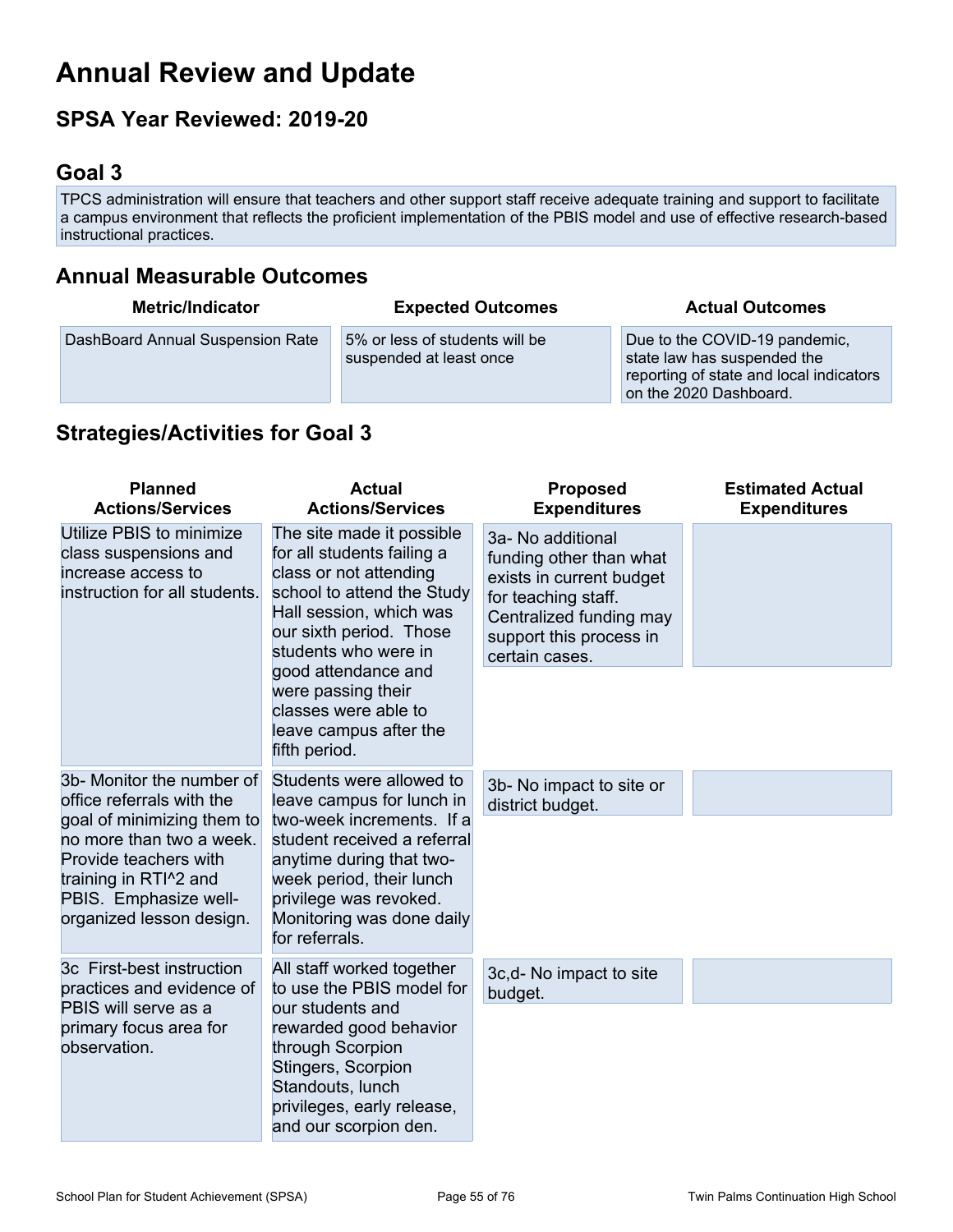# Annual Review and Update

## SPSA Year Reviewed: 2019-20

## Goal 3

TPCS administration will ensure that teachers and other support staff receive adequate training and support to facilitate a campus environment that reflects the proficient implementation of the PBIS model and use of effective research-based instructional practices.

## Annual Measurable Outcomes

| Metric/Indicator | Expected Outcomes | Actual Outcomes |
| --- | --- | --- |
| DashBoard Annual Suspension Rate | 5% or less of students will be suspended at least once | Due to the COVID-19 pandemic, state law has suspended the reporting of state and local indicators on the 2020 Dashboard. |

## Strategies/Activities for Goal 3

| Planned Actions/Services | Actual Actions/Services | Proposed Expenditures | Estimated Actual Expenditures |
| --- | --- | --- | --- |
| Utilize PBIS to minimize class suspensions and increase access to instruction for all students. | The site made it possible for all students failing a class or not attending school to attend the Study Hall session, which was our sixth period. Those students who were in good attendance and were passing their classes were able to leave campus after the fifth period. | 3a- No additional funding other than what exists in current budget for teaching staff. Centralized funding may support this process in certain cases. | |
| 3b- Monitor the number of office referrals with the goal of minimizing them to no more than two a week. Provide teachers with training in RTI^2 and PBIS. Emphasize well-organized lesson design. | Students were allowed to leave campus for lunch in two-week increments. If a student received a referral anytime during that two-week period, their lunch privilege was revoked. Monitoring was done daily for referrals. | 3b- No impact to site or district budget. | |
| 3c First-best instruction practices and evidence of PBIS will serve as a primary focus area for observation. | All staff worked together to use the PBIS model for our students and rewarded good behavior through Scorpion Stingers, Scorpion Standouts, lunch privileges, early release, and our scorpion den. | 3c,d- No impact to site budget. | |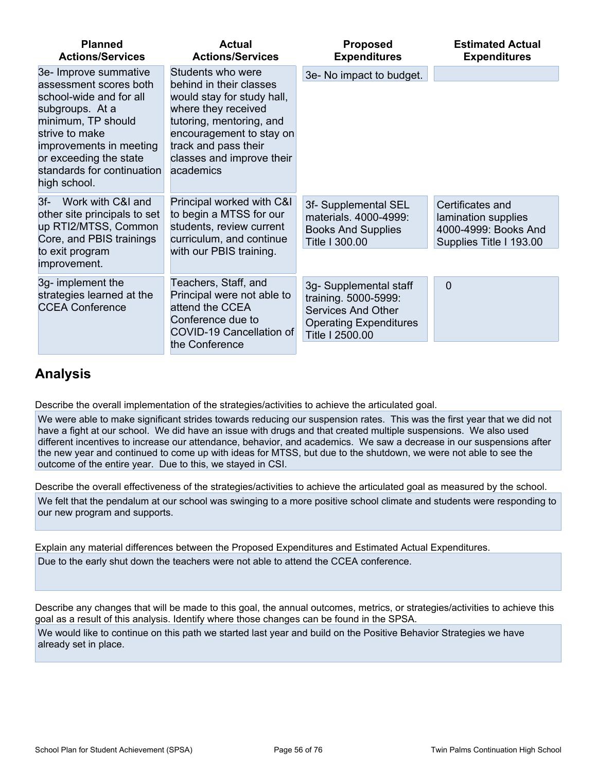| Planned Actions/Services | Actual Actions/Services | Proposed Expenditures | Estimated Actual Expenditures |
| --- | --- | --- | --- |
| 3e- Improve summative assessment scores both school-wide and for all subgroups. At a minimum, TP should strive to make improvements in meeting or exceeding the state standards for continuation high school. | Students who were behind in their classes would stay for study hall, where they received tutoring, mentoring, and encouragement to stay on track and pass their classes and improve their academics | 3e- No impact to budget. | |
| 3f- Work with C&I and other site principals to set up RTI2/MTSS, Common Core, and PBIS trainings to exit program improvement. | Principal worked with C&I to begin a MTSS for our students, review current curriculum, and continue with our PBIS training. | 3f- Supplemental SEL materials. 4000-4999: Books And Supplies Title I 300.00 | Certificates and lamination supplies 4000-4999: Books And Supplies Title I 193.00 |
| 3g- implement the strategies learned at the CCEA Conference | Teachers, Staff, and Principal were not able to attend the CCEA Conference due to COVID-19 Cancellation of the Conference | 3g- Supplemental staff training. 5000-5999: Services And Other Operating Expenditures Title I 2500.00 | 0 |

## Analysis

Describe the overall implementation of the strategies/activities to achieve the articulated goal.

We were able to make significant strides towards reducing our suspension rates. This was the first year that we did not have a fight at our school. We did have an issue with drugs and that created multiple suspensions. We also used different incentives to increase our attendance, behavior, and academics. We saw a decrease in our suspensions after the new year and continued to come up with ideas for MTSS, but due to the shutdown, we were not able to see the outcome of the entire year. Due to this, we stayed in CSI.

Describe the overall effectiveness of the strategies/activities to achieve the articulated goal as measured by the school.

We felt that the pendalum at our school was swinging to a more positive school climate and students were responding to our new program and supports.

Explain any material differences between the Proposed Expenditures and Estimated Actual Expenditures.

Due to the early shut down the teachers were not able to attend the CCEA conference.

Describe any changes that will be made to this goal, the annual outcomes, metrics, or strategies/activities to achieve this goal as a result of this analysis. Identify where those changes can be found in the SPSA.

We would like to continue on this path we started last year and build on the Positive Behavior Strategies we have already set in place.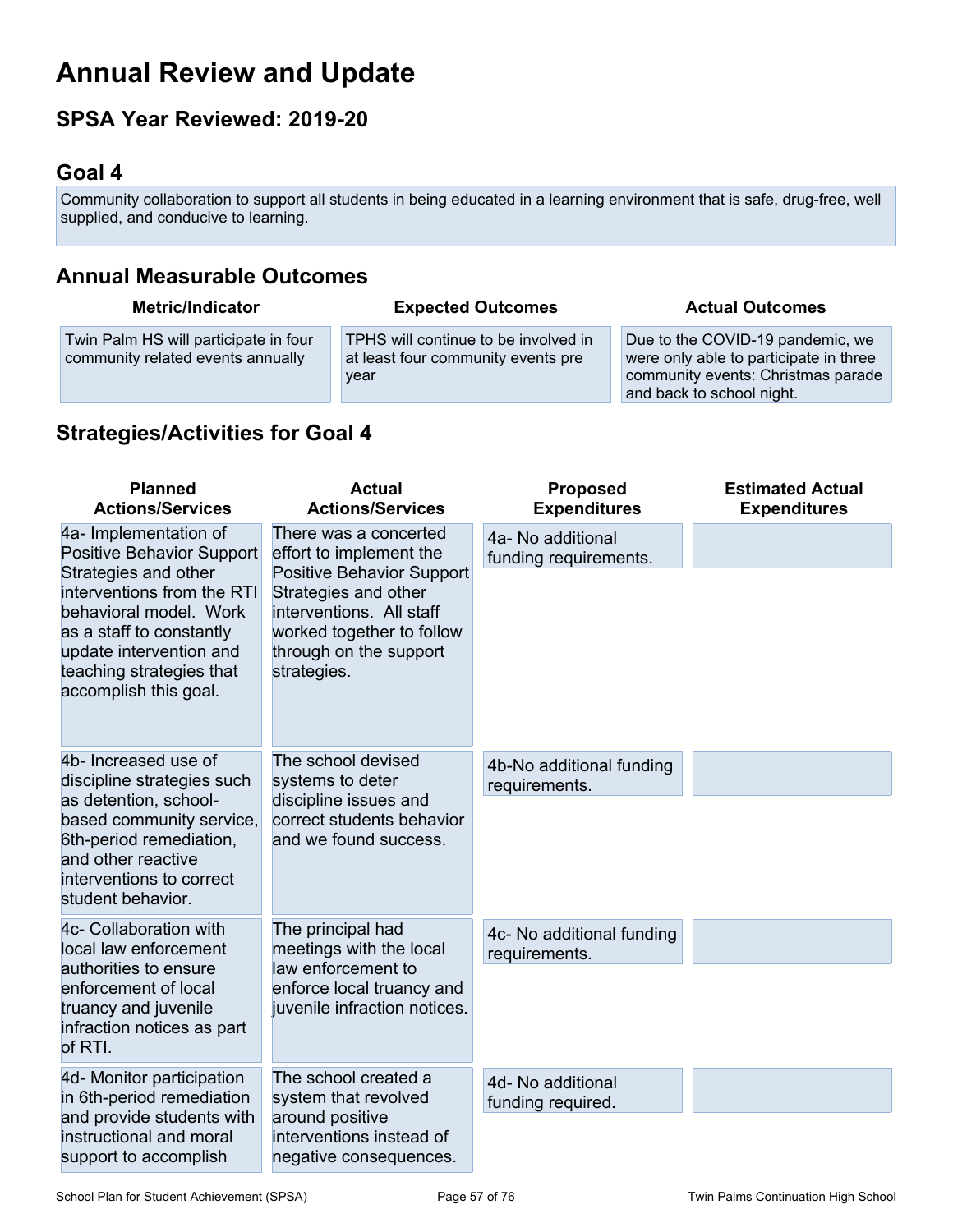# Annual Review and Update

## SPSA Year Reviewed: 2019-20

## Goal 4

Community collaboration to support all students in being educated in a learning environment that is safe, drug-free, well supplied, and conducive to learning.

## Annual Measurable Outcomes

| Metric/Indicator | Expected Outcomes | Actual Outcomes |
|---|---|---|
| Twin Palm HS will participate in four community related events annually | TPHS will continue to be involved in at least four community events pre year | Due to the COVID-19 pandemic, we were only able to participate in three community events: Christmas parade and back to school night. |

## Strategies/Activities for Goal 4

| Planned Actions/Services | Actual Actions/Services | Proposed Expenditures | Estimated Actual Expenditures |
|---|---|---|---|
| 4a- Implementation of Positive Behavior Support Strategies and other interventions from the RTI behavioral model. Work as a staff to constantly update intervention and teaching strategies that accomplish this goal. | There was a concerted effort to implement the Positive Behavior Support Strategies and other interventions. All staff worked together to follow through on the support strategies. | 4a- No additional funding requirements. | |
| 4b- Increased use of discipline strategies such as detention, school-based community service, 6th-period remediation, and other reactive interventions to correct student behavior. | The school devised systems to deter discipline issues and correct students behavior and we found success. | 4b-No additional funding requirements. | |
| 4c- Collaboration with local law enforcement authorities to ensure enforcement of local truancy and juvenile infraction notices as part of RTI. | The principal had meetings with the local law enforcement to enforce local truancy and juvenile infraction notices. | 4c- No additional funding requirements. | |
| 4d- Monitor participation in 6th-period remediation and provide students with instructional and moral support to accomplish | The school created a system that revolved around positive interventions instead of negative consequences. | 4d- No additional funding required. | |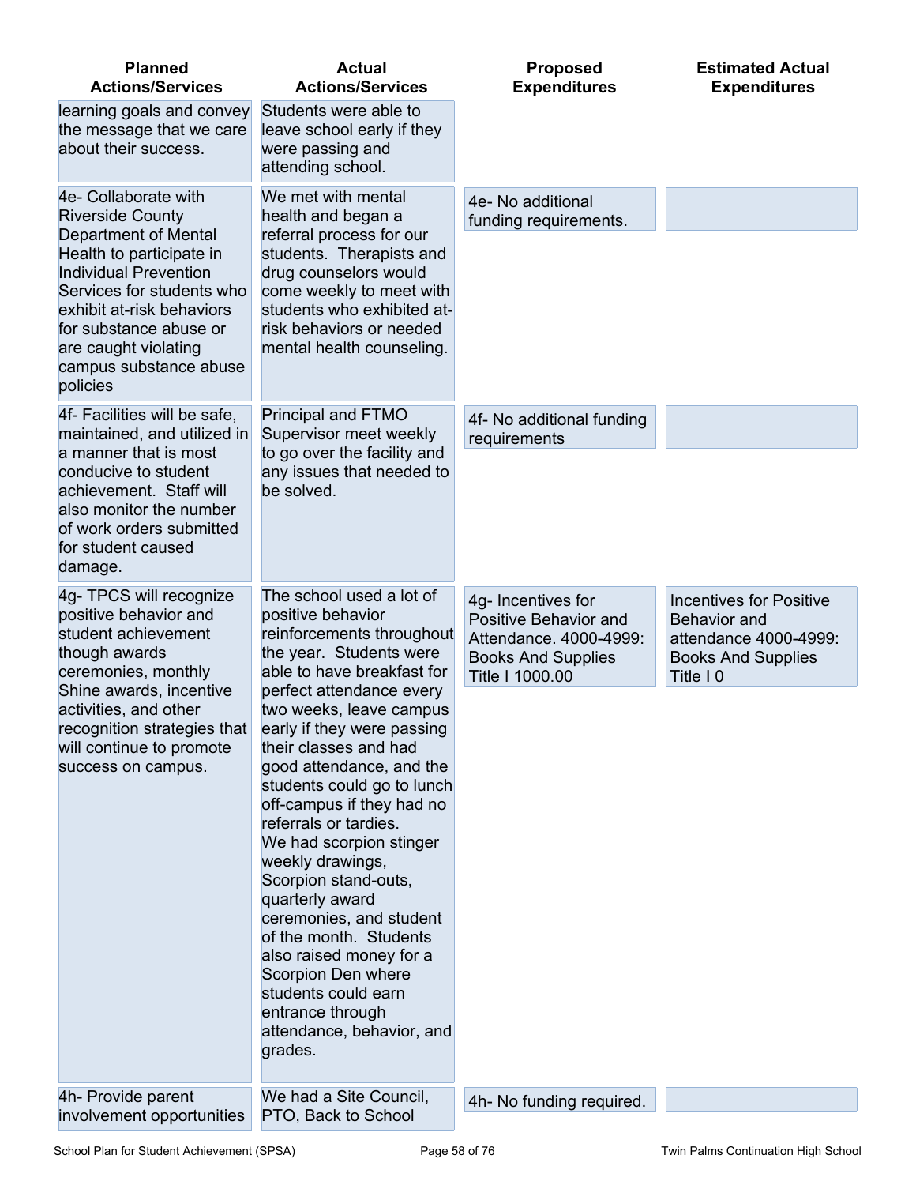| Planned Actions/Services | Actual Actions/Services | Proposed Expenditures | Estimated Actual Expenditures |
|---|---|---|---|
| learning goals and convey the message that we care about their success. | Students were able to leave school early if they were passing and attending school. | | |
| 4e- Collaborate with Riverside County Department of Mental Health to participate in Individual Prevention Services for students who exhibit at-risk behaviors for substance abuse or are caught violating campus substance abuse policies | We met with mental health and began a referral process for our students. Therapists and drug counselors would come weekly to meet with students who exhibited at-risk behaviors or needed mental health counseling. | 4e- No additional funding requirements. | |
| 4f- Facilities will be safe, maintained, and utilized in a manner that is most conducive to student achievement. Staff will also monitor the number of work orders submitted for student caused damage. | Principal and FTMO Supervisor meet weekly to go over the facility and any issues that needed to be solved. | 4f- No additional funding requirements | |
| 4g- TPCS will recognize positive behavior and student achievement though awards ceremonies, monthly Shine awards, incentive activities, and other recognition strategies that will continue to promote success on campus. | The school used a lot of positive behavior reinforcements throughout the year. Students were able to have breakfast for perfect attendance every two weeks, leave campus early if they were passing their classes and had good attendance, and the students could go to lunch off-campus if they had no referrals or tardies.<br>We had scorpion stinger weekly drawings, Scorpion stand-outs, quarterly award ceremonies, and student of the month. Students also raised money for a Scorpion Den where students could earn entrance through attendance, behavior, and grades. | 4g- Incentives for Positive Behavior and Attendance. 4000-4999: Books And Supplies Title I 1000.00 | Incentives for Positive Behavior and attendance 4000-4999: Books And Supplies Title I 0 |
| 4h- Provide parent involvement opportunities | We had a Site Council, PTO, Back to School | 4h- No funding required. | |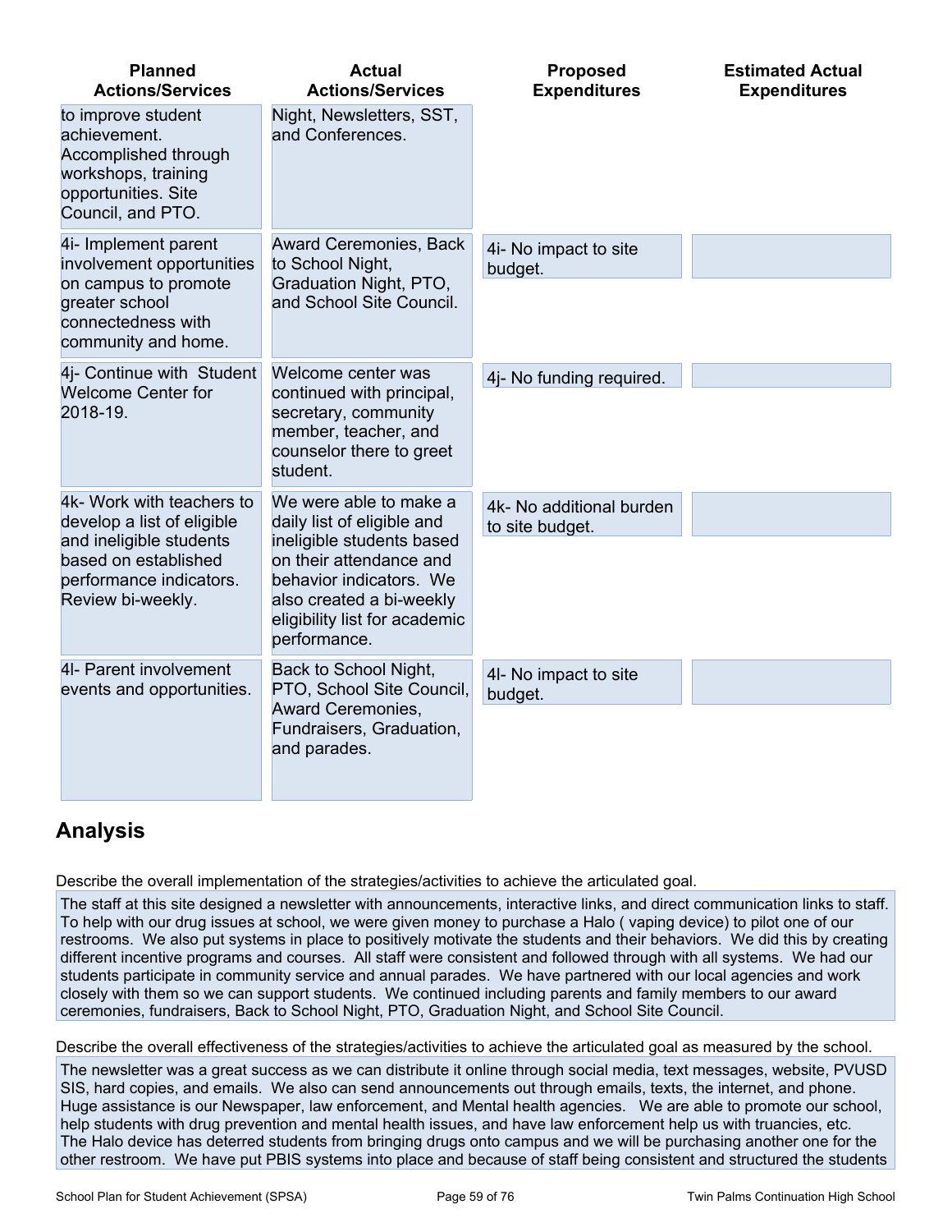| Planned Actions/Services | Actual Actions/Services | Proposed Expenditures | Estimated Actual Expenditures |
| --- | --- | --- | --- |
| to improve student achievement. Accomplished through workshops, training opportunities. Site Council, and PTO. | Night, Newsletters, SST, and Conferences. | | |
| 4i- Implement parent involvement opportunities on campus to promote greater school connectedness with community and home. | Award Ceremonies, Back to School Night, Graduation Night, PTO, and School Site Council. | 4i- No impact to site budget. | |
| 4j- Continue with Student Welcome Center for 2018-19. | Welcome center was continued with principal, secretary, community member, teacher, and counselor there to greet student. | 4j- No funding required. | |
| 4k- Work with teachers to develop a list of eligible and ineligible students based on established performance indicators. Review bi-weekly. | We were able to make a daily list of eligible and ineligible students based on their attendance and behavior indicators. We also created a bi-weekly eligibility list for academic performance. | 4k- No additional burden to site budget. | |
| 4l- Parent involvement events and opportunities. | Back to School Night, PTO, School Site Council, Award Ceremonies, Fundraisers, Graduation, and parades. | 4l- No impact to site budget. | |

## Analysis

Describe the overall implementation of the strategies/activities to achieve the articulated goal.

The staff at this site designed a newsletter with announcements, interactive links, and direct communication links to staff. To help with our drug issues at school, we were given money to purchase a Halo ( vaping device) to pilot one of our restrooms. We also put systems in place to positively motivate the students and their behaviors. We did this by creating different incentive programs and courses. All staff were consistent and followed through with all systems. We had our students participate in community service and annual parades. We have partnered with our local agencies and work closely with them so we can support students. We continued including parents and family members to our award ceremonies, fundraisers, Back to School Night, PTO, Graduation Night, and School Site Council.

Describe the overall effectiveness of the strategies/activities to achieve the articulated goal as measured by the school.

The newsletter was a great success as we can distribute it online through social media, text messages, website, PVUSD SIS, hard copies, and emails. We also can send announcements out through emails, interactive links, texts, the internet, and phone. Huge assistance is our Newspaper, law enforcement, and Mental health agencies. We are able to promote our school, help students with drug prevention and mental health issues, and have law enforcement help us with truancies, etc. The Halo device has deterred students from bringing drugs onto campus and we will be purchasing another one for the other restroom. We have put PBIS systems into place and because of staff being consistent and structured the students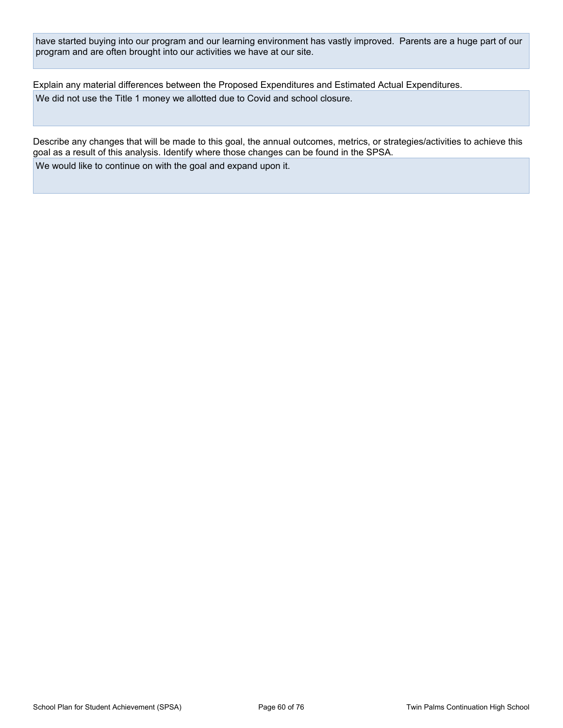have started buying into our program and our learning environment has vastly improved. Parents are a huge part of our program and are often brought into our activities we have at our site.

Explain any material differences between the Proposed Expenditures and Estimated Actual Expenditures.

We did not use the Title 1 money we allotted due to Covid and school closure.

Describe any changes that will be made to this goal, the annual outcomes, metrics, or strategies/activities to achieve this goal as a result of this analysis. Identify where those changes can be found in the SPSA.

We would like to continue on with the goal and expand upon it.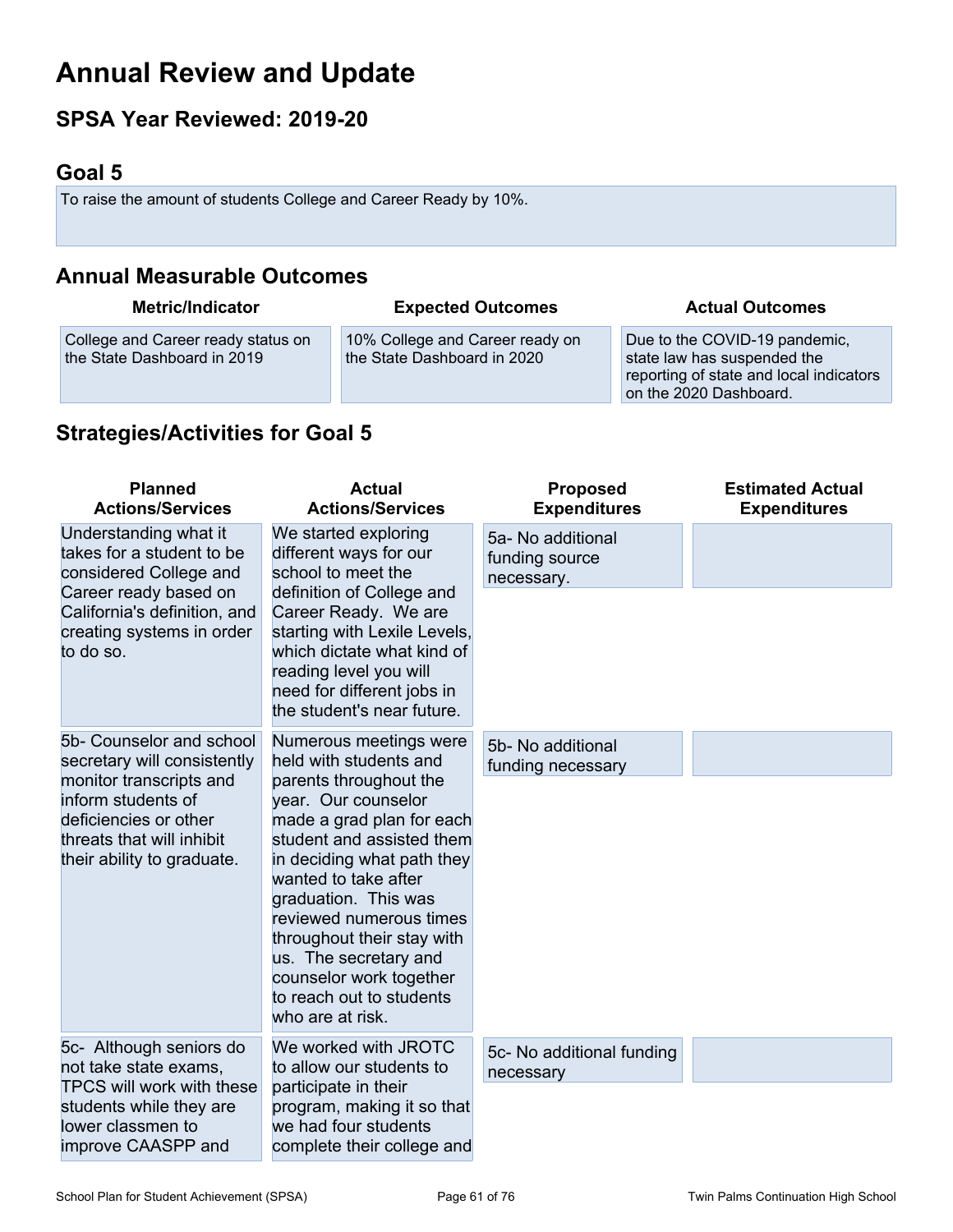# Annual Review and Update

## SPSA Year Reviewed: 2019-20

## Goal 5

To raise the amount of students College and Career Ready by 10%.

## Annual Measurable Outcomes

| Metric/Indicator | Expected Outcomes | Actual Outcomes |
|---|---|---|
| College and Career ready status on the State Dashboard in 2019 | 10% College and Career ready on the State Dashboard in 2020 | Due to the COVID-19 pandemic, state law has suspended the reporting of state and local indicators on the 2020 Dashboard. |

## Strategies/Activities for Goal 5

| Planned Actions/Services | Actual Actions/Services | Proposed Expenditures | Estimated Actual Expenditures |
|---|---|---|---|
| Understanding what it takes for a student to be considered College and Career ready based on California's definition, and creating systems in order to do so. | We started exploring different ways for our school to meet the definition of College and Career Ready. We are starting with Lexile Levels, which dictate what kind of reading level you will need for different jobs in the student's near future. | 5a- No additional funding source necessary. | |
| 5b- Counselor and school secretary will consistently monitor transcripts and inform students of deficiencies or other threats that will inhibit their ability to graduate. | Numerous meetings were held with students and parents throughout the year. Our counselor made a grad plan for each student and assisted them in deciding what path they wanted to take after graduation. This was reviewed numerous times throughout their stay with us. The secretary and counselor work together to reach out to students who are at risk. | 5b- No additional funding necessary | |
| 5c- Although seniors do not take state exams, TPCS will work with these students while they are lower classmen to improve CAASPP and | We worked with JROTC to allow our students to participate in their program, making it so that we had four students complete their college and | 5c- No additional funding necessary | |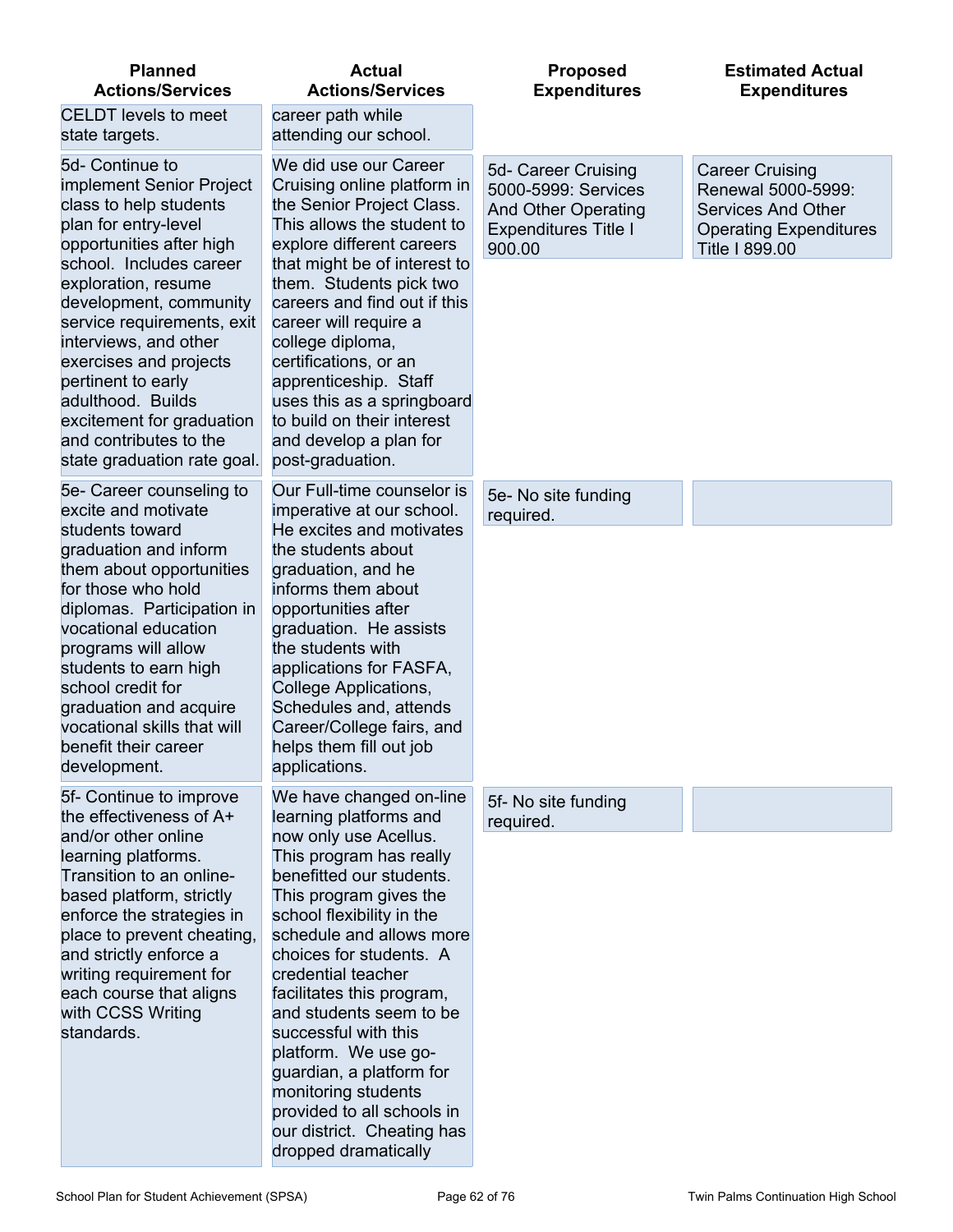| Planned Actions/Services | Actual Actions/Services | Proposed Expenditures | Estimated Actual Expenditures |
| --- | --- | --- | --- |
| CELDT levels to meet state targets. | career path while attending our school. | | |
| 5d- Continue to implement Senior Project class to help students plan for entry-level opportunities after high school. Includes career exploration, resume development, community service requirements, exit interviews, and other exercises and projects pertinent to early adulthood. Builds excitement for graduation and contributes to the state graduation rate goal. | We did use our Career Cruising online platform in the Senior Project Class. This allows the student to explore different careers that might be of interest to them. Students pick two careers and find out if this career will require a college diploma, certifications, or an apprenticeship. Staff uses this as a springboard to build on their interest and develop a plan for post-graduation. | 5d- Career Cruising 5000-5999: Services And Other Operating Expenditures Title I 900.00 | Career Cruising Renewal 5000-5999: Services And Other Operating Expenditures Title I 899.00 |
| 5e- Career counseling to excite and motivate students toward graduation and inform them about opportunities for those who hold diplomas. Participation in vocational education programs will allow students to earn high school credit for graduation and acquire vocational skills that will benefit their career development. | Our Full-time counselor is imperative at our school. He excites and motivates the students about graduation, and he informs them about opportunities after graduation. He assists the students with applications for FASFA, College Applications, Schedules and, attends Career/College fairs, and helps them fill out job applications. | 5e- No site funding required. | |
| 5f- Continue to improve the effectiveness of A+ and/or other online learning platforms. Transition to an online-based platform, strictly enforce the strategies in place to prevent cheating, and strictly enforce a writing requirement for each course that aligns with CCSS Writing standards. | We have changed on-line learning platforms and now only use Acellus. This program has really benefitted our students. This program gives the school flexibility in the schedule and allows more choices for students. A credential teacher facilitates this program, and students seem to be successful with this platform. We use go-guardian, a platform for monitoring students provided to all schools in our district. Cheating has dropped dramatically | 5f- No site funding required. | |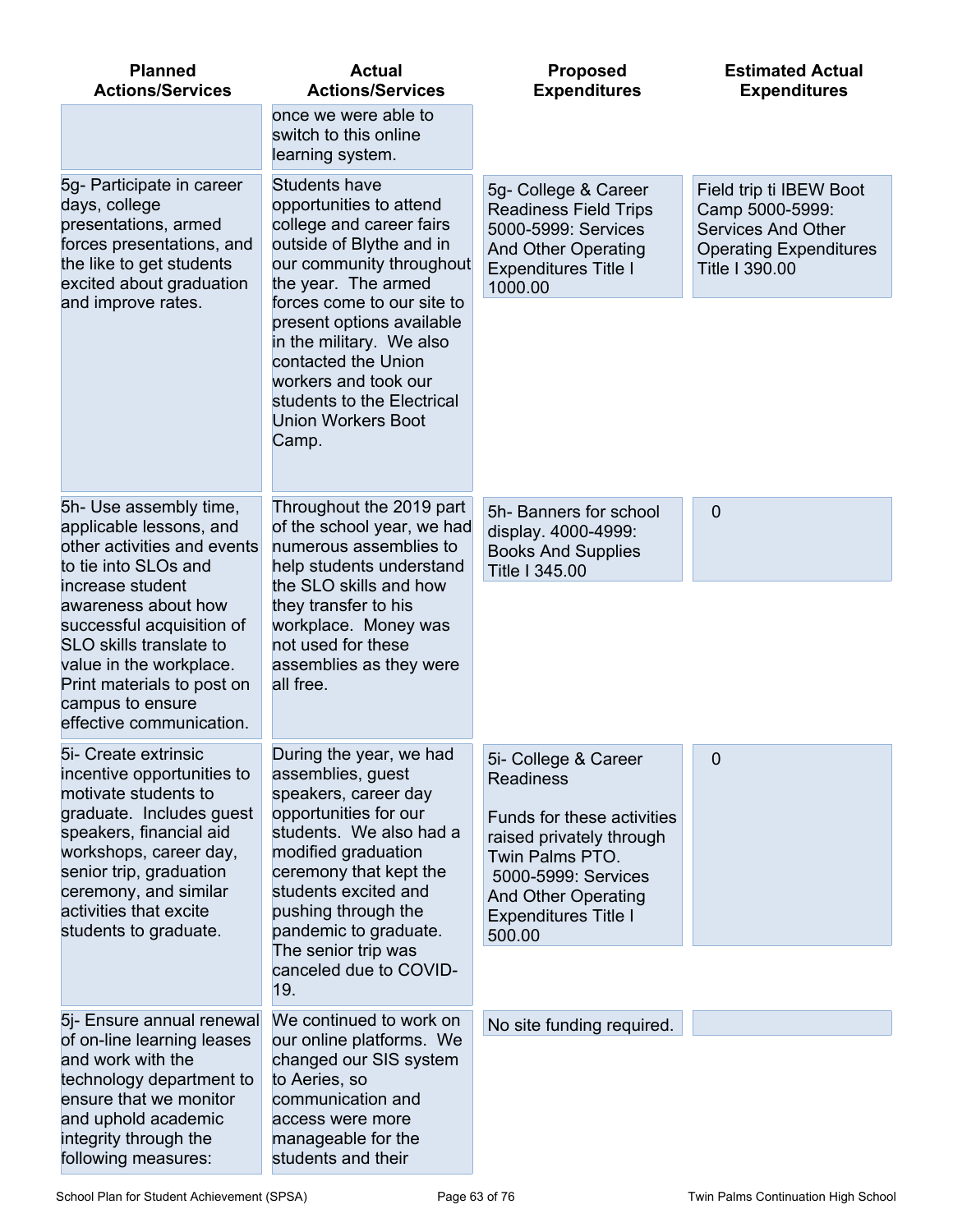| Planned Actions/Services | Actual Actions/Services | Proposed Expenditures | Estimated Actual Expenditures |
|---|---|---|---|
| | once we were able to switch to this online learning system. | | |
| 5g- Participate in career days, college presentations, armed forces presentations, and the like to get students excited about graduation and improve rates. | Students have opportunities to attend college and career fairs outside of Blythe and in our community throughout the year. The armed forces come to our site to present options available in the military. We also contacted the Union workers and took our students to the Electrical Union Workers Boot Camp. | 5g- College & Career Readiness Field Trips 5000-5999: Services And Other Operating Expenditures Title I 1000.00 | Field trip ti IBEW Boot Camp 5000-5999: Services And Other Operating Expenditures Title I 390.00 |
| 5h- Use assembly time, applicable lessons, and other activities and events to tie into SLOs and increase student awareness about how successful acquisition of SLO skills translate to value in the workplace. Print materials to post on campus to ensure effective communication. | Throughout the 2019 part of the school year, we had numerous assemblies to help students understand the SLO skills and how they transfer to his workplace. Money was not used for these assemblies as they were all free. | 5h- Banners for school display. 4000-4999: Books And Supplies Title I 345.00 | 0 |
| 5i- Create extrinsic incentive opportunities to motivate students to graduate. Includes guest speakers, financial aid workshops, career day, senior trip, graduation ceremony, and similar activities that excite students to graduate. | During the year, we had assemblies, guest speakers, career day opportunities for our students. We also had a modified graduation ceremony that kept the students excited and pushing through the pandemic to graduate. The senior trip was canceled due to COVID-19. | 5i- College & Career Readiness<br><br>Funds for these activities raised privately through Twin Palms PTO. 5000-5999: Services And Other Operating Expenditures Title I 500.00 | 0 |
| 5j- Ensure annual renewal of on-line learning leases and work with the technology department to ensure that we monitor and uphold academic integrity through the following measures: | We continued to work on our online platforms. We changed our SIS system to Aeries, so communication and access were more manageable for the students and their | No site funding required. | |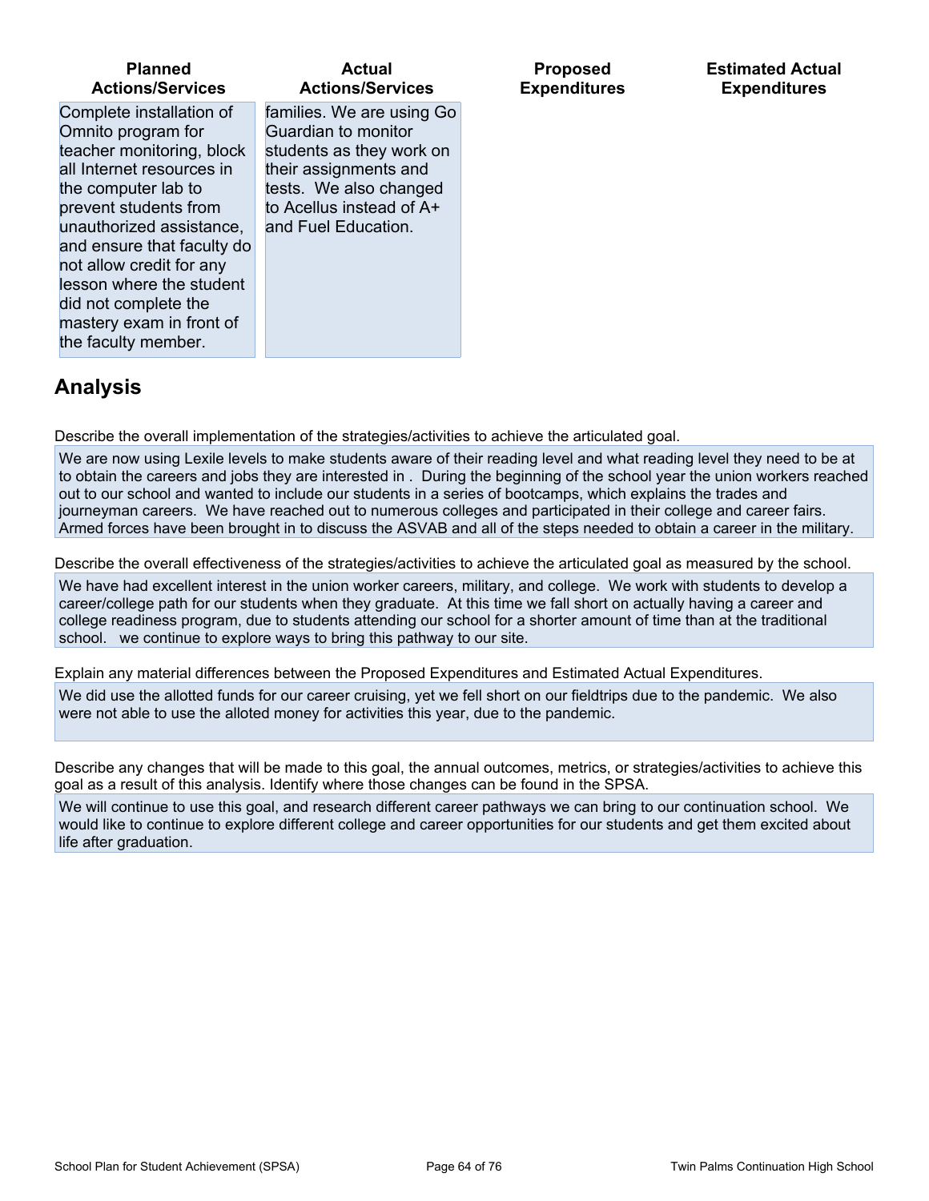| Planned Actions/Services | Actual Actions/Services | Proposed Expenditures | Estimated Actual Expenditures |
| --- | --- | --- | --- |
| Complete installation of Omnito program for teacher monitoring, block all Internet resources in the computer lab to prevent students from unauthorized assistance, and ensure that faculty do not allow credit for any lesson where the student did not complete the mastery exam in front of the faculty member. | families. We are using Go Guardian to monitor students as they work on their assignments and tests. We also changed to Acellus instead of A+ and Fuel Education. | | |

## Analysis

Describe the overall implementation of the strategies/activities to achieve the articulated goal.

We are now using Lexile levels to make students aware of their reading level and what reading level they need to be at to obtain the careers and jobs they are interested in . During the beginning of the school year the union workers reached out to our school and wanted to include our students in a series of bootcamps, which explains the trades and journeyman careers. We have reached out to numerous colleges and participated in their college and career fairs. Armed forces have been brought in to discuss the ASVAB and all of the steps needed to obtain a career in the military.

Describe the overall effectiveness of the strategies/activities to achieve the articulated goal as measured by the school.

We have had excellent interest in the union worker careers, military, and college. We work with students to develop a career/college path for our students when they graduate. At this time we fall short on actually having a career and college readiness program, due to students attending our school for a shorter amount of time than at the traditional school. we continue to explore ways to bring this pathway to our site.

Explain any material differences between the Proposed Expenditures and Estimated Actual Expenditures.

We did use the allotted funds for our career cruising, yet we fell short on our fieldtrips due to the pandemic. We also were not able to use the alloted money for activities this year, due to the pandemic.

Describe any changes that will be made to this goal, the annual outcomes, metrics, or strategies/activities to achieve this goal as a result of this analysis. Identify where those changes can be found in the SPSA.

We will continue to use this goal, and research different career pathways we can bring to our continuation school. We would like to continue to explore different college and career opportunities for our students and get them excited about life after graduation.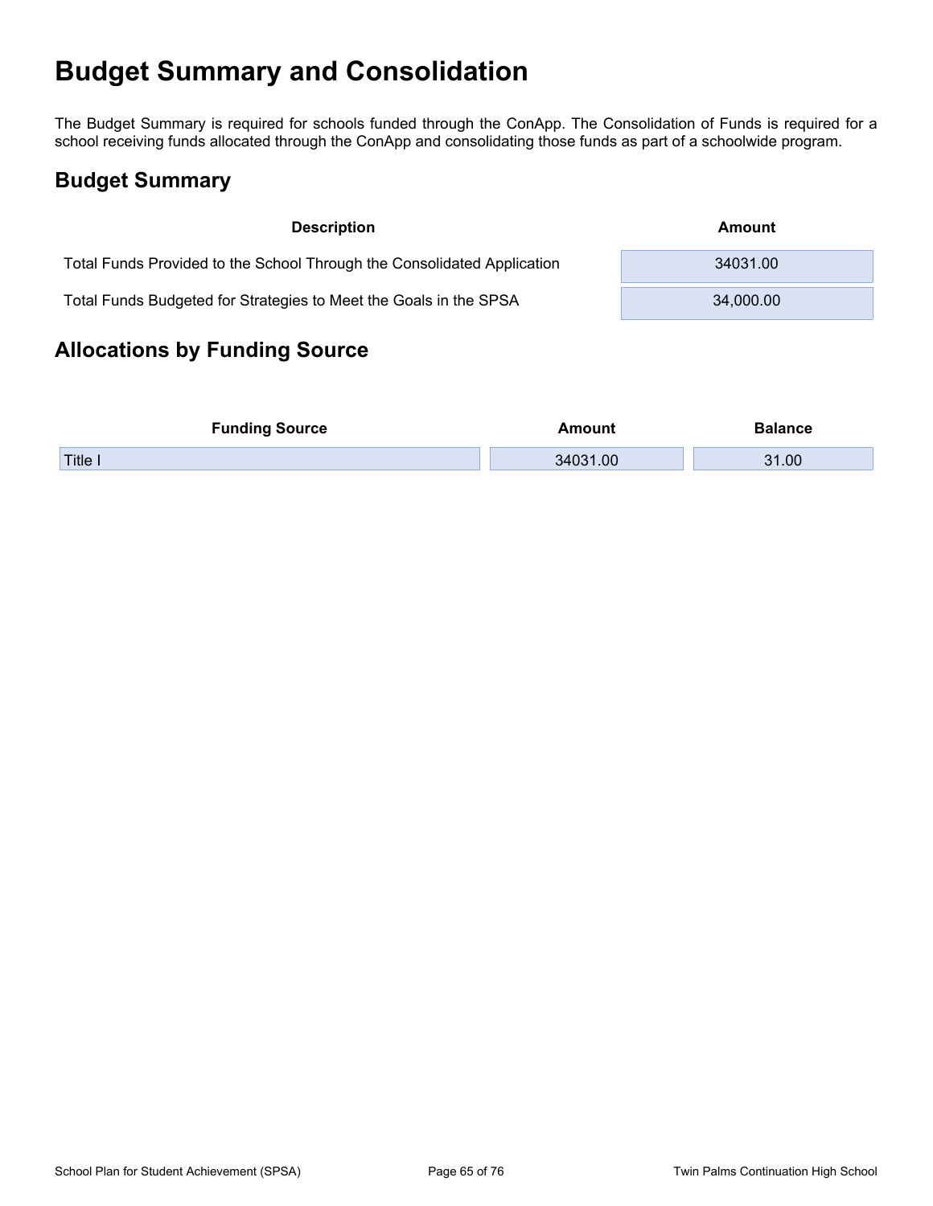# Budget Summary and Consolidation

The Budget Summary is required for schools funded through the ConApp. The Consolidation of Funds is required for a school receiving funds allocated through the ConApp and consolidating those funds as part of a schoolwide program.

## Budget Summary

| Description | Amount |
| --- | --- |
| Total Funds Provided to the School Through the Consolidated Application | 34031.00 |
| Total Funds Budgeted for Strategies to Meet the Goals in the SPSA | 34,000.00 |

## Allocations by Funding Source

| Funding Source | Amount | Balance |
| --- | --- | --- |
| Title I | 34031.00 | 31.00 |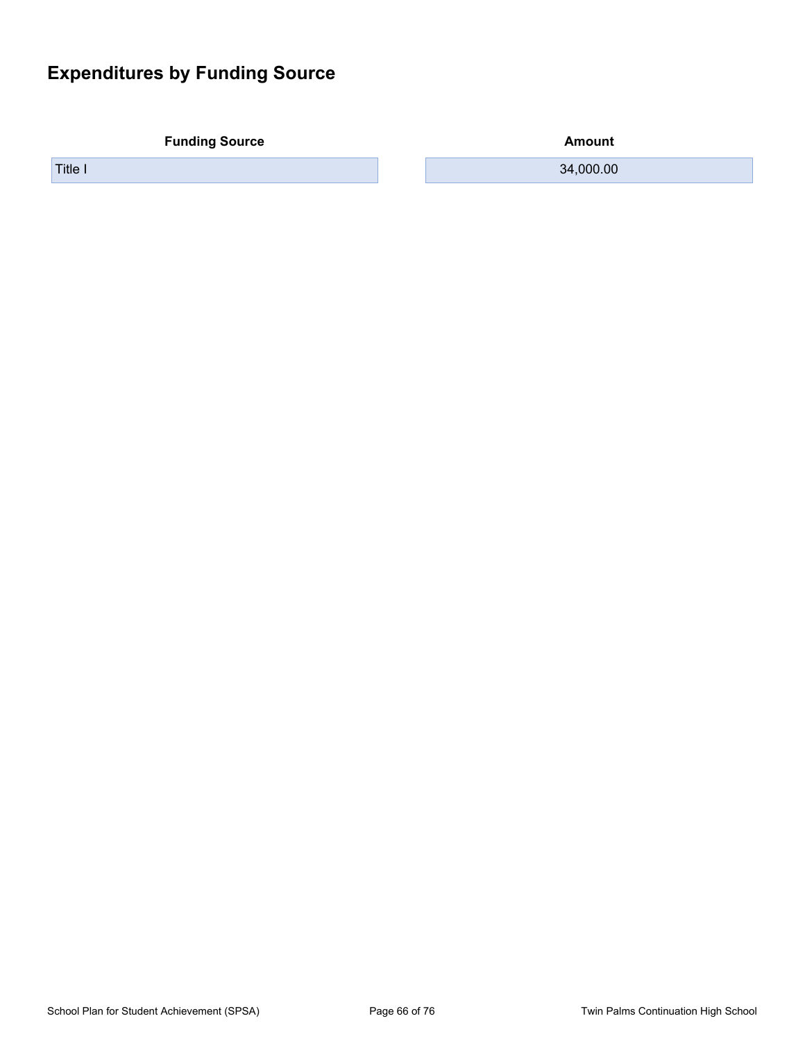# Expenditures by Funding Source

| Funding Source | Amount |
|---|---|
| Title I | 34,000.00 |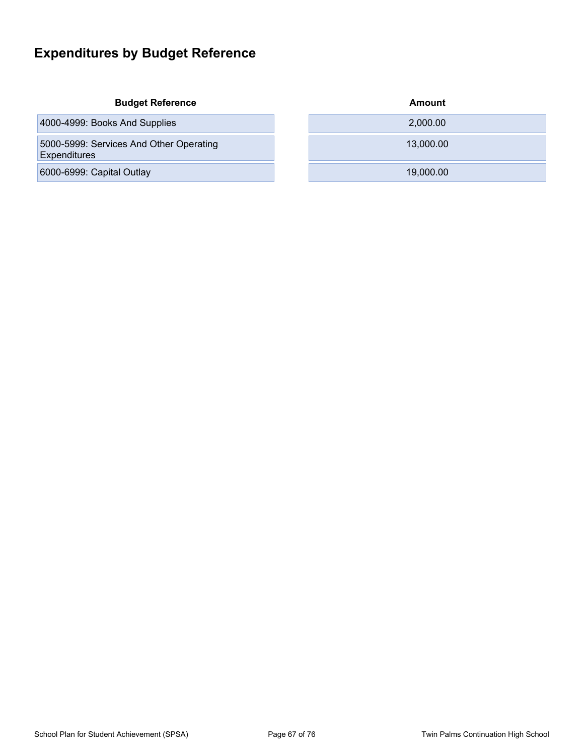# Expenditures by Budget Reference

| Budget Reference | Amount |
| --- | --- |
| 4000-4999: Books And Supplies | 2,000.00 |
| 5000-5999: Services And Other Operating Expenditures | 13,000.00 |
| 6000-6999: Capital Outlay | 19,000.00 |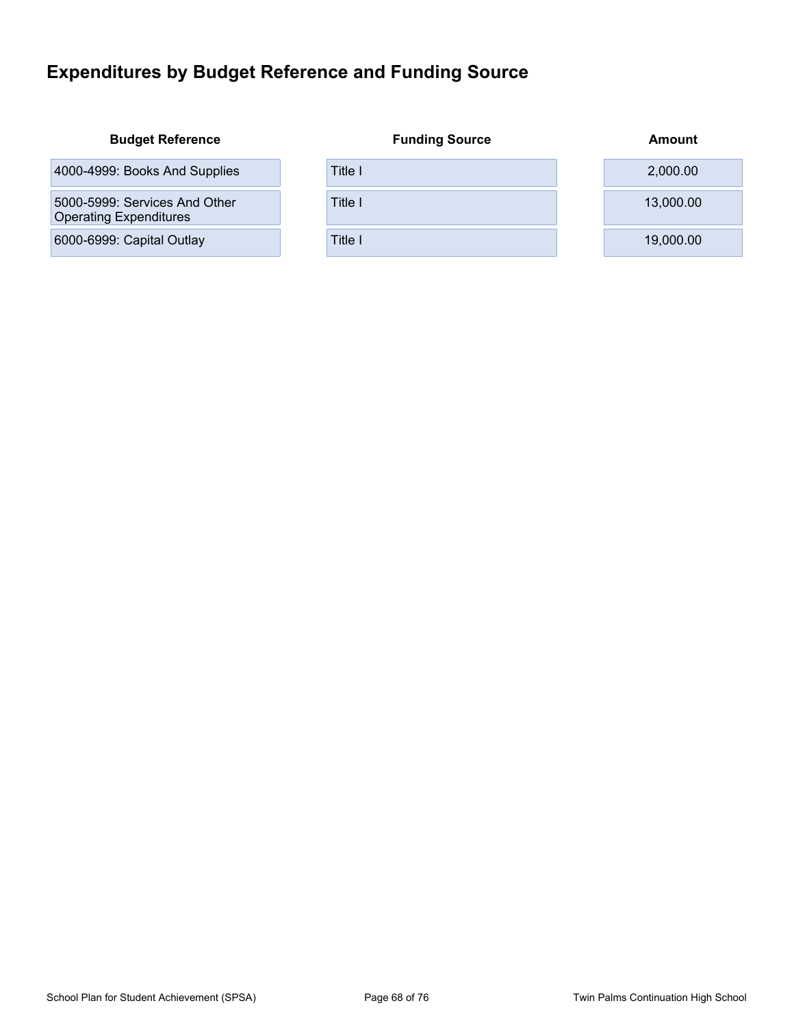# Expenditures by Budget Reference and Funding Source

| Budget Reference | Funding Source | Amount |
| --- | --- | --- |
| 4000-4999: Books And Supplies | Title I | 2,000.00 |
| 5000-5999: Services And Other Operating Expenditures | Title I | 13,000.00 |
| 6000-6999: Capital Outlay | Title I | 19,000.00 |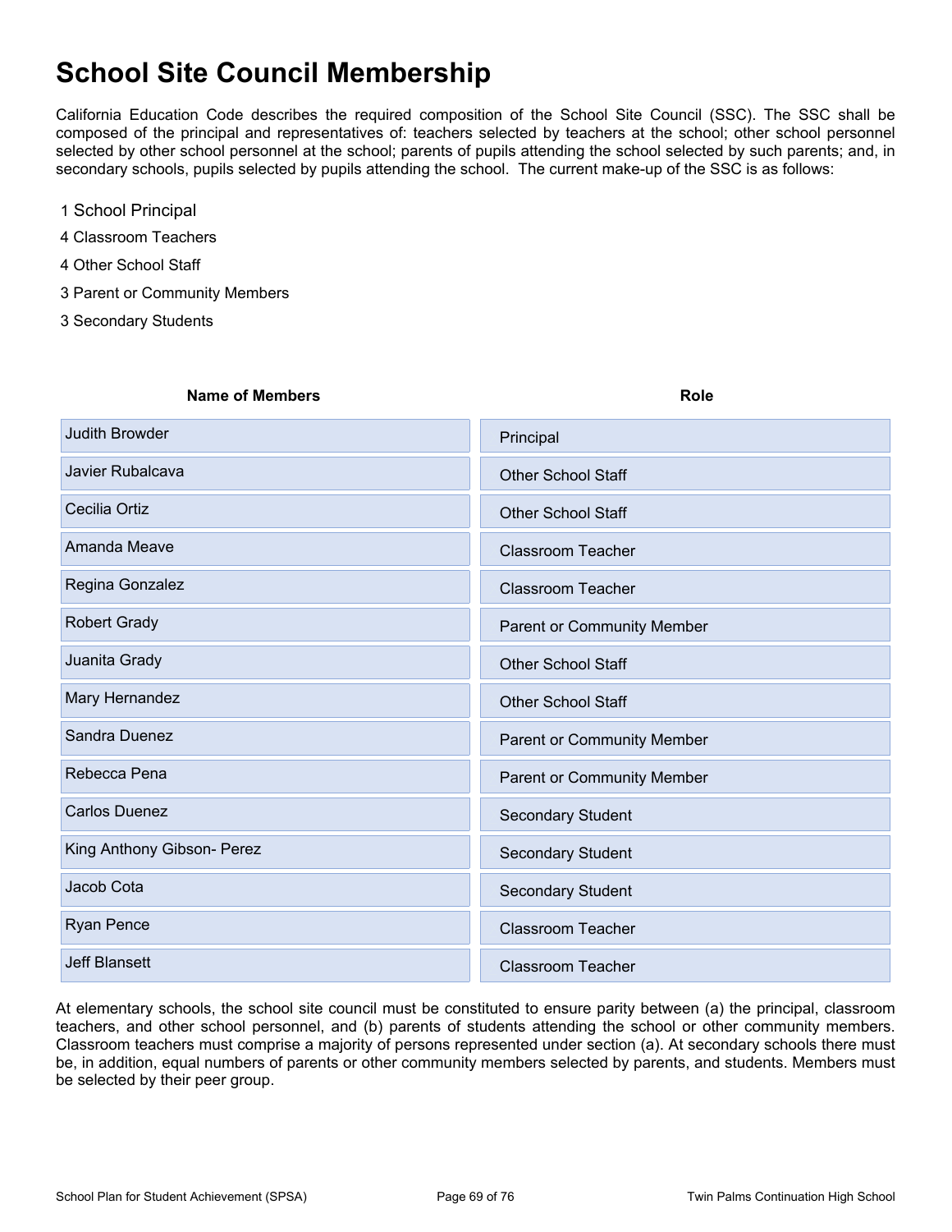# School Site Council Membership

California Education Code describes the required composition of the School Site Council (SSC). The SSC shall be composed of the principal and representatives of: teachers selected by teachers at the school; other school personnel selected by other school personnel at the school; parents of pupils attending the school selected by such parents; and, in secondary schools, pupils selected by pupils attending the school. The current make-up of the SSC is as follows:

- 1 School Principal
- 4 Classroom Teachers
- 4 Other School Staff
- 3 Parent or Community Members
- 3 Secondary Students

| Name of Members | Role |
|---|---|
| Judith Browder | Principal |
| Javier Rubalcava | Other School Staff |
| Cecilia Ortiz | Other School Staff |
| Amanda Meave | Classroom Teacher |
| Regina Gonzalez | Classroom Teacher |
| Robert Grady | Parent or Community Member |
| Juanita Grady | Other School Staff |
| Mary Hernandez | Other School Staff |
| Sandra Duenez | Parent or Community Member |
| Rebecca Pena | Parent or Community Member |
| Carlos Duenez | Secondary Student |
| King Anthony Gibson- Perez | Secondary Student |
| Jacob Cota | Secondary Student |
| Ryan Pence | Classroom Teacher |
| Jeff Blansett | Classroom Teacher |

At elementary schools, the school site council must be constituted to ensure parity between (a) the principal, classroom teachers, and other school personnel, and (b) parents of students attending the school or other community members. Classroom teachers must comprise a majority of persons represented under section (a). At secondary schools there must be, in addition, equal numbers of parents or other community members selected by parents, and students. Members must be selected by their peer group.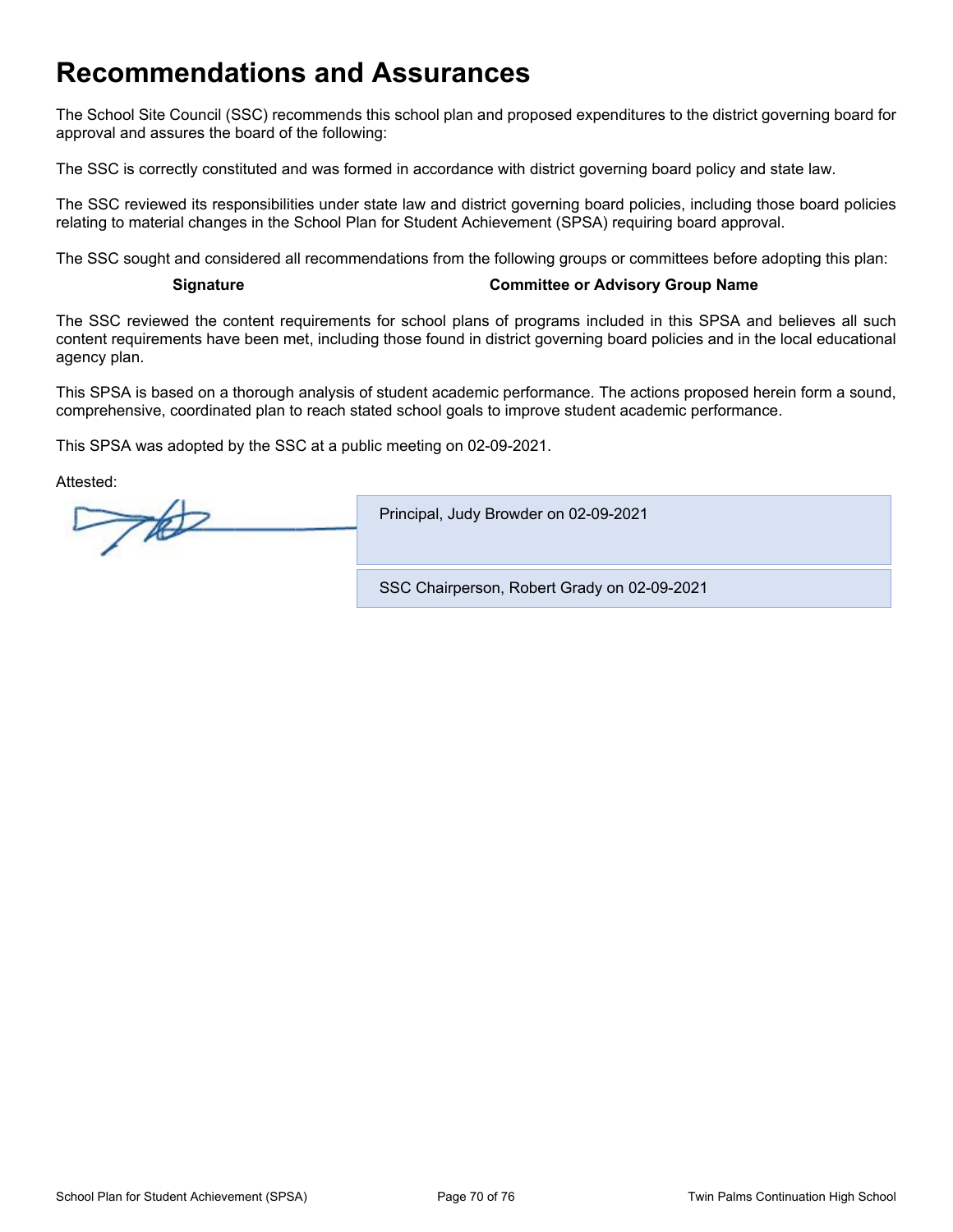# Recommendations and Assurances

The School Site Council (SSC) recommends this school plan and proposed expenditures to the district governing board for approval and assures the board of the following:

The SSC is correctly constituted and was formed in accordance with district governing board policy and state law.

The SSC reviewed its responsibilities under state law and district governing board policies, including those board policies relating to material changes in the School Plan for Student Achievement (SPSA) requiring board approval.

The SSC sought and considered all recommendations from the following groups or committees before adopting this plan:

| Signature | Committee or Advisory Group Name |
|---|---|

The SSC reviewed the content requirements for school plans of programs included in this SPSA and believes all such content requirements have been met, including those found in district governing board policies and in the local educational agency plan.

This SPSA is based on a thorough analysis of student academic performance. The actions proposed herein form a sound, comprehensive, coordinated plan to reach stated school goals to improve student academic performance.

This SPSA was adopted by the SSC at a public meeting on 02-09-2021.

Attested:

Principal, Judy Browder on 02-09-2021

SSC Chairperson, Robert Grady on 02-09-2021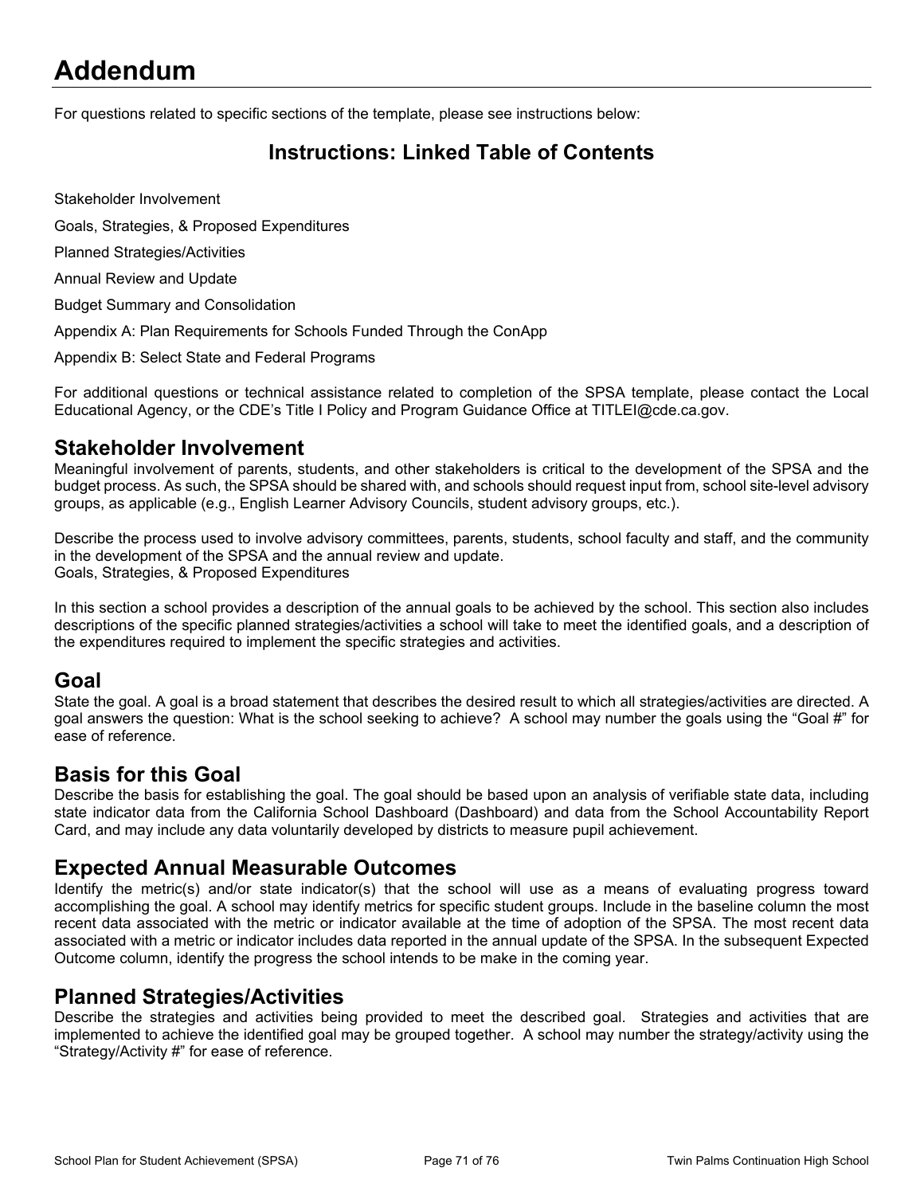# Addendum

For questions related to specific sections of the template, please see instructions below:

## Instructions: Linked Table of Contents

Stakeholder Involvement

Goals, Strategies, & Proposed Expenditures

Planned Strategies/Activities

Annual Review and Update

Budget Summary and Consolidation

Appendix A: Plan Requirements for Schools Funded Through the ConApp

Appendix B: Select State and Federal Programs

For additional questions or technical assistance related to completion of the SPSA template, please contact the Local Educational Agency, or the CDE's Title I Policy and Program Guidance Office at TITLEI@cde.ca.gov.

## Stakeholder Involvement

Meaningful involvement of parents, students, and other stakeholders is critical to the development of the SPSA and the budget process. As such, the SPSA should be shared with, and schools should request input from, school site-level advisory groups, as applicable (e.g., English Learner Advisory Councils, student advisory groups, etc.).

Describe the process used to involve advisory committees, parents, students, school faculty and staff, and the community in the development of the SPSA and the annual review and update.
Goals, Strategies, & Proposed Expenditures

In this section a school provides a description of the annual goals to be achieved by the school. This section also includes descriptions of the specific planned strategies/activities a school will take to meet the identified goals, and a description of the expenditures required to implement the specific strategies and activities.

## Goal

State the goal. A goal is a broad statement that describes the desired result to which all strategies/activities are directed. A goal answers the question: What is the school seeking to achieve? A school may number the goals using the "Goal #" for ease of reference.

## Basis for this Goal

Describe the basis for establishing the goal. The goal should be based upon an analysis of verifiable state data, including state indicator data from the California School Dashboard (Dashboard) and data from the School Accountability Report Card, and may include any data voluntarily developed by districts to measure pupil achievement.

## Expected Annual Measurable Outcomes

Identify the metric(s) and/or state indicator(s) that the school will use as a means of evaluating progress toward accomplishing the goal. A school may identify metrics for specific student groups. Include in the baseline column the most recent data associated with the metric or indicator available at the time of adoption of the SPSA. The most recent data associated with a metric or indicator includes data reported in the annual update of the SPSA. In the subsequent Expected Outcome column, identify the progress the school intends to be make in the coming year.

## Planned Strategies/Activities

Describe the strategies and activities being provided to meet the described goal. Strategies and activities that are implemented to achieve the identified goal may be grouped together. A school may number the strategy/activity using the "Strategy/Activity #" for ease of reference.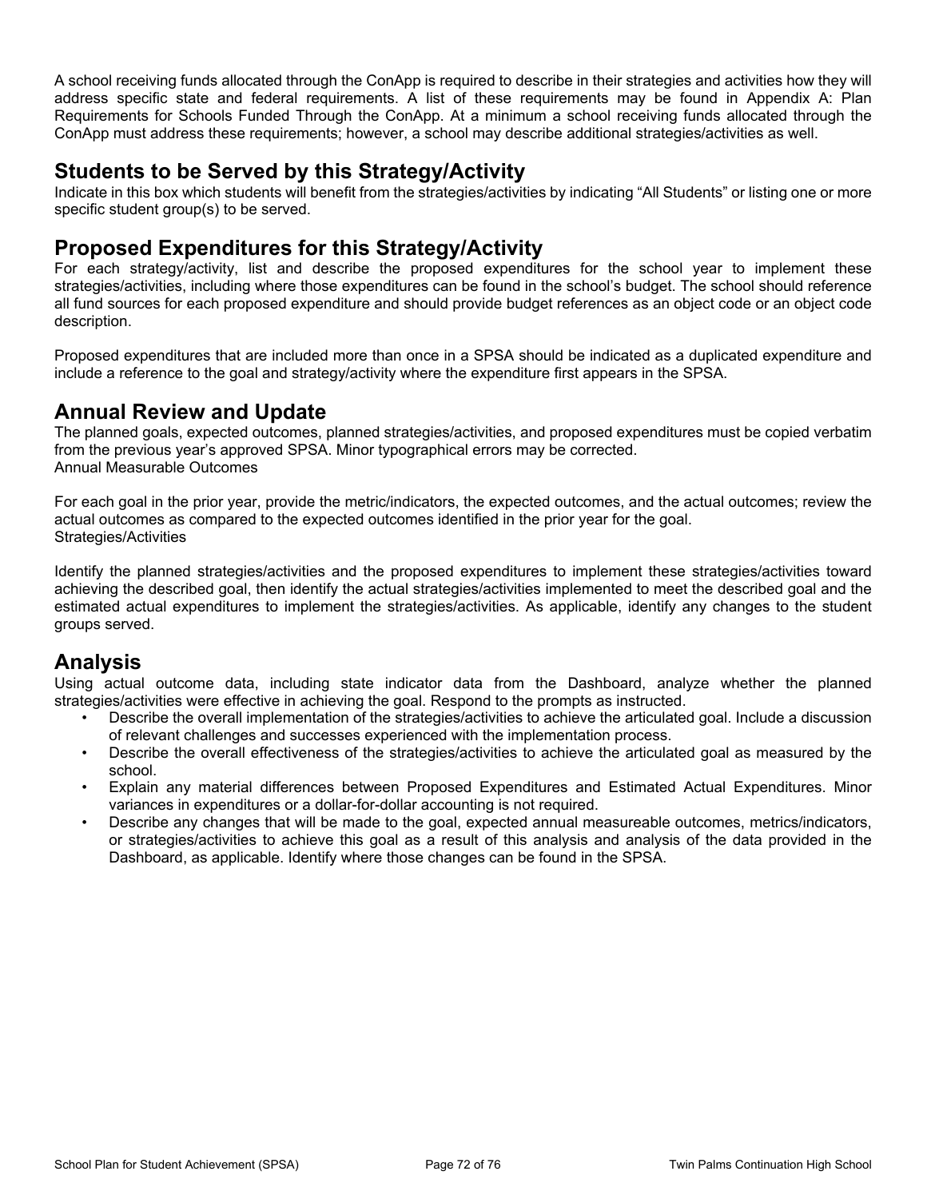A school receiving funds allocated through the ConApp is required to describe in their strategies and activities how they will address specific state and federal requirements. A list of these requirements may be found in Appendix A: Plan Requirements for Schools Funded Through the ConApp. At a minimum a school receiving funds allocated through the ConApp must address these requirements; however, a school may describe additional strategies/activities as well.

## Students to be Served by this Strategy/Activity

Indicate in this box which students will benefit from the strategies/activities by indicating "All Students" or listing one or more specific student group(s) to be served.

## Proposed Expenditures for this Strategy/Activity

For each strategy/activity, list and describe the proposed expenditures for the school year to implement these strategies/activities, including where those expenditures can be found in the school's budget. The school should reference all fund sources for each proposed expenditure and should provide budget references as an object code or an object code description.

Proposed expenditures that are included more than once in a SPSA should be indicated as a duplicated expenditure and include a reference to the goal and strategy/activity where the expenditure first appears in the SPSA.

## Annual Review and Update

The planned goals, expected outcomes, planned strategies/activities, and proposed expenditures must be copied verbatim from the previous year's approved SPSA. Minor typographical errors may be corrected.

Annual Measurable Outcomes

For each goal in the prior year, provide the metric/indicators, the expected outcomes, and the actual outcomes; review the actual outcomes as compared to the expected outcomes identified in the prior year for the goal.

Strategies/Activities

Identify the planned strategies/activities and the proposed expenditures to implement these strategies/activities toward achieving the described goal, then identify the actual strategies/activities implemented to meet the described goal and the estimated actual expenditures to implement the strategies/activities. As applicable, identify any changes to the student groups served.

## Analysis

Using actual outcome data, including state indicator data from the Dashboard, analyze whether the planned strategies/activities were effective in achieving the goal. Respond to the prompts as instructed.

- Describe the overall implementation of the strategies/activities to achieve the articulated goal. Include a discussion of relevant challenges and successes experienced with the implementation process.
- Describe the overall effectiveness of the strategies/activities to achieve the articulated goal as measured by the school.
- Explain any material differences between Proposed Expenditures and Estimated Actual Expenditures. Minor variances in expenditures or a dollar-for-dollar accounting is not required.
- Describe any changes that will be made to the goal, expected annual measureable outcomes, metrics/indicators, or strategies/activities to achieve this goal as a result of this analysis and analysis of the data provided in the Dashboard, as applicable. Identify where those changes can be found in the SPSA.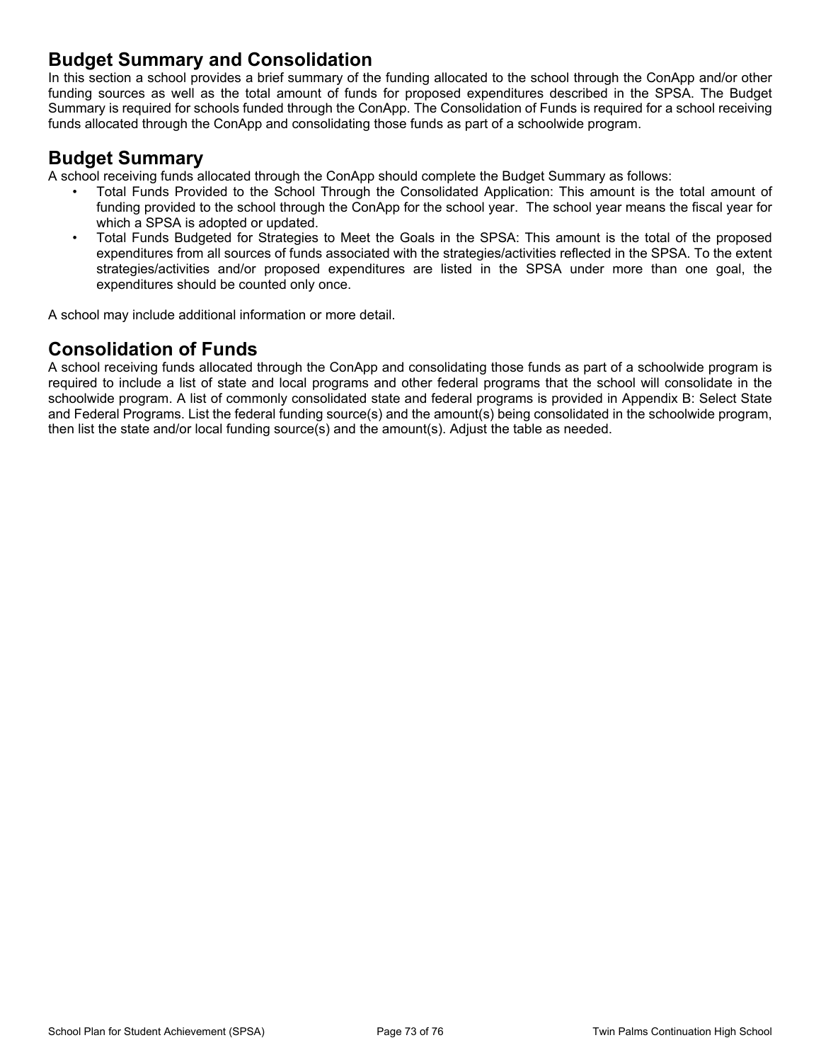## Budget Summary and Consolidation

In this section a school provides a brief summary of the funding allocated to the school through the ConApp and/or other funding sources as well as the total amount of funds for proposed expenditures described in the SPSA. The Budget Summary is required for schools funded through the ConApp. The Consolidation of Funds is required for a school receiving funds allocated through the ConApp and consolidating those funds as part of a schoolwide program.

## Budget Summary

A school receiving funds allocated through the ConApp should complete the Budget Summary as follows:

- Total Funds Provided to the School Through the Consolidated Application: This amount is the total amount of funding provided to the school through the ConApp for the school year. The school year means the fiscal year for which a SPSA is adopted or updated.
- Total Funds Budgeted for Strategies to Meet the Goals in the SPSA: This amount is the total of the proposed expenditures from all sources of funds associated with the strategies/activities reflected in the SPSA. To the extent strategies/activities and/or proposed expenditures are listed in the SPSA under more than one goal, the expenditures should be counted only once.

A school may include additional information or more detail.

## Consolidation of Funds

A school receiving funds allocated through the ConApp and consolidating those funds as part of a schoolwide program is required to include a list of state and local programs and other federal programs that the school will consolidate in the schoolwide program. A list of commonly consolidated state and federal programs is provided in Appendix B: Select State and Federal Programs. List the federal funding source(s) and the amount(s) being consolidated in the schoolwide program, then list the state and/or local funding source(s) and the amount(s). Adjust the table as needed.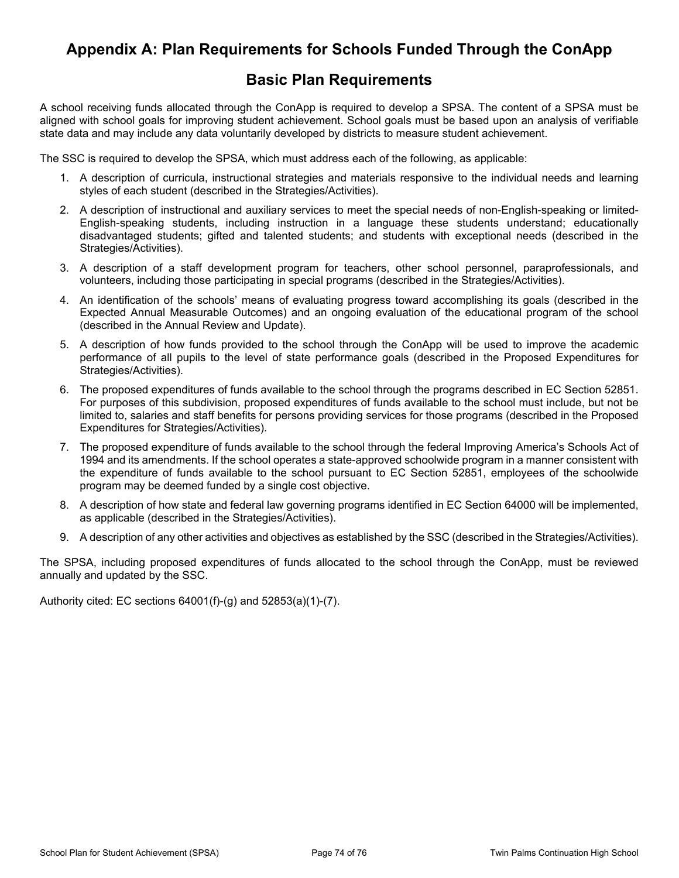# Appendix A: Plan Requirements for Schools Funded Through the ConApp

## Basic Plan Requirements

A school receiving funds allocated through the ConApp is required to develop a SPSA. The content of a SPSA must be aligned with school goals for improving student achievement. School goals must be based upon an analysis of verifiable state data and may include any data voluntarily developed by districts to measure student achievement.

The SSC is required to develop the SPSA, which must address each of the following, as applicable:

1. A description of curricula, instructional strategies and materials responsive to the individual needs and learning styles of each student (described in the Strategies/Activities).
2. A description of instructional and auxiliary services to meet the special needs of non-English-speaking or limited-English-speaking students, including instruction in a language these students understand; educationally disadvantaged students; gifted and talented students; and students with exceptional needs (described in the Strategies/Activities).
3. A description of a staff development program for teachers, other school personnel, paraprofessionals, and volunteers, including those participating in special programs (described in the Strategies/Activities).
4. An identification of the schools' means of evaluating progress toward accomplishing its goals (described in the Expected Annual Measurable Outcomes) and an ongoing evaluation of the educational program of the school (described in the Annual Review and Update).
5. A description of how funds provided to the school through the ConApp will be used to improve the academic performance of all pupils to the level of state performance goals (described in the Proposed Expenditures for Strategies/Activities).
6. The proposed expenditures of funds available to the school through the programs described in EC Section 52851. For purposes of this subdivision, proposed expenditures of funds available to the school must include, but not be limited to, salaries and staff benefits for persons providing services for those programs (described in the Proposed Expenditures for Strategies/Activities).
7. The proposed expenditure of funds available to the school through the federal Improving America's Schools Act of 1994 and its amendments. If the school operates a state-approved schoolwide program in a manner consistent with the expenditure of funds available to the school pursuant to EC Section 52851, employees of the schoolwide program may be deemed funded by a single cost objective.
8. A description of how state and federal law governing programs identified in EC Section 64000 will be implemented, as applicable (described in the Strategies/Activities).
9. A description of any other activities and objectives as established by the SSC (described in the Strategies/Activities).

The SPSA, including proposed expenditures of funds allocated to the school through the ConApp, must be reviewed annually and updated by the SSC.

Authority cited: EC sections 64001(f)-(g) and 52853(a)(1)-(7).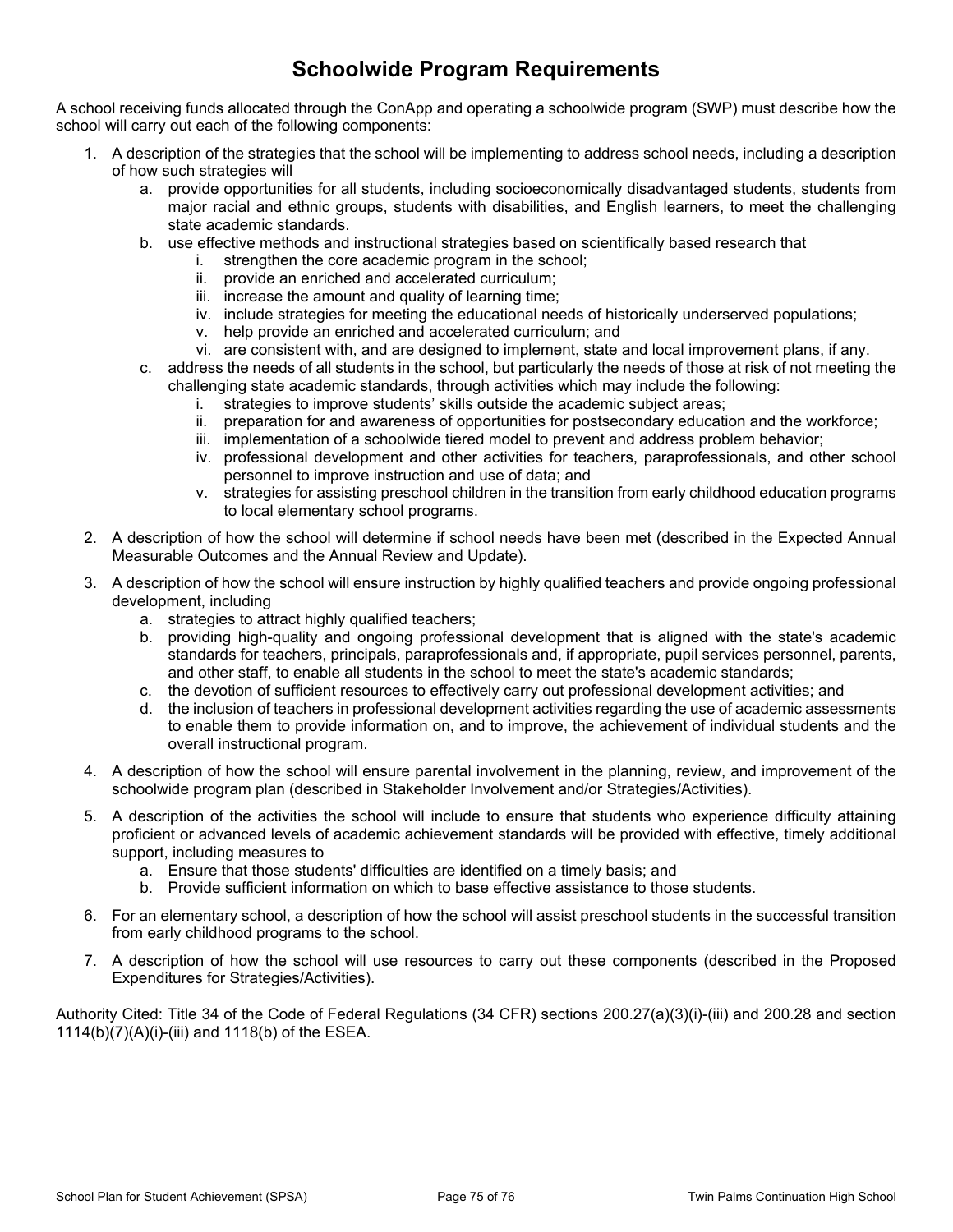# Schoolwide Program Requirements

A school receiving funds allocated through the ConApp and operating a schoolwide program (SWP) must describe how the school will carry out each of the following components:

1. A description of the strategies that the school will be implementing to address school needs, including a description of how such strategies will
   a. provide opportunities for all students, including socioeconomically disadvantaged students, students from major racial and ethnic groups, students with disabilities, and English learners, to meet the challenging state academic standards.
   b. use effective methods and instructional strategies based on scientifically based research that
      i. strengthen the core academic program in the school;
      ii. provide an enriched and accelerated curriculum;
      iii. increase the amount and quality of learning time;
      iv. include strategies for meeting the educational needs of historically underserved populations;
      v. help provide an enriched and accelerated curriculum; and
      vi. are consistent with, and are designed to implement, state and local improvement plans, if any.
   c. address the needs of all students in the school, but particularly the needs of those at risk of not meeting the challenging state academic standards, through activities which may include the following:
      i. strategies to improve students' skills outside the academic subject areas;
      ii. preparation for and awareness of opportunities for postsecondary education and the workforce;
      iii. implementation of a schoolwide tiered model to prevent and address problem behavior;
      iv. professional development and other activities for teachers, paraprofessionals, and other school personnel to improve instruction and use of data; and
      v. strategies for assisting preschool children in the transition from early childhood education programs to local elementary school programs.
2. A description of how the school will determine if school needs have been met (described in the Expected Annual Measurable Outcomes and the Annual Review and Update).
3. A description of how the school will ensure instruction by highly qualified teachers and provide ongoing professional development, including
   a. strategies to attract highly qualified teachers;
   b. providing high-quality and ongoing professional development that is aligned with the state's academic standards for teachers, principals, paraprofessionals and, if appropriate, pupil services personnel, parents, and other staff, to enable all students in the school to meet the state's academic standards;
   c. the devotion of sufficient resources to effectively carry out professional development activities; and
   d. the inclusion of teachers in professional development activities regarding the use of academic assessments to enable them to provide information on, and to improve, the achievement of individual students and the overall instructional program.
4. A description of how the school will ensure parental involvement in the planning, review, and improvement of the schoolwide program plan (described in Stakeholder Involvement and/or Strategies/Activities).
5. A description of the activities the school will include to ensure that students who experience difficulty attaining proficient or advanced levels of academic achievement standards will be provided with effective, timely additional support, including measures to
   a. Ensure that those students' difficulties are identified on a timely basis; and
   b. Provide sufficient information on which to base effective assistance to those students.
6. For an elementary school, a description of how the school will assist preschool students in the successful transition from early childhood programs to the school.
7. A description of how the school will use resources to carry out these components (described in the Proposed Expenditures for Strategies/Activities).

Authority Cited: Title 34 of the Code of Federal Regulations (34 CFR) sections 200.27(a)(3)(i)-(iii) and 200.28 and section 1114(b)(7)(A)(i)-(iii) and 1118(b) of the ESEA.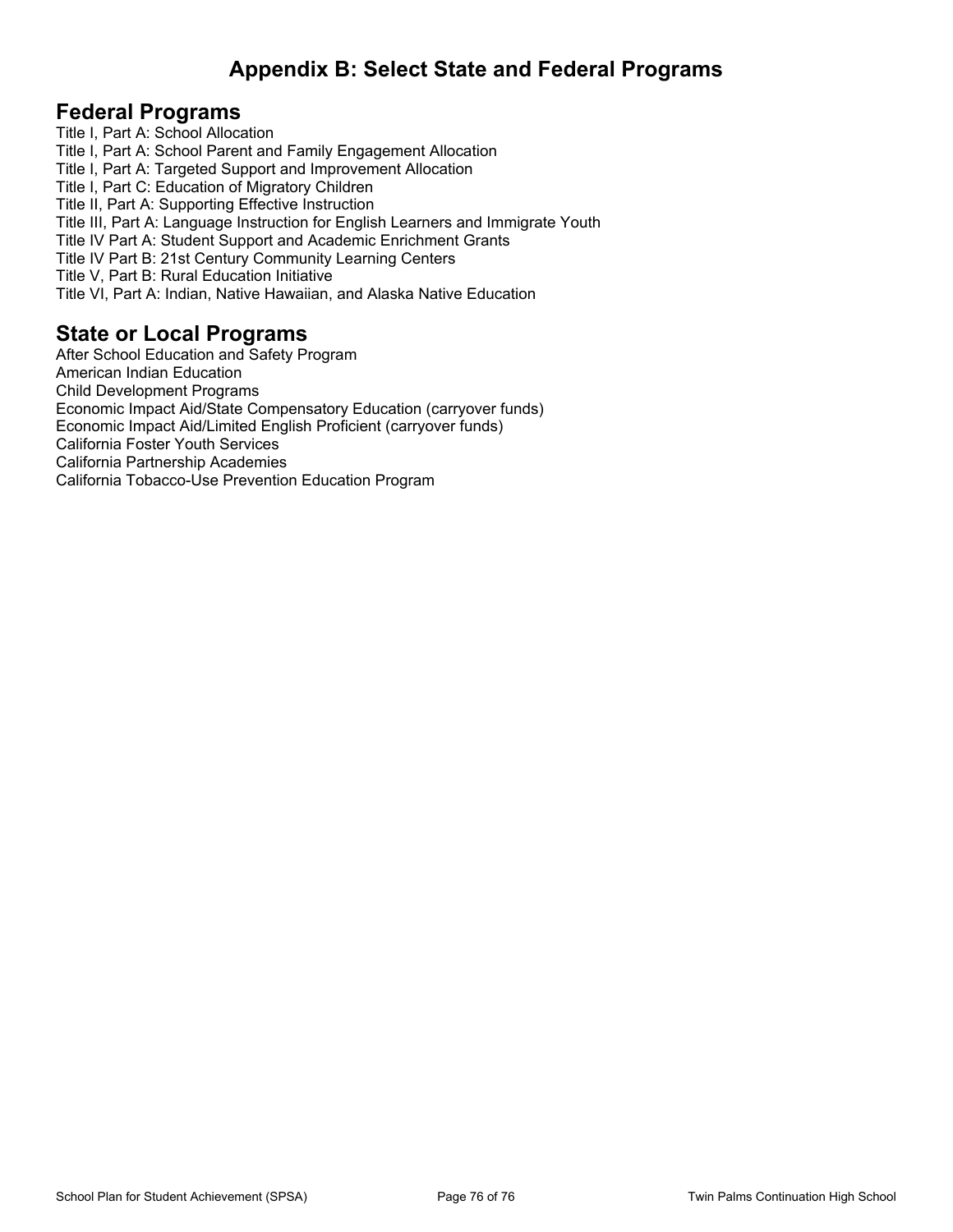# Appendix B: Select State and Federal Programs

## Federal Programs

Title I, Part A: School Allocation
Title I, Part A: School Parent and Family Engagement Allocation
Title I, Part A: Targeted Support and Improvement Allocation
Title I, Part C: Education of Migratory Children
Title II, Part A: Supporting Effective Instruction
Title III, Part A: Language Instruction for English Learners and Immigrate Youth
Title IV Part A: Student Support and Academic Enrichment Grants
Title IV Part B: 21st Century Community Learning Centers
Title V, Part B: Rural Education Initiative
Title VI, Part A: Indian, Native Hawaiian, and Alaska Native Education

## State or Local Programs

After School Education and Safety Program
American Indian Education
Child Development Programs
Economic Impact Aid/State Compensatory Education (carryover funds)
Economic Impact Aid/Limited English Proficient (carryover funds)
California Foster Youth Services
California Partnership Academies
California Tobacco-Use Prevention Education Program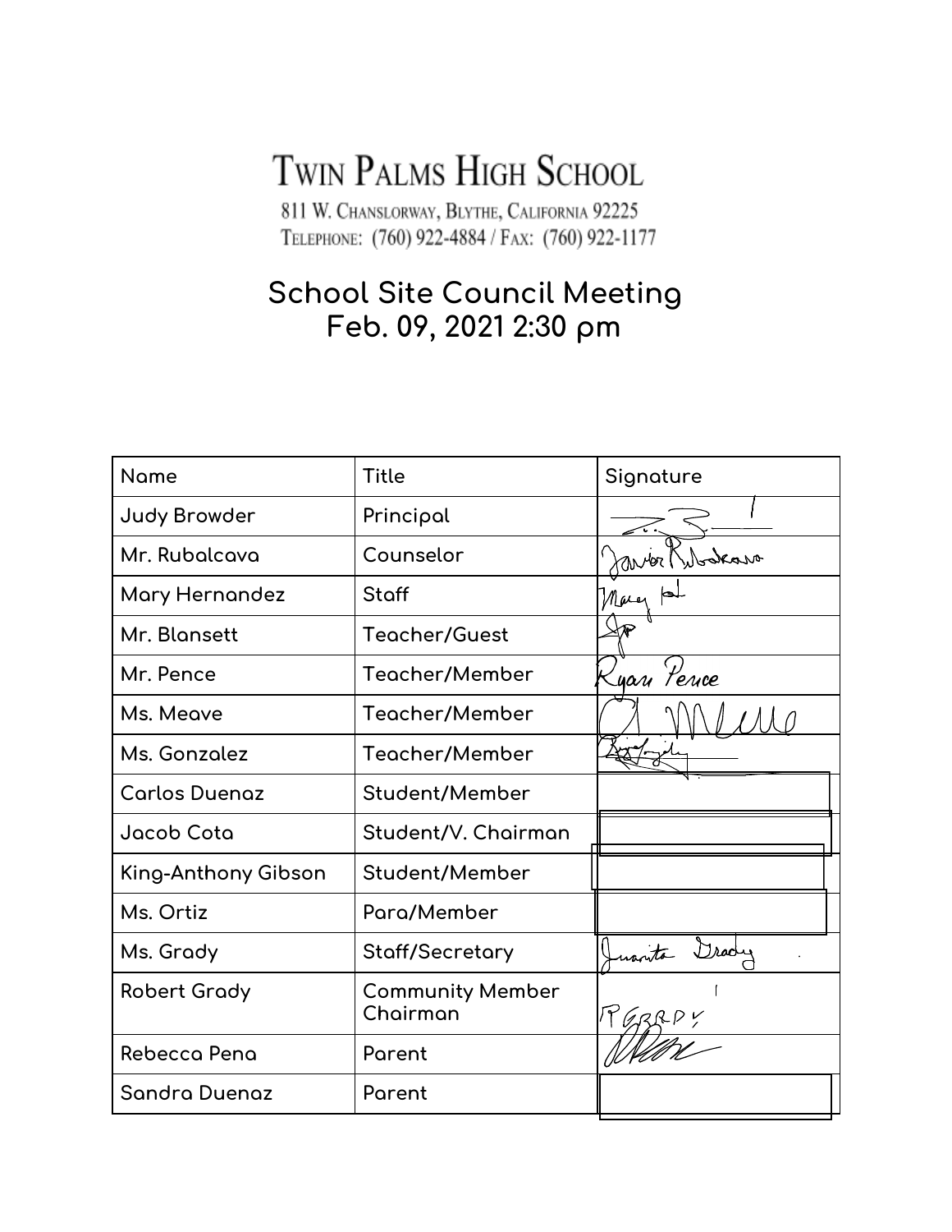# TWIN PALMS HIGH SCHOOL

811 W. CHANSLORWAY, BLYTHE, CALIFORNIA 92225
TELEPHONE: (760) 922-4884 / FAX: (760) 922-1177

## School Site Council Meeting
## Feb. 09, 2021 2:30 pm

| Name | Title | Signature |
|---|---|---|
| Judy Browder | Principal | [signature] |
| Mr. Rubalcava | Counselor | Javier Rubalcava |
| Mary Hernandez | Staff | Mary H |
| Mr. Blansett | Teacher/Guest | [signature] |
| Mr. Pence | Teacher/Member | Ryan Pence |
| Ms. Meave | Teacher/Member | [signature] |
| Ms. Gonzalez | Teacher/Member | [signature] |
| Carlos Duenaz | Student/Member | |
| Jacob Cota | Student/V. Chairman | |
| King-Anthony Gibson | Student/Member | |
| Ms. Ortiz | Para/Member | |
| Ms. Grady | Staff/Secretary | Juanita Grady |
| Robert Grady | Community Member Chairman | RGRADY |
| Rebecca Pena | Parent | [signature] |
| Sandra Duenaz | Parent | |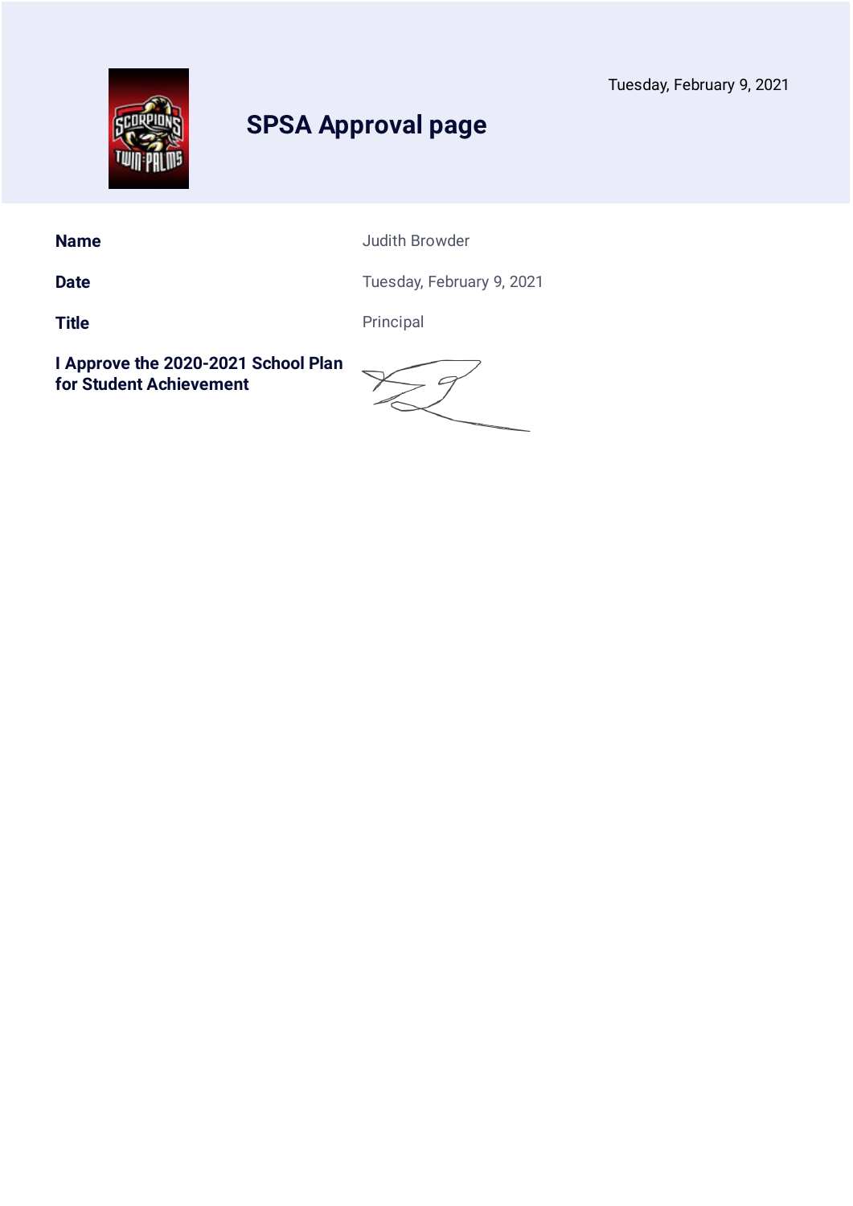Tuesday, February 9, 2021

# SPSA Approval page

| | |
|---|---|
| **Name** | Judith Browder |
| **Date** | Tuesday, February 9, 2021 |
| **Title** | Principal |
| **I Approve the 2020-2021 School Plan for Student Achievement** | |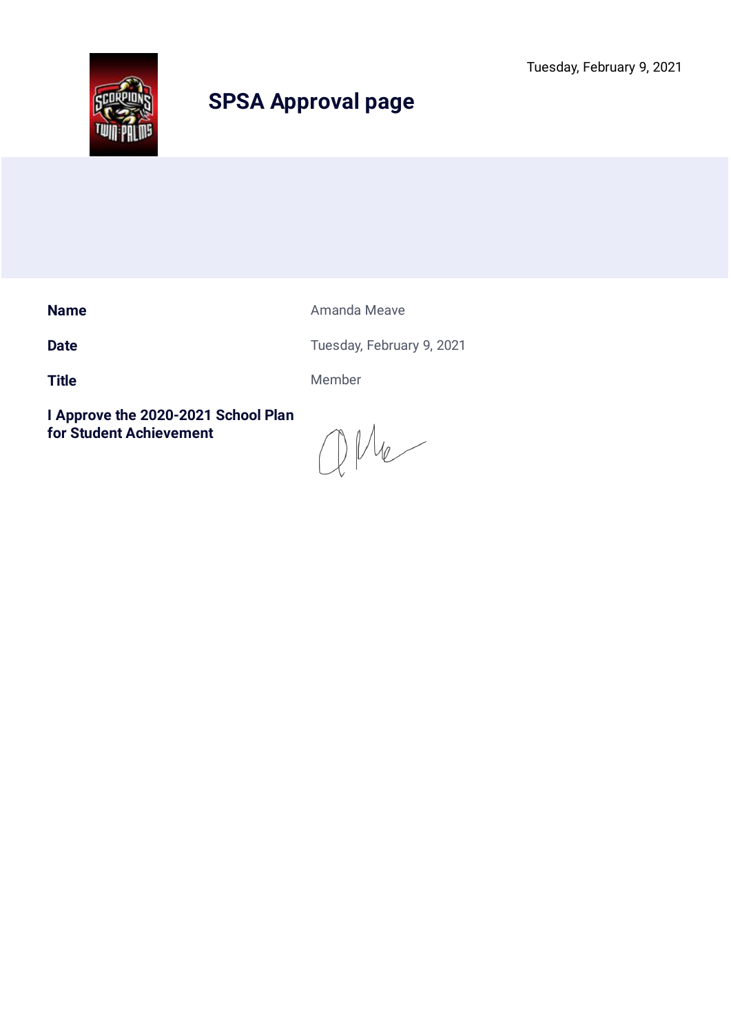Tuesday, February 9, 2021

# SPSA Approval page

| | |
|---|---|
| **Name** | Amanda Meave |
| **Date** | Tuesday, February 9, 2021 |
| **Title** | Member |
| **I Approve the 2020-2021 School Plan for Student Achievement** | |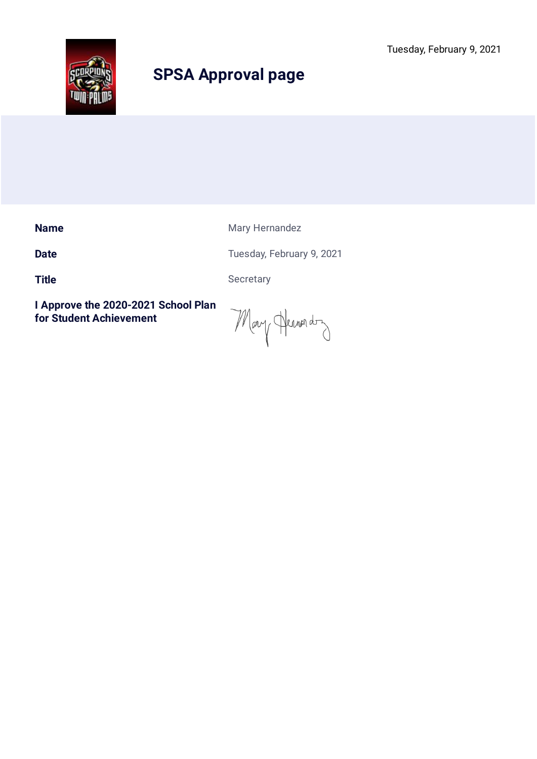Tuesday, February 9, 2021

# SPSA Approval page

| | |
|---|---|
| **Name** | Mary Hernandez |
| **Date** | Tuesday, February 9, 2021 |
| **Title** | Secretary |
| **I Approve the 2020-2021 School Plan for Student Achievement** | Mary Hernandez |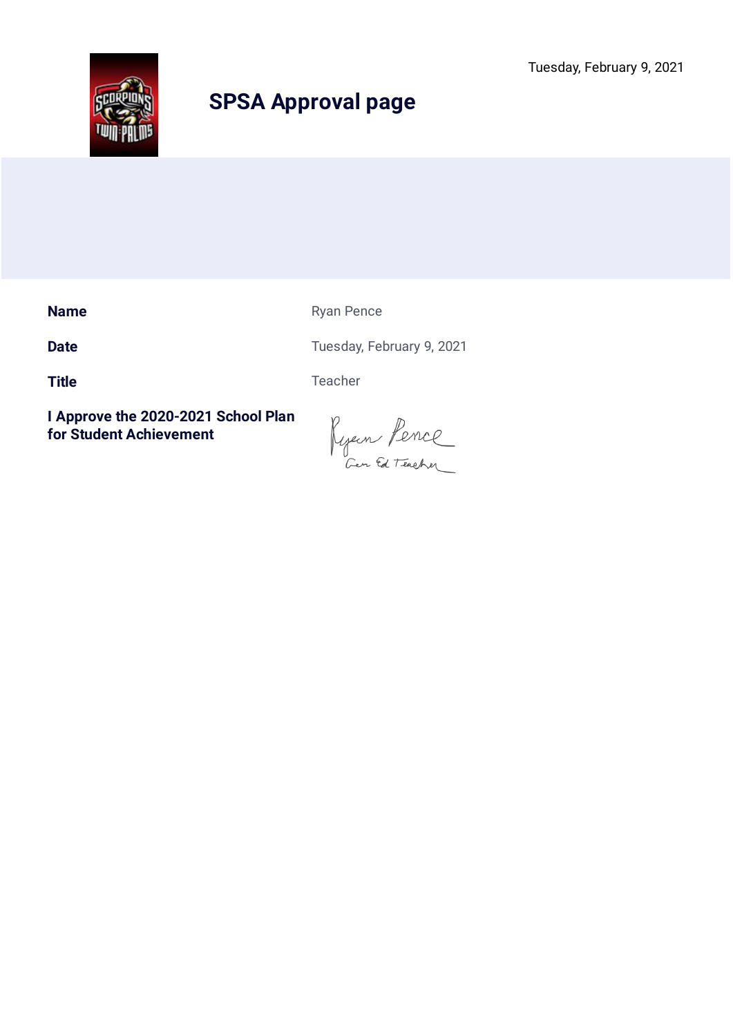Tuesday, February 9, 2021

# SPSA Approval page

| | |
|---|---|
| **Name** | Ryan Pence |
| **Date** | Tuesday, February 9, 2021 |
| **Title** | Teacher |
| **I Approve the 2020-2021 School Plan for Student Achievement** | Ryan Pence<br>Gen Ed Teacher |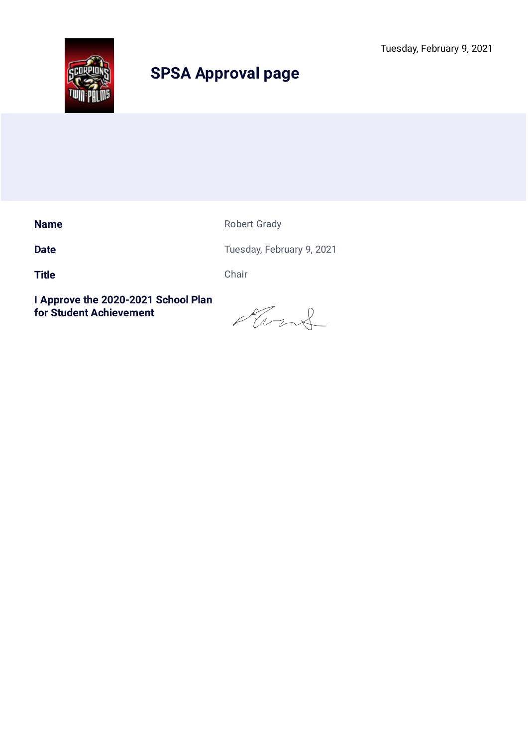Tuesday, February 9, 2021

# SPSA Approval page

| | |
|---|---|
| **Name** | Robert Grady |
| **Date** | Tuesday, February 9, 2021 |
| **Title** | Chair |
| **I Approve the 2020-2021 School Plan for Student Achievement** | |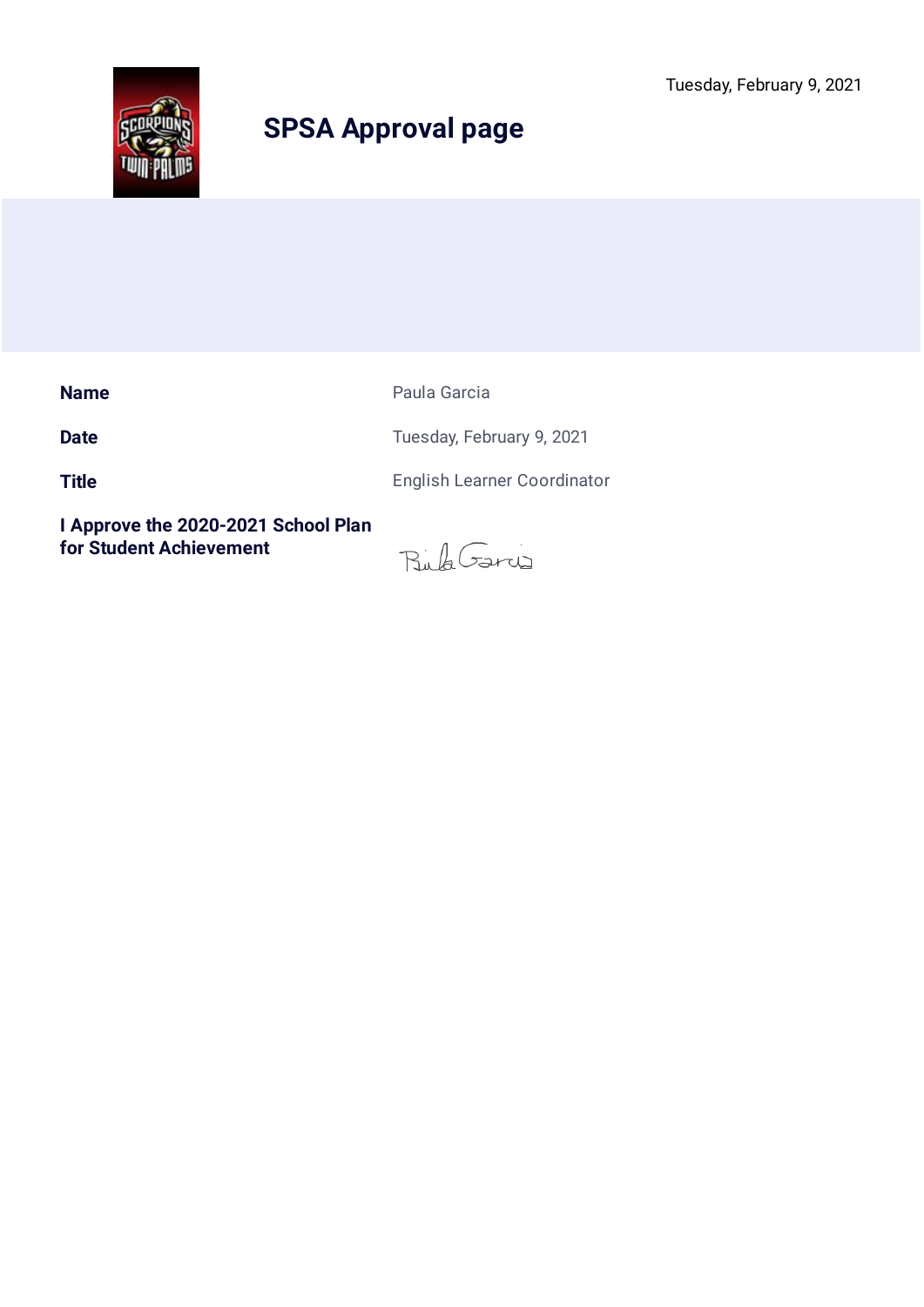Tuesday, February 9, 2021

# SPSA Approval page

| | |
|---|---|
| **Name** | Paula Garcia |
| **Date** | Tuesday, February 9, 2021 |
| **Title** | English Learner Coordinator |
| **I Approve the 2020-2021 School Plan for Student Achievement** | Paula Garcia |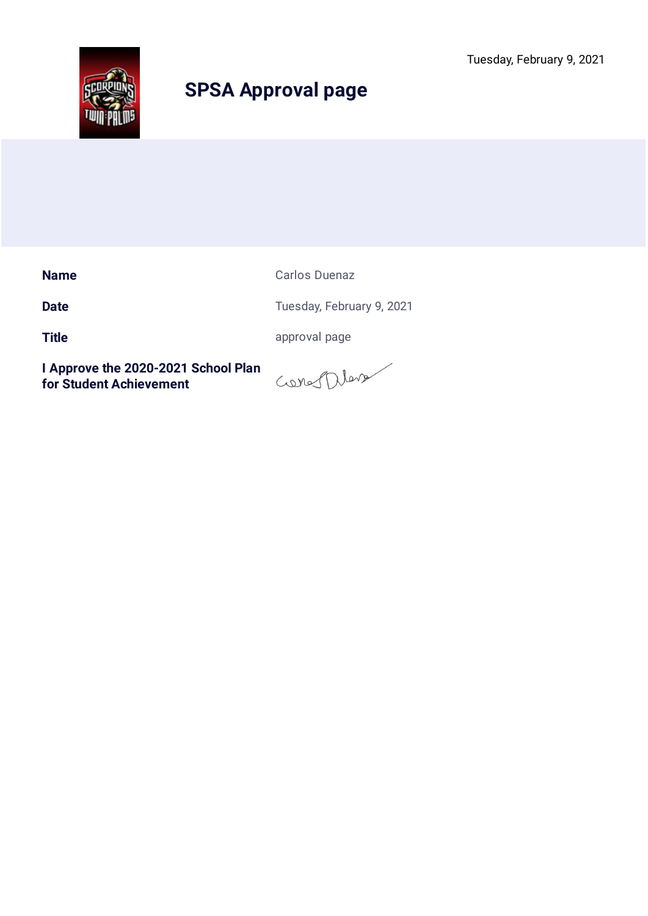Tuesday, February 9, 2021

# SPSA Approval page

| | |
|---|---|
| **Name** | Carlos Duenaz |
| **Date** | Tuesday, February 9, 2021 |
| **Title** | approval page |
| **I Approve the 2020-2021 School Plan for Student Achievement** | |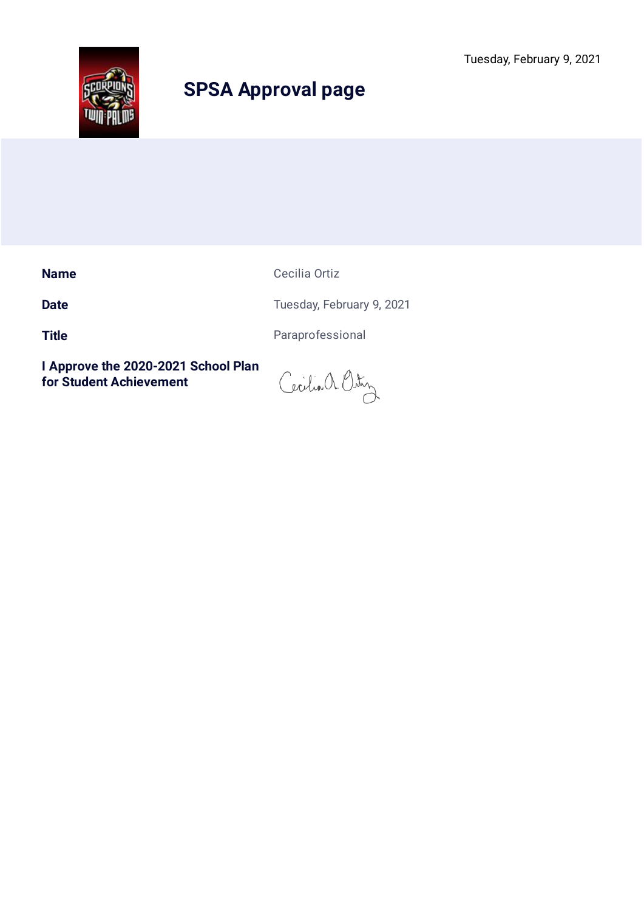Tuesday, February 9, 2021

# SPSA Approval page

| | |
|---|---|
| **Name** | Cecilia Ortiz |
| **Date** | Tuesday, February 9, 2021 |
| **Title** | Paraprofessional |
| **I Approve the 2020-2021 School Plan for Student Achievement** | Cecilia A. Ortiz |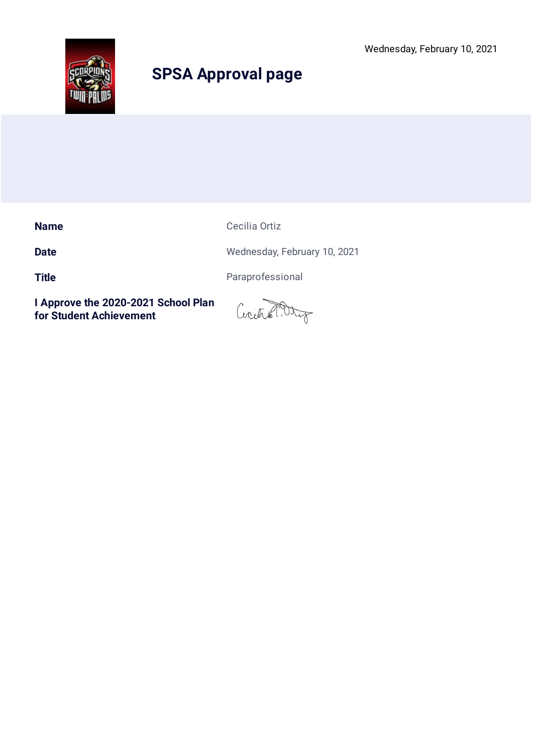Wednesday, February 10, 2021

# SPSA Approval page

| | |
|---|---|
| **Name** | Cecilia Ortiz |
| **Date** | Wednesday, February 10, 2021 |
| **Title** | Paraprofessional |
| **I Approve the 2020-2021 School Plan for Student Achievement** | |